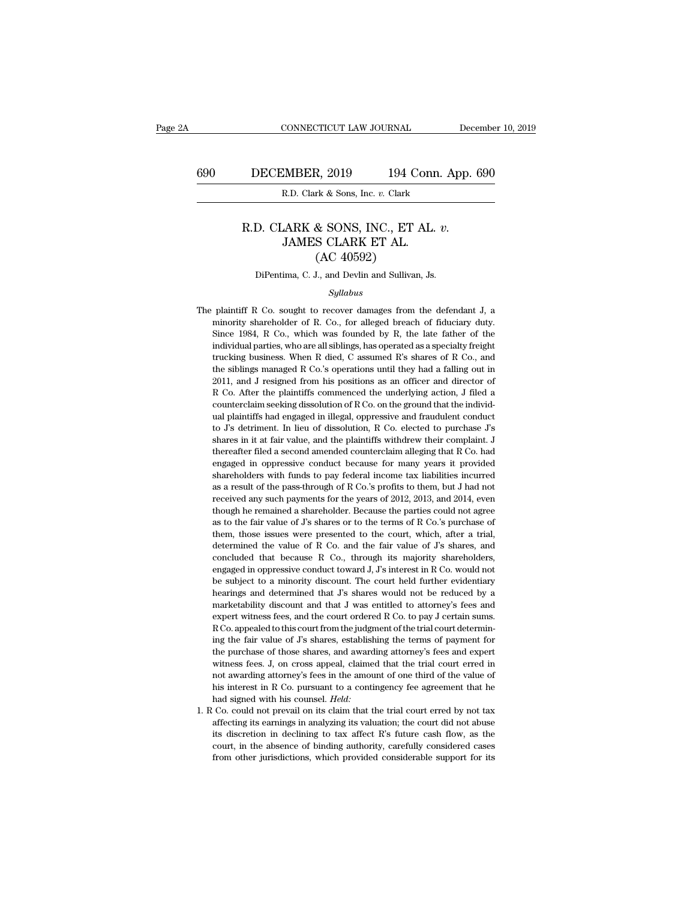# R.D. CLARK & SONS, INC., ET AL. *v.* JAMES CLARK ET AL.

## (AC 40592)

DiPentima, C. J., and Devlin and Sullivan, Js.

*Syllabus*

The plaintiff R Co. sought to recover damages from the defendant J, a minority shareholder of R. Co., for alleged breach of fiduciary duty. Since 1984, R Co., which was founded by R, the late father of the individual parties, who are all siblings, has operated as a specialty freight trucking business. When R died, C assumed R's shares of R Co., and the siblings managed R Co.'s operations until they had a falling out in 2011, and J resigned from his positions as an officer and director of R Co. After the plaintiffs commenced the underlying action, J filed a counterclaim seeking dissolution of R Co. on the ground that the individual plaintiffs had engaged in illegal, oppressive and fraudulent conduct to J's detriment. In lieu of dissolution, R Co. elected to purchase J's shares in it at fair value, and the plaintiffs withdrew their complaint. J thereafter filed a second amended counterclaim alleging that R Co. had engaged in oppressive conduct because for many years it provided shareholders with funds to pay federal income tax liabilities incurred as a result of the pass-through of R Co.'s profits to them, but J had not received any such payments for the years of 2012, 2013, and 2014, even though he remained a shareholder. Because the parties could not agree as to the fair value of J's shares or to the terms of R Co.'s purchase of them, those issues were presented to the court, which, after a trial, determined the value of R Co. and the fair value of J's shares, and concluded that because R Co., through its majority shareholders, engaged in oppressive conduct toward J, J's interest in R Co. would not be subject to a minority discount. The court held further evidentiary hearings and determined that J's shares would not be reduced by a marketability discount and that J was entitled to attorney's fees and expert witness fees, and the court ordered R Co. to pay J certain sums. R Co. appealed to this court from the judgment of the trial court determining the fair value of J's shares, establishing the terms of payment for the purchase of those shares, and awarding attorney's fees and expert witness fees. J, on cross appeal, claimed that the trial court erred in not awarding attorney's fees in the amount of one third of the value of his interest in R Co. pursuant to a contingency fee agreement that he had signed with his counsel. *Held:*

1. R Co. could not prevail on its claim that the trial court erred by not tax affecting its earnings in analyzing its valuation; the court did not abuse its discretion in declining to tax affect R's future cash flow, as the court, in the absence of binding authority, carefully considered cases from other jurisdictions, which provided considerable support for its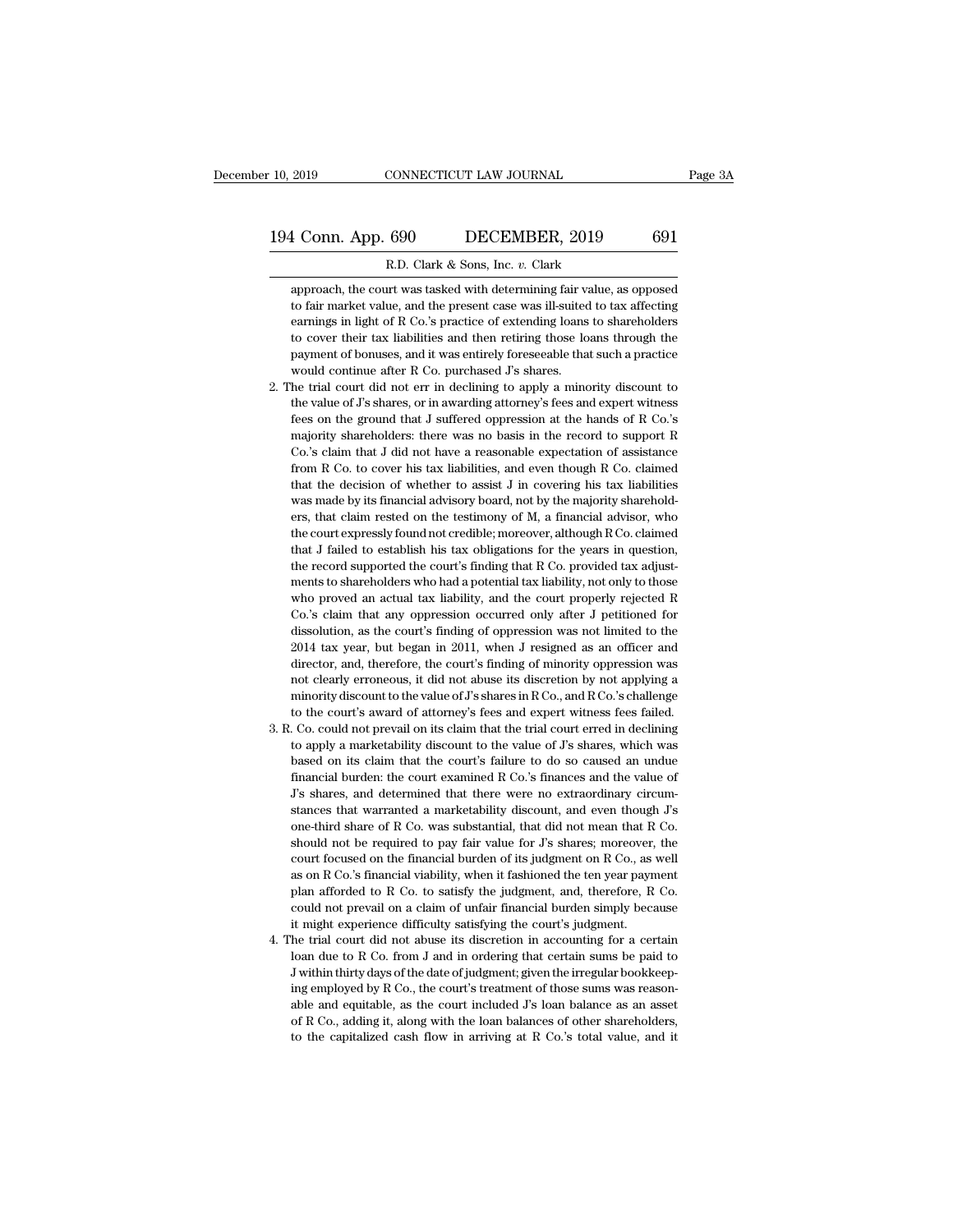approach, the court was tasked with determining fair value, as opposed to fair market value, and the present case was ill-suited to tax affecting earnings in light of R Co.'s practice of extending loans to shareholders to cover their tax liabilities and then retiring those loans through the payment of bonuses, and it was entirely foreseeable that such a practice would continue after R Co. purchased J's shares.

2. The trial court did not err in declining to apply a minority discount to the value of J's shares, or in awarding attorney's fees and expert witness fees on the ground that J suffered oppression at the hands of R Co.'s majority shareholders: there was no basis in the record to support R Co.'s claim that J did not have a reasonable expectation of assistance from R Co. to cover his tax liabilities, and even though R Co. claimed that the decision of whether to assist J in covering his tax liabilities was made by its financial advisory board, not by the majority shareholders, that claim rested on the testimony of M, a financial advisor, who the court expressly found not credible; moreover, although R Co. claimed that J failed to establish his tax obligations for the years in question, the record supported the court's finding that R Co. provided tax adjustments to shareholders who had a potential tax liability, not only to those who proved an actual tax liability, and the court properly rejected R Co.'s claim that any oppression occurred only after J petitioned for dissolution, as the court's finding of oppression was not limited to the 2014 tax year, but began in 2011, when J resigned as an officer and director, and, therefore, the court's finding of minority oppression was not clearly erroneous, it did not abuse its discretion by not applying a minority discount to the value of J's shares in R Co., and R Co.'s challenge to the court's award of attorney's fees and expert witness fees failed.

3. R. Co. could not prevail on its claim that the trial court erred in declining to apply a marketability discount to the value of J's shares, which was based on its claim that the court's failure to do so caused an undue financial burden: the court examined R Co.'s finances and the value of J's shares, and determined that there were no extraordinary circumstances that warranted a marketability discount, and even though J's one-third share of R Co. was substantial, that did not mean that R Co. should not be required to pay fair value for J's shares; moreover, the court focused on the financial burden of its judgment on R Co., as well as on R Co.'s financial viability, when it fashioned the ten year payment plan afforded to R Co. to satisfy the judgment, and, therefore, R Co. could not prevail on a claim of unfair financial burden simply because it might experience difficulty satisfying the court's judgment.

4. The trial court did not abuse its discretion in accounting for a certain loan due to R Co. from J and in ordering that certain sums be paid to J within thirty days of the date of judgment; given the irregular bookkeeping employed by R Co., the court's treatment of those sums was reasonable and equitable, as the court included J's loan balance as an asset of R Co., adding it, along with the loan balances of other shareholders, to the capitalized cash flow in arriving at R Co.'s total value, and it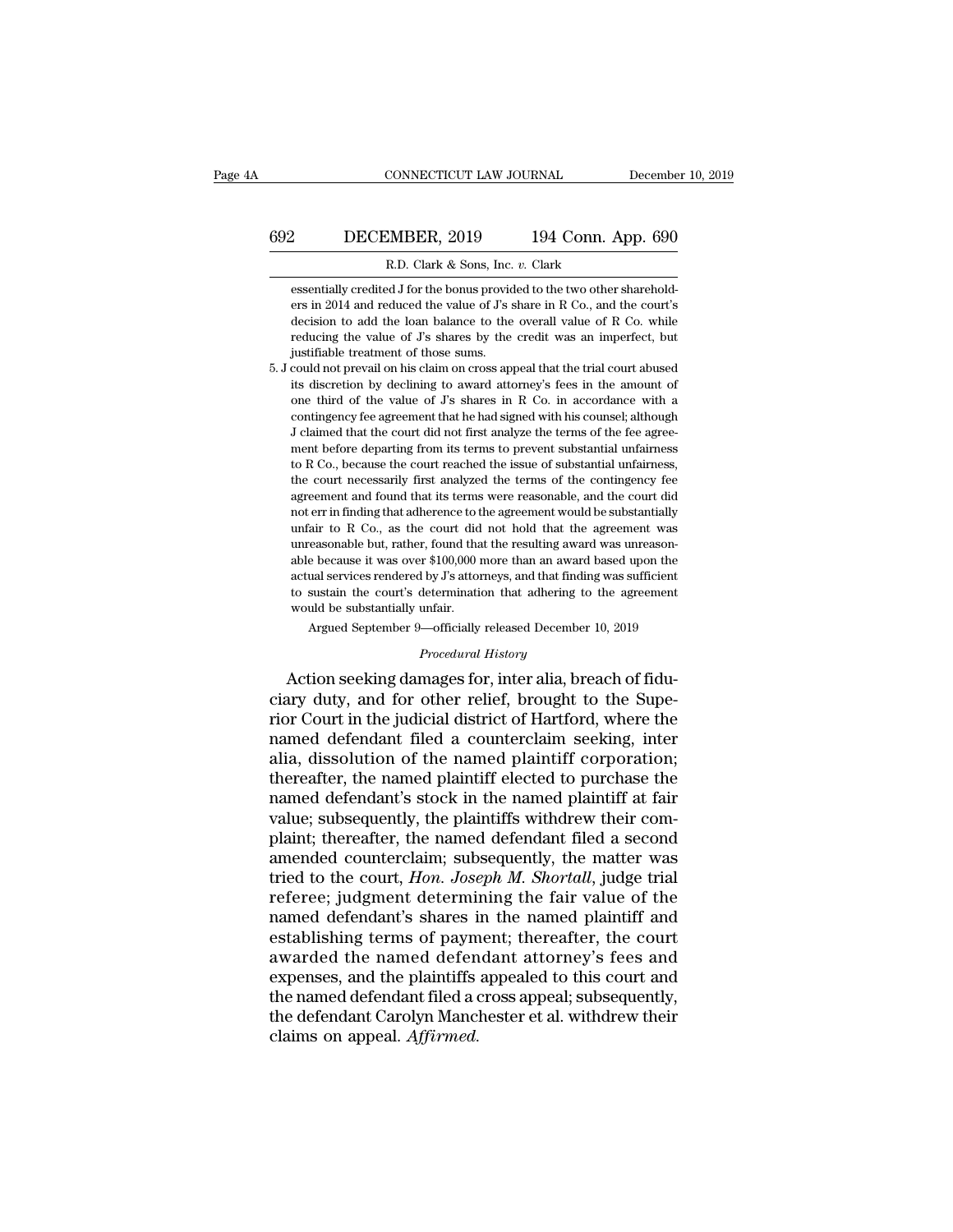essentially credited J for the bonus provided to the two other shareholders in 2014 and reduced the value of J's share in R Co., and the court's decision to add the loan balance to the overall value of R Co. while reducing the value of J's shares by the credit was an imperfect, but justifiable treatment of those sums.

5. J could not prevail on his claim on cross appeal that the trial court abused its discretion by declining to award attorney's fees in the amount of one third of the value of J's shares in R Co. in accordance with a contingency fee agreement that he had signed with his counsel; although J claimed that the court did not first analyze the terms of the fee agreement before departing from its terms to prevent substantial unfairness to R Co., because the court reached the issue of substantial unfairness, the court necessarily first analyzed the terms of the contingency fee agreement and found that its terms were reasonable, and the court did not err in finding that adherence to the agreement would be substantially unfair to R Co., as the court did not hold that the agreement was unreasonable but, rather, found that the resulting award was unreasonable because it was over $100,000 more than an award based upon the actual services rendered by J's attorneys, and that finding was sufficient to sustain the court's determination that adhering to the agreement would be substantially unfair.

Argued September 9—officially released December 10, 2019

*Procedural History*

Action seeking damages for, inter alia, breach of fiduciary duty, and for other relief, brought to the Superior Court in the judicial district of Hartford, where the named defendant filed a counterclaim seeking, inter alia, dissolution of the named plaintiff corporation; thereafter, the named plaintiff elected to purchase the named defendant's stock in the named plaintiff at fair value; subsequently, the plaintiffs withdrew their complaint; thereafter, the named defendant filed a second amended counterclaim; subsequently, the matter was tried to the court, *Hon. Joseph M. Shortall*, judge trial referee; judgment determining the fair value of the named defendant's shares in the named plaintiff and establishing terms of payment; thereafter, the court awarded the named defendant attorney's fees and expenses, and the plaintiffs appealed to this court and the named defendant filed a cross appeal; subsequently, the defendant Carolyn Manchester et al. withdrew their claims on appeal. *Affirmed.*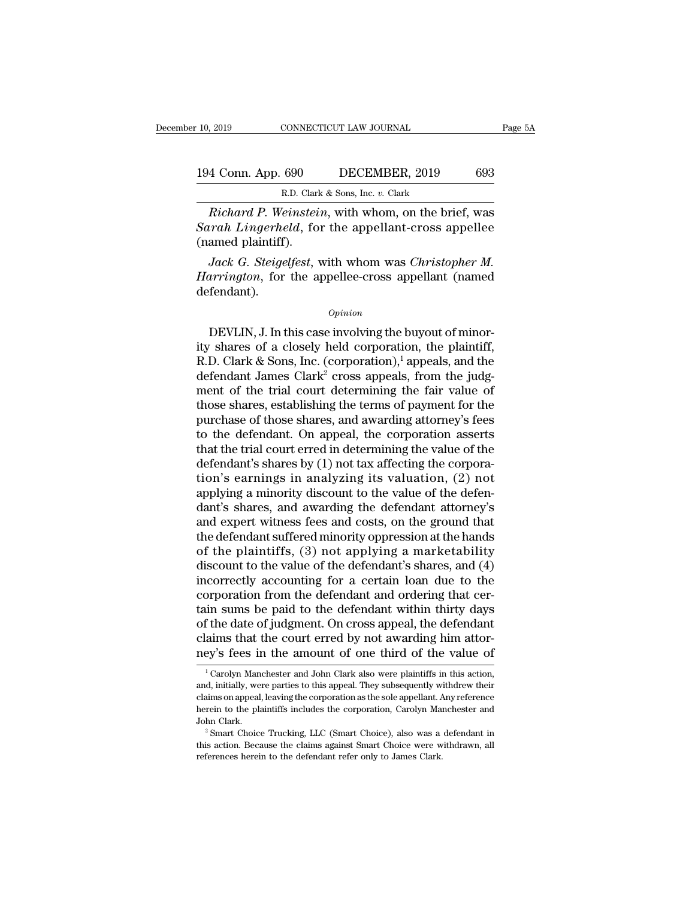*Richard P. Weinstein*, with whom, on the brief, was *Sarah Lingerheld*, for the appellant-cross appellee (named plaintiff).

*Jack G. Steigelfest*, with whom was *Christopher M. Harrington*, for the appellee-cross appellant (named defendant).

*Opinion*

DEVLIN, J. In this case involving the buyout of minority shares of a closely held corporation, the plaintiff, R.D. Clark & Sons, Inc. (corporation),[1] appeals, and the defendant James Clark[2] cross appeals, from the judgment of the trial court determining the fair value of those shares, establishing the terms of payment for the purchase of those shares, and awarding attorney's fees to the defendant. On appeal, the corporation asserts that the trial court erred in determining the value of the defendant's shares by (1) not tax affecting the corporation's earnings in analyzing its valuation, (2) not applying a minority discount to the value of the defendant's shares, and awarding the defendant attorney's and expert witness fees and costs, on the ground that the defendant suffered minority oppression at the hands of the plaintiffs, (3) not applying a marketability discount to the value of the defendant's shares, and (4) incorrectly accounting for a certain loan due to the corporation from the defendant and ordering that certain sums be paid to the defendant within thirty days of the date of judgment. On cross appeal, the defendant claims that the court erred by not awarding him attorney's fees in the amount of one third of the value of

[1] Carolyn Manchester and John Clark also were plaintiffs in this action, and, initially, were parties to this appeal. They subsequently withdrew their claims on appeal, leaving the corporation as the sole appellant. Any reference herein to the plaintiffs includes the corporation, Carolyn Manchester and John Clark.

[2] Smart Choice Trucking, LLC (Smart Choice), also was a defendant in this action. Because the claims against Smart Choice were withdrawn, all references herein to the defendant refer only to James Clark.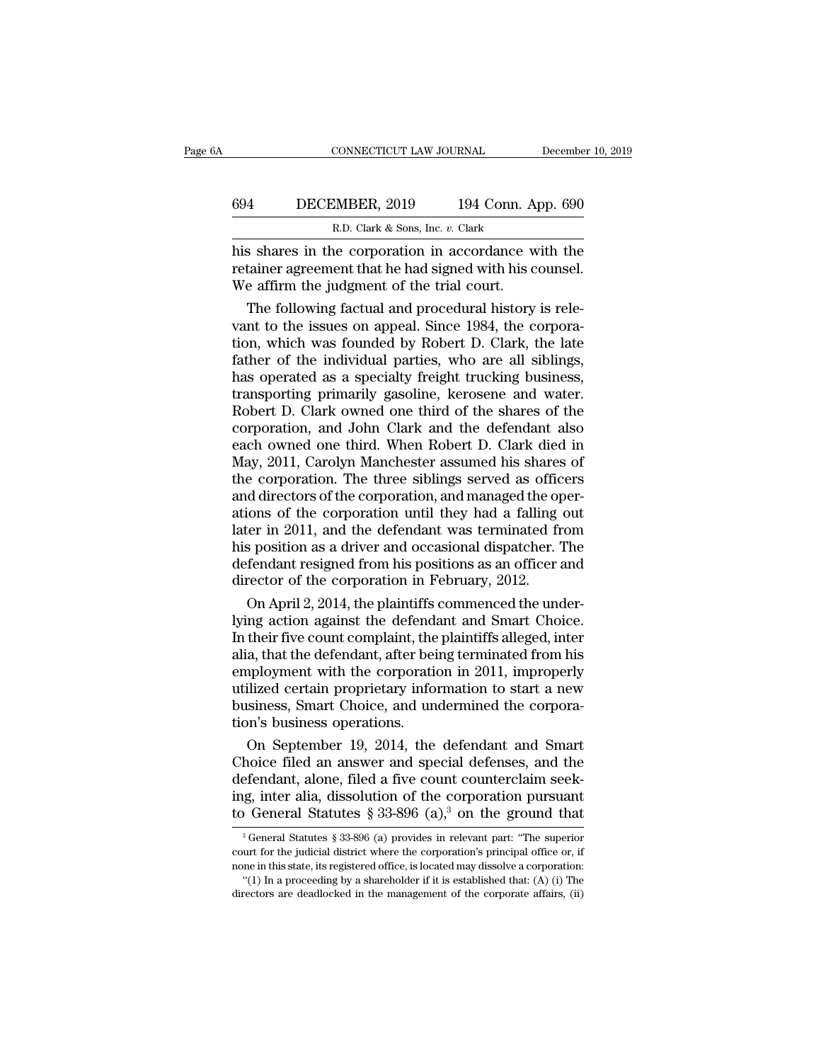his shares in the corporation in accordance with the retainer agreement that he had signed with his counsel. We affirm the judgment of the trial court.

The following factual and procedural history is relevant to the issues on appeal. Since 1984, the corporation, which was founded by Robert D. Clark, the late father of the individual parties, who are all siblings, has operated as a specialty freight trucking business, transporting primarily gasoline, kerosene and water. Robert D. Clark owned one third of the shares of the corporation, and John Clark and the defendant also each owned one third. When Robert D. Clark died in May, 2011, Carolyn Manchester assumed his shares of the corporation. The three siblings served as officers and directors of the corporation, and managed the operations of the corporation until they had a falling out later in 2011, and the defendant was terminated from his position as a driver and occasional dispatcher. The defendant resigned from his positions as an officer and director of the corporation in February, 2012.

On April 2, 2014, the plaintiffs commenced the underlying action against the defendant and Smart Choice. In their five count complaint, the plaintiffs alleged, inter alia, that the defendant, after being terminated from his employment with the corporation in 2011, improperly utilized certain proprietary information to start a new business, Smart Choice, and undermined the corporation's business operations.

On September 19, 2014, the defendant and Smart Choice filed an answer and special defenses, and the defendant, alone, filed a five count counterclaim seeking, inter alia, dissolution of the corporation pursuant to General Statutes § 33-896 (a),[3] on the ground that

[3] General Statutes § 33-896 (a) provides in relevant part: "The superior court for the judicial district where the corporation's principal office or, if none in this state, its registered office, is located may dissolve a corporation:

"(1) In a proceeding by a shareholder if it is established that: (A) (i) The directors are deadlocked in the management of the corporate affairs, (ii)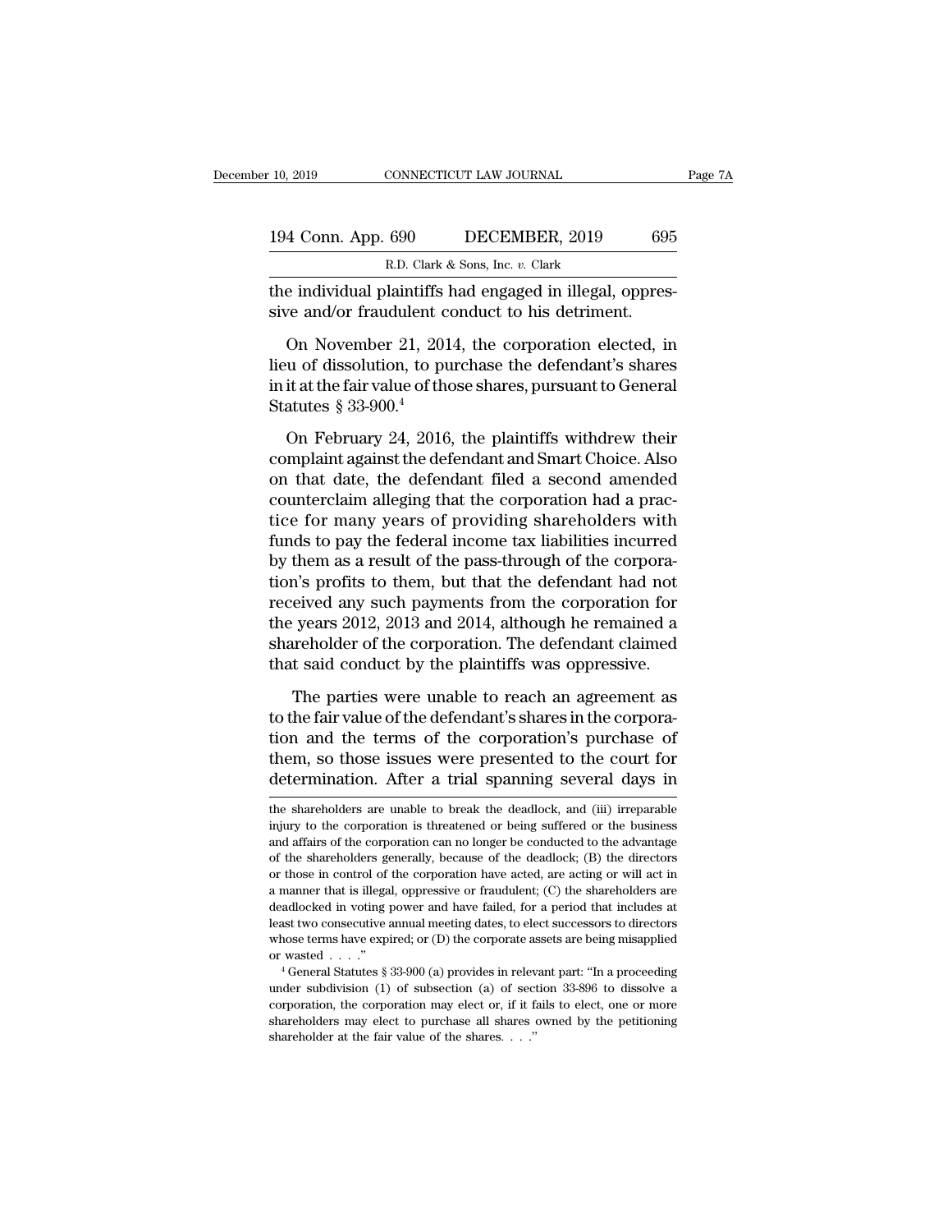the individual plaintiffs had engaged in illegal, oppressive and/or fraudulent conduct to his detriment.

On November 21, 2014, the corporation elected, in lieu of dissolution, to purchase the defendant's shares in it at the fair value of those shares, pursuant to General Statutes § 33-900.[4]

On February 24, 2016, the plaintiffs withdrew their complaint against the defendant and Smart Choice. Also on that date, the defendant filed a second amended counterclaim alleging that the corporation had a practice for many years of providing shareholders with funds to pay the federal income tax liabilities incurred by them as a result of the pass-through of the corporation's profits to them, but that the defendant had not received any such payments from the corporation for the years 2012, 2013 and 2014, although he remained a shareholder of the corporation. The defendant claimed that said conduct by the plaintiffs was oppressive.

The parties were unable to reach an agreement as to the fair value of the defendant's shares in the corporation and the terms of the corporation's purchase of them, so those issues were presented to the court for determination. After a trial spanning several days in

the shareholders are unable to break the deadlock, and (iii) irreparable injury to the corporation is threatened or being suffered or the business and affairs of the corporation can no longer be conducted to the advantage of the shareholders generally, because of the deadlock; (B) the directors or those in control of the corporation have acted, are acting or will act in a manner that is illegal, oppressive or fraudulent; (C) the shareholders are deadlocked in voting power and have failed, for a period that includes at least two consecutive annual meeting dates, to elect successors to directors whose terms have expired; or (D) the corporate assets are being misapplied or wasted . . . ."

[4] General Statutes § 33-900 (a) provides in relevant part: "In a proceeding under subdivision (1) of subsection (a) of section 33-896 to dissolve a corporation, the corporation may elect or, if it fails to elect, one or more shareholders may elect to purchase all shares owned by the petitioning shareholder at the fair value of the shares. . . ."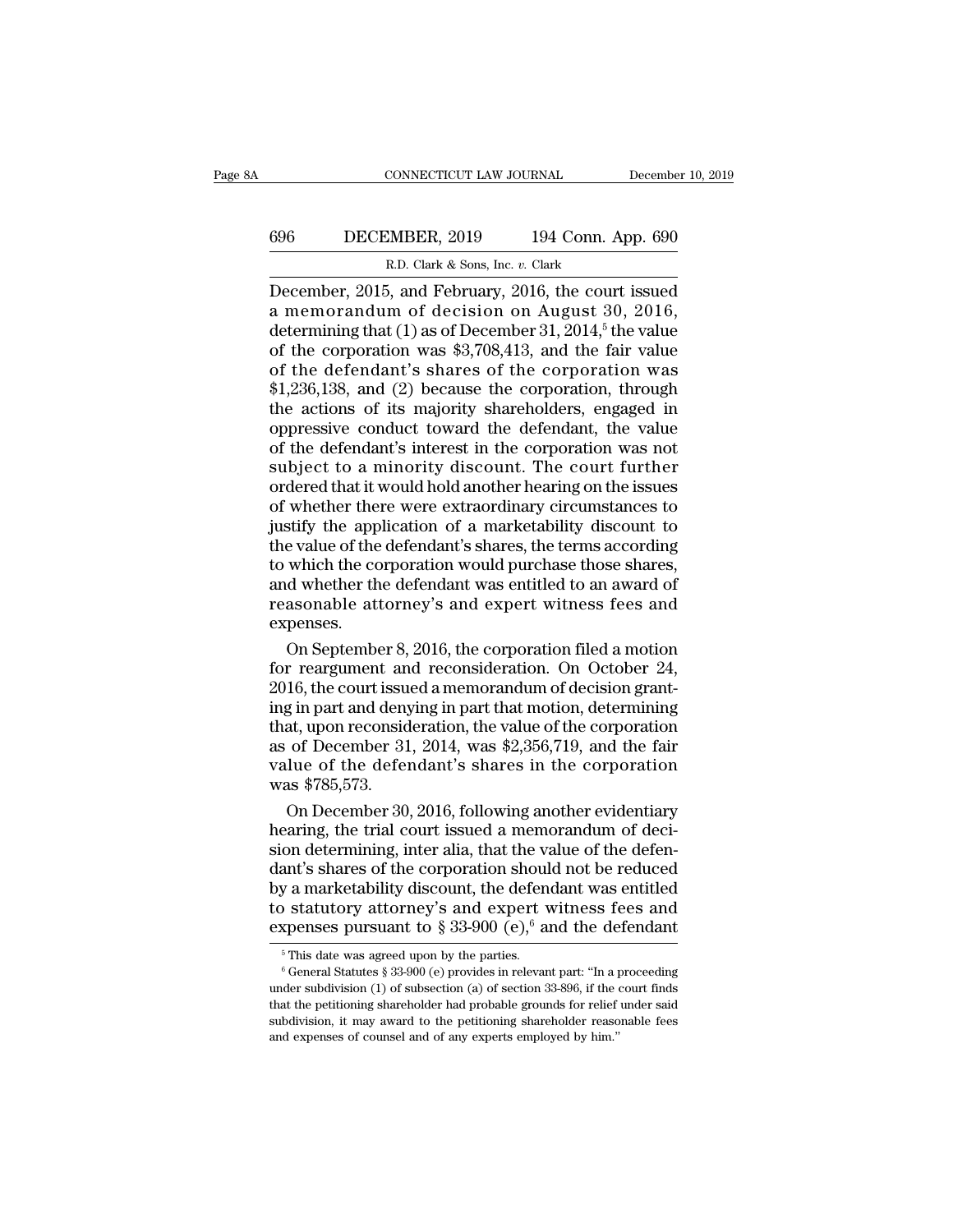December, 2015, and February, 2016, the court issued a memorandum of decision on August 30, 2016, determining that (1) as of December 31, 2014,[5] the value of the corporation was $3,708,413, and the fair value of the defendant's shares of the corporation was $1,236,138, and (2) because the corporation, through the actions of its majority shareholders, engaged in oppressive conduct toward the defendant, the value of the defendant's interest in the corporation was not subject to a minority discount. The court further ordered that it would hold another hearing on the issues of whether there were extraordinary circumstances to justify the application of a marketability discount to the value of the defendant's shares, the terms according to which the corporation would purchase those shares, and whether the defendant was entitled to an award of reasonable attorney's and expert witness fees and expenses.

On September 8, 2016, the corporation filed a motion for reargument and reconsideration. On October 24, 2016, the court issued a memorandum of decision granting in part and denying in part that motion, determining that, upon reconsideration, the value of the corporation as of December 31, 2014, was $2,356,719, and the fair value of the defendant's shares in the corporation was $785,573.

On December 30, 2016, following another evidentiary hearing, the trial court issued a memorandum of decision determining, inter alia, that the value of the defendant's shares of the corporation should not be reduced by a marketability discount, the defendant was entitled to statutory attorney's and expert witness fees and expenses pursuant to § 33-900 (e),[6] and the defendant

---

[5] This date was agreed upon by the parties.

[6] General Statutes § 33-900 (e) provides in relevant part: "In a proceeding under subdivision (1) of subsection (a) of section 33-896, if the court finds that the petitioning shareholder had probable grounds for relief under said subdivision, it may award to the petitioning shareholder reasonable fees and expenses of counsel and of any experts employed by him."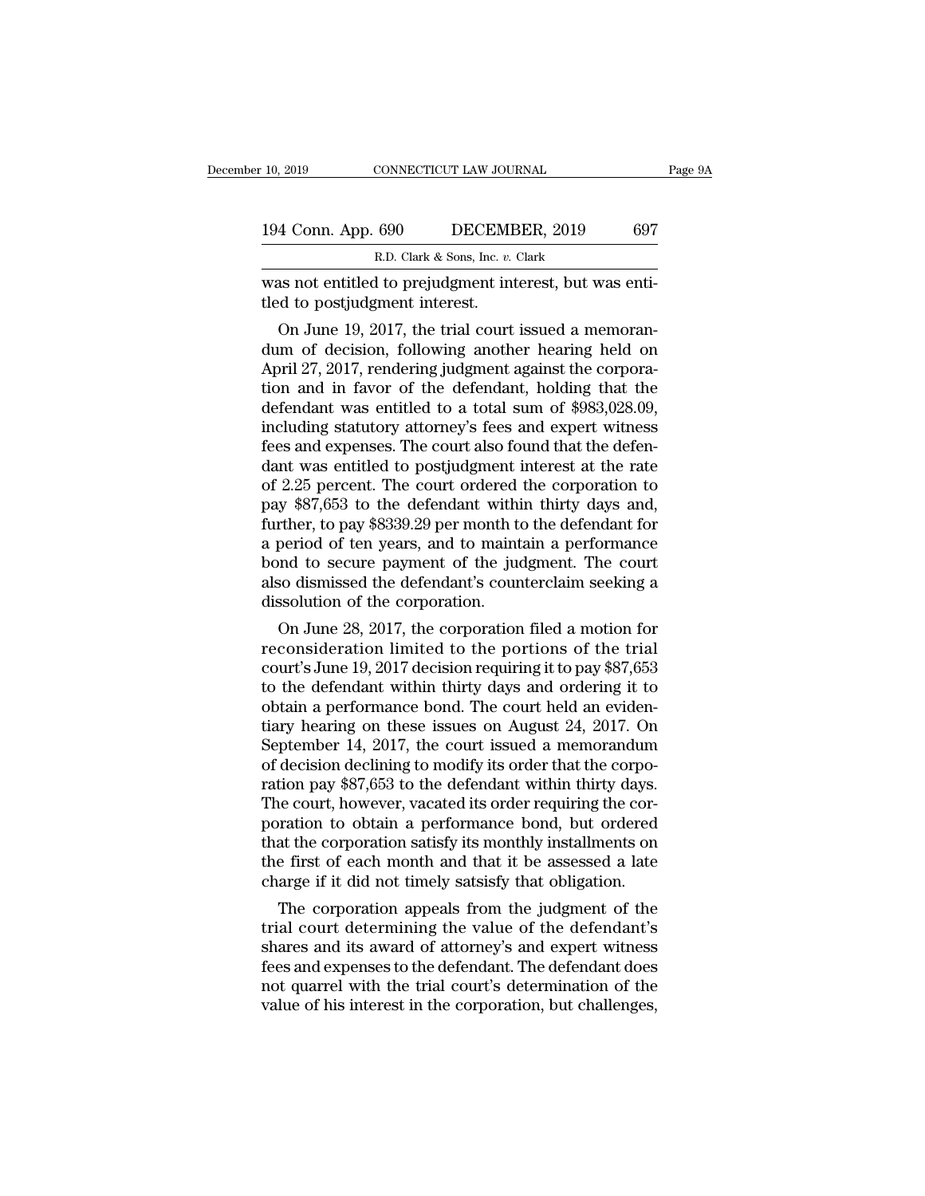was not entitled to prejudgment interest, but was entitled to postjudgment interest.

On June 19, 2017, the trial court issued a memorandum of decision, following another hearing held on April 27, 2017, rendering judgment against the corporation and in favor of the defendant, holding that the defendant was entitled to a total sum of $983,028.09, including statutory attorney's fees and expert witness fees and expenses. The court also found that the defendant was entitled to postjudgment interest at the rate of 2.25 percent. The court ordered the corporation to pay $87,653 to the defendant within thirty days and, further, to pay $8339.29 per month to the defendant for a period of ten years, and to maintain a performance bond to secure payment of the judgment. The court also dismissed the defendant's counterclaim seeking a dissolution of the corporation.

On June 28, 2017, the corporation filed a motion for reconsideration limited to the portions of the trial court's June 19, 2017 decision requiring it to pay $87,653 to the defendant within thirty days and ordering it to obtain a performance bond. The court held an evidentiary hearing on these issues on August 24, 2017. On September 14, 2017, the court issued a memorandum of decision declining to modify its order that the corporation pay $87,653 to the defendant within thirty days. The court, however, vacated its order requiring the corporation to obtain a performance bond, but ordered that the corporation satisfy its monthly installments on the first of each month and that it be assessed a late charge if it did not timely satsisfy that obligation.

The corporation appeals from the judgment of the trial court determining the value of the defendant's shares and its award of attorney's and expert witness fees and expenses to the defendant. The defendant does not quarrel with the trial court's determination of the value of his interest in the corporation, but challenges,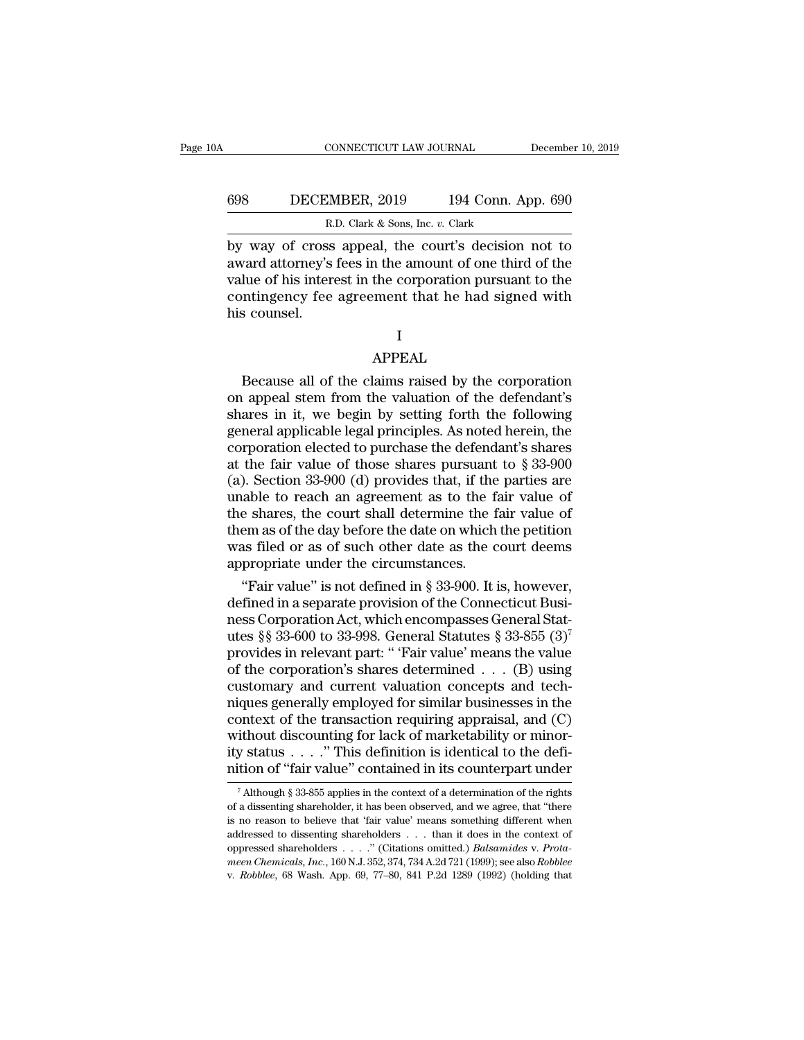by way of cross appeal, the court's decision not to award attorney's fees in the amount of one third of the value of his interest in the corporation pursuant to the contingency fee agreement that he had signed with his counsel.

## I

## APPEAL

Because all of the claims raised by the corporation on appeal stem from the valuation of the defendant's shares in it, we begin by setting forth the following general applicable legal principles. As noted herein, the corporation elected to purchase the defendant's shares at the fair value of those shares pursuant to § 33-900 (a). Section 33-900 (d) provides that, if the parties are unable to reach an agreement as to the fair value of the shares, the court shall determine the fair value of them as of the day before the date on which the petition was filed or as of such other date as the court deems appropriate under the circumstances.

"Fair value" is not defined in § 33-900. It is, however, defined in a separate provision of the Connecticut Business Corporation Act, which encompasses General Statutes §§ 33-600 to 33-998. General Statutes § 33-855 (3)[7] provides in relevant part: " 'Fair value' means the value of the corporation's shares determined . . . (B) using customary and current valuation concepts and techniques generally employed for similar businesses in the context of the transaction requiring appraisal, and (C) without discounting for lack of marketability or minority status . . . ." This definition is identical to the definition of "fair value" contained in its counterpart under

---

[7] Although § 33-855 applies in the context of a determination of the rights of a dissenting shareholder, it has been observed, and we agree, that "there is no reason to believe that 'fair value' means something different when addressed to dissenting shareholders . . . than it does in the context of oppressed shareholders . . . ." (Citations omitted.) *Balsamides* v. *Protameen Chemicals, Inc.*, 160 N.J. 352, 374, 734 A.2d 721 (1999); see also *Robblee* v. *Robblee*, 68 Wash. App. 69, 77–80, 841 P.2d 1289 (1992) (holding that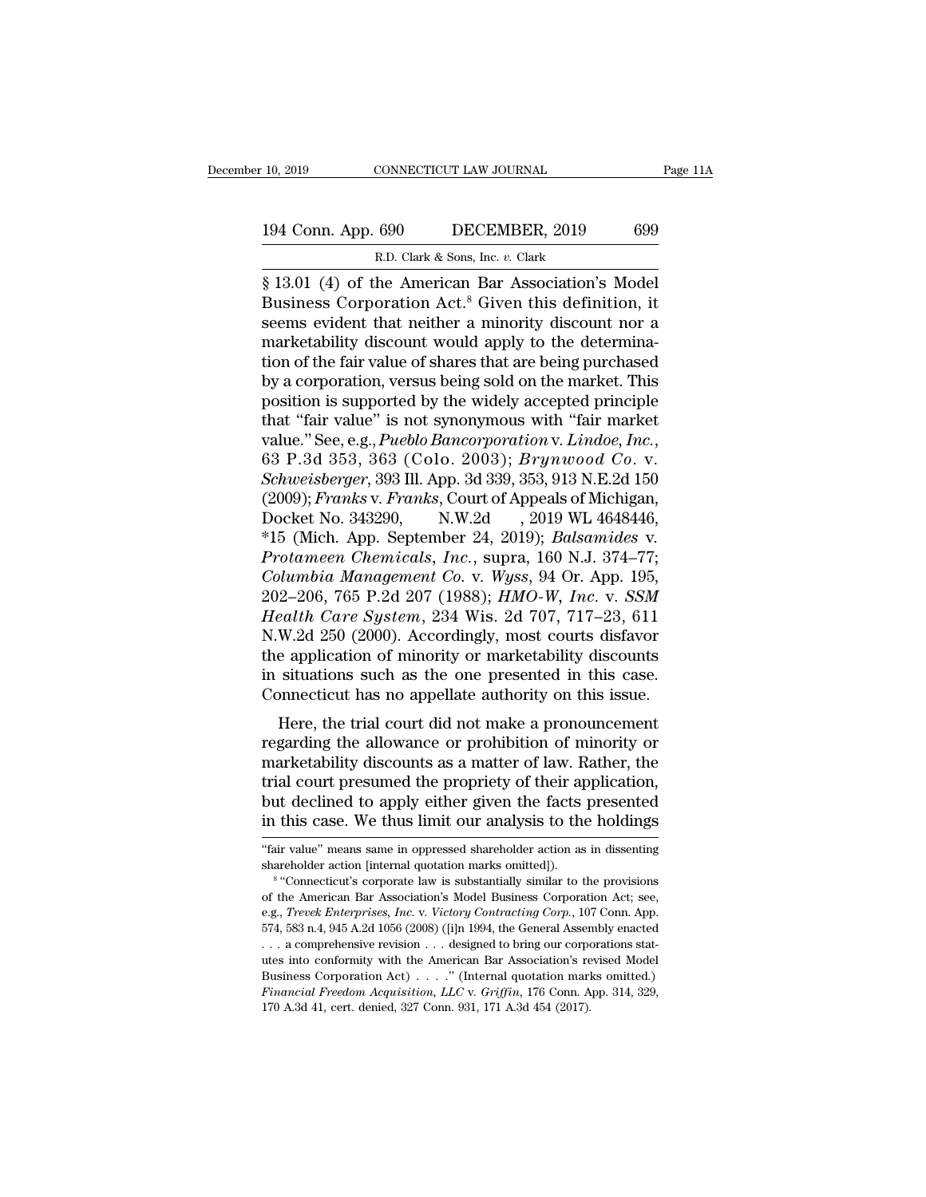§ 13.01 (4) of the American Bar Association's Model Business Corporation Act.[8] Given this definition, it seems evident that neither a minority discount nor a marketability discount would apply to the determination of the fair value of shares that are being purchased by a corporation, versus being sold on the market. This position is supported by the widely accepted principle that "fair value" is not synonymous with "fair market value." See, e.g., *Pueblo Bancorporation* v. *Lindoe, Inc.*, 63 P.3d 353, 363 (Colo. 2003); *Brynwood Co.* v. *Schweisberger*, 393 Ill. App. 3d 339, 353, 913 N.E.2d 150 (2009); *Franks* v. *Franks*, Court of Appeals of Michigan, Docket No. 343290, N.W.2d , 2019 WL 4648446, *15 (Mich. App. September 24, 2019); *Balsamides* v. *Protameen Chemicals, Inc.*, supra, 160 N.J. 374–77; *Columbia Management Co.* v. *Wyss*, 94 Or. App. 195, 202–206, 765 P.2d 207 (1988); *HMO-W, Inc.* v. *SSM Health Care System*, 234 Wis. 2d 707, 717–23, 611 N.W.2d 250 (2000). Accordingly, most courts disfavor the application of minority or marketability discounts in situations such as the one presented in this case. Connecticut has no appellate authority on this issue.

Here, the trial court did not make a pronouncement regarding the allowance or prohibition of minority or marketability discounts as a matter of law. Rather, the trial court presumed the propriety of their application, but declined to apply either given the facts presented in this case. We thus limit our analysis to the holdings

---

"fair value" means same in oppressed shareholder action as in dissenting shareholder action [internal quotation marks omitted]).

[8] "Connecticut's corporate law is substantially similar to the provisions of the American Bar Association's Model Business Corporation Act; see, e.g., *Trevek Enterprises, Inc.* v. *Victory Contracting Corp.*, 107 Conn. App. 574, 583 n.4, 945 A.2d 1056 (2008) ([i]n 1994, the General Assembly enacted . . . a comprehensive revision . . . designed to bring our corporations statutes into conformity with the American Bar Association's revised Model Business Corporation Act) . . . ." (Internal quotation marks omitted.) *Financial Freedom Acquisition, LLC* v. *Griffin*, 176 Conn. App. 314, 329, 170 A.3d 41, cert. denied, 327 Conn. 931, 171 A.3d 454 (2017).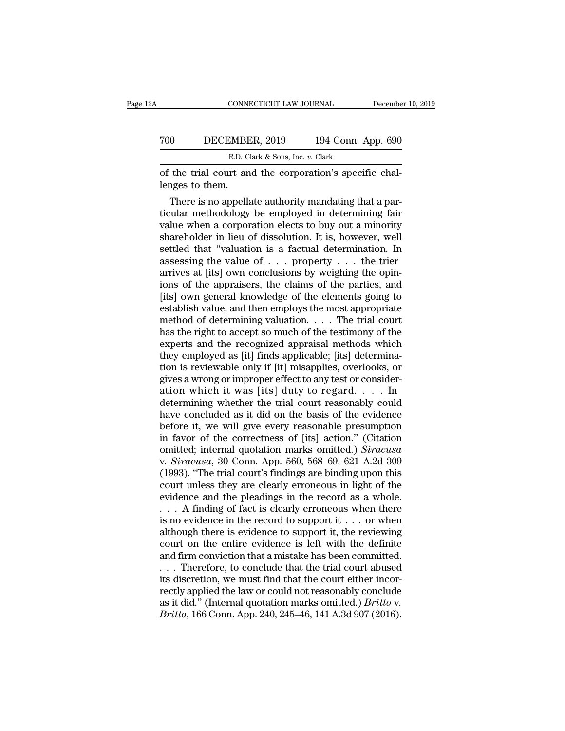of the trial court and the corporation's specific challenges to them.

There is no appellate authority mandating that a particular methodology be employed in determining fair value when a corporation elects to buy out a minority shareholder in lieu of dissolution. It is, however, well settled that "valuation is a factual determination. In assessing the value of . . . property . . . the trier arrives at [its] own conclusions by weighing the opinions of the appraisers, the claims of the parties, and [its] own general knowledge of the elements going to establish value, and then employs the most appropriate method of determining valuation. . . . The trial court has the right to accept so much of the testimony of the experts and the recognized appraisal methods which they employed as [it] finds applicable; [its] determination is reviewable only if [it] misapplies, overlooks, or gives a wrong or improper effect to any test or consideration which it was [its] duty to regard. . . . In determining whether the trial court reasonably could have concluded as it did on the basis of the evidence before it, we will give every reasonable presumption in favor of the correctness of [its] action." (Citation omitted; internal quotation marks omitted.) *Siracusa* v. *Siracusa*, 30 Conn. App. 560, 568–69, 621 A.2d 309 (1993). "The trial court's findings are binding upon this court unless they are clearly erroneous in light of the evidence and the pleadings in the record as a whole. . . . A finding of fact is clearly erroneous when there is no evidence in the record to support it . . . or when although there is evidence to support it, the reviewing court on the entire evidence is left with the definite and firm conviction that a mistake has been committed. . . . Therefore, to conclude that the trial court abused its discretion, we must find that the court either incorrectly applied the law or could not reasonably conclude as it did." (Internal quotation marks omitted.) *Britto* v. *Britto*, 166 Conn. App. 240, 245–46, 141 A.3d 907 (2016).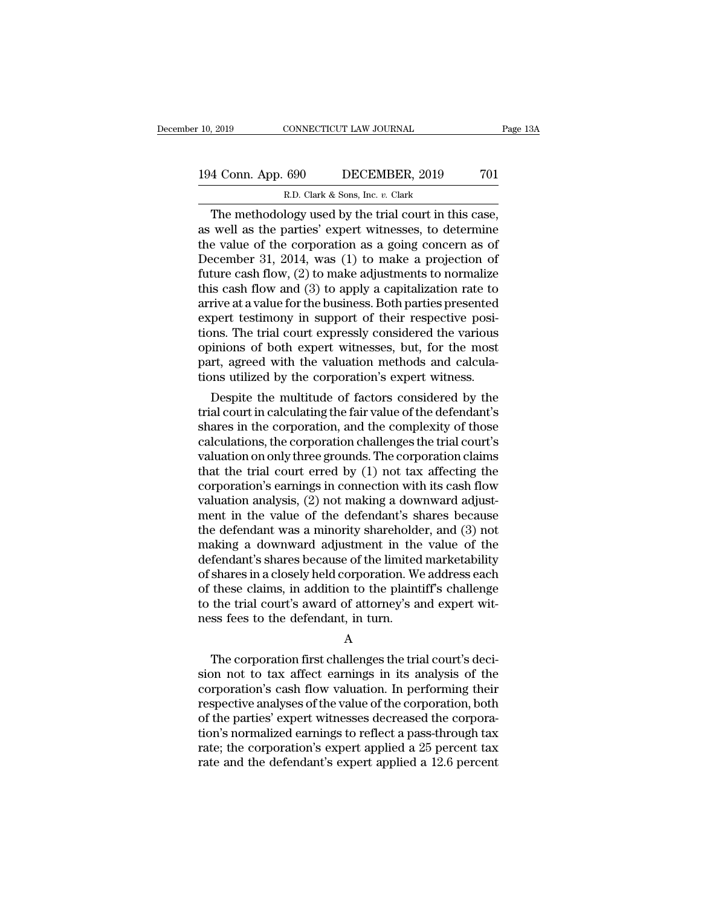The methodology used by the trial court in this case, as well as the parties' expert witnesses, to determine the value of the corporation as a going concern as of December 31, 2014, was (1) to make a projection of future cash flow, (2) to make adjustments to normalize this cash flow and (3) to apply a capitalization rate to arrive at a value for the business. Both parties presented expert testimony in support of their respective positions. The trial court expressly considered the various opinions of both expert witnesses, but, for the most part, agreed with the valuation methods and calculations utilized by the corporation's expert witness.

Despite the multitude of factors considered by the trial court in calculating the fair value of the defendant's shares in the corporation, and the complexity of those calculations, the corporation challenges the trial court's valuation on only three grounds. The corporation claims that the trial court erred by (1) not tax affecting the corporation's earnings in connection with its cash flow valuation analysis, (2) not making a downward adjustment in the value of the defendant's shares because the defendant was a minority shareholder, and (3) not making a downward adjustment in the value of the defendant's shares because of the limited marketability of shares in a closely held corporation. We address each of these claims, in addition to the plaintiff's challenge to the trial court's award of attorney's and expert witness fees to the defendant, in turn.

A

The corporation first challenges the trial court's decision not to tax affect earnings in its analysis of the corporation's cash flow valuation. In performing their respective analyses of the value of the corporation, both of the parties' expert witnesses decreased the corporation's normalized earnings to reflect a pass-through tax rate; the corporation's expert applied a 25 percent tax rate and the defendant's expert applied a 12.6 percent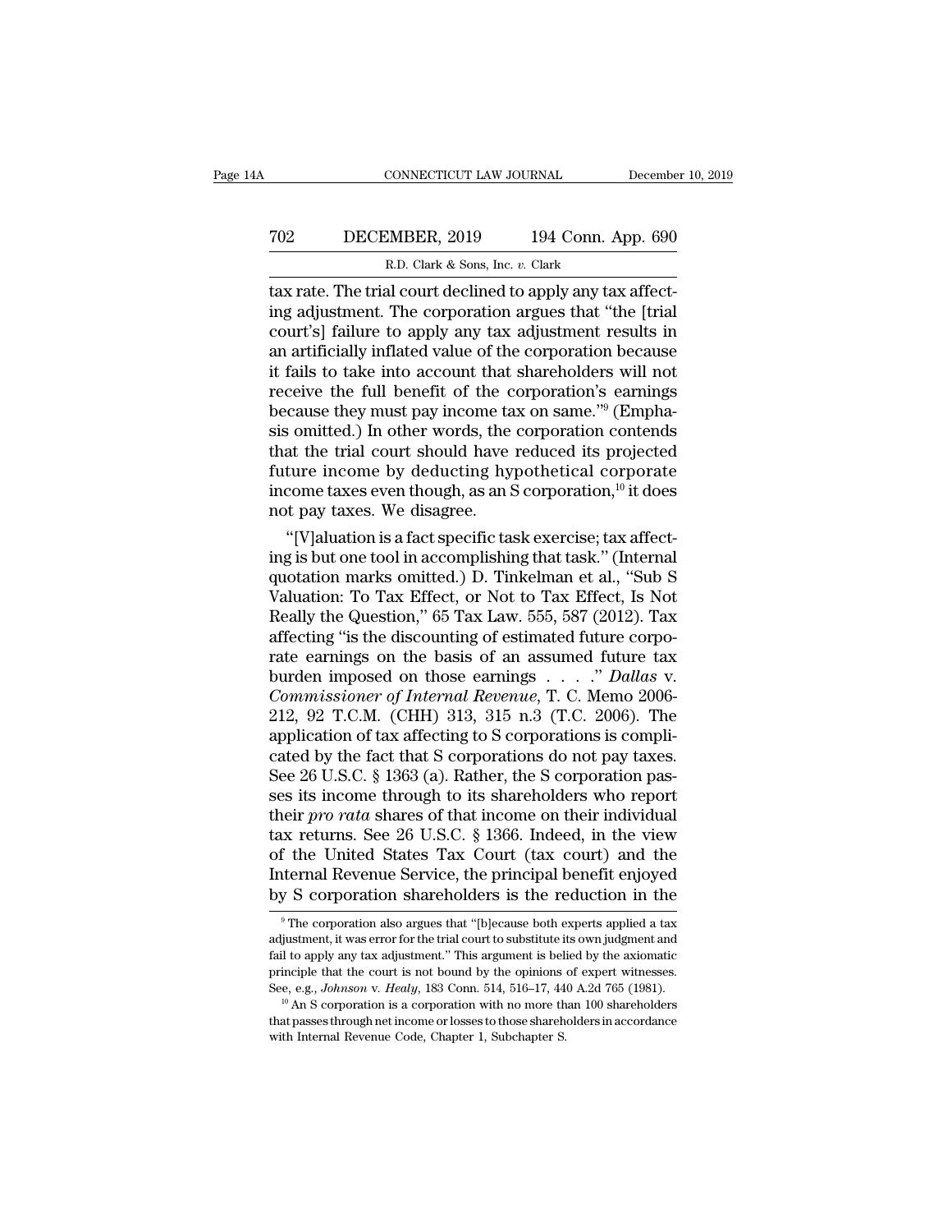tax rate. The trial court declined to apply any tax affecting adjustment. The corporation argues that "the [trial court's] failure to apply any tax adjustment results in an artificially inflated value of the corporation because it fails to take into account that shareholders will not receive the full benefit of the corporation's earnings because they must pay income tax on same."[9] (Emphasis omitted.) In other words, the corporation contends that the trial court should have reduced its projected future income by deducting hypothetical corporate income taxes even though, as an S corporation,[10] it does not pay taxes. We disagree.

"[V]aluation is a fact specific task exercise; tax affecting is but one tool in accomplishing that task." (Internal quotation marks omitted.) D. Tinkelman et al., "Sub S Valuation: To Tax Effect, or Not to Tax Effect, Is Not Really the Question," 65 Tax Law. 555, 587 (2012). Tax affecting "is the discounting of estimated future corporate earnings on the basis of an assumed future tax burden imposed on those earnings . . . ." *Dallas* v. *Commissioner of Internal Revenue*, T. C. Memo 2006-212, 92 T.C.M. (CHH) 313, 315 n.3 (T.C. 2006). The application of tax affecting to S corporations is complicated by the fact that S corporations do not pay taxes. See 26 U.S.C. § 1363 (a). Rather, the S corporation passes its income through to its shareholders who report their *pro rata* shares of that income on their individual tax returns. See 26 U.S.C. § 1366. Indeed, in the view of the United States Tax Court (tax court) and the Internal Revenue Service, the principal benefit enjoyed by S corporation shareholders is the reduction in the

[9] The corporation also argues that "[b]ecause both experts applied a tax adjustment, it was error for the trial court to substitute its own judgment and fail to apply any tax adjustment." This argument is belied by the axiomatic principle that the court is not bound by the opinions of expert witnesses. See, e.g., *Johnson* v. *Healy*, 183 Conn. 514, 516–17, 440 A.2d 765 (1981).

[10] An S corporation is a corporation with no more than 100 shareholders that passes through net income or losses to those shareholders in accordance with Internal Revenue Code, Chapter 1, Subchapter S.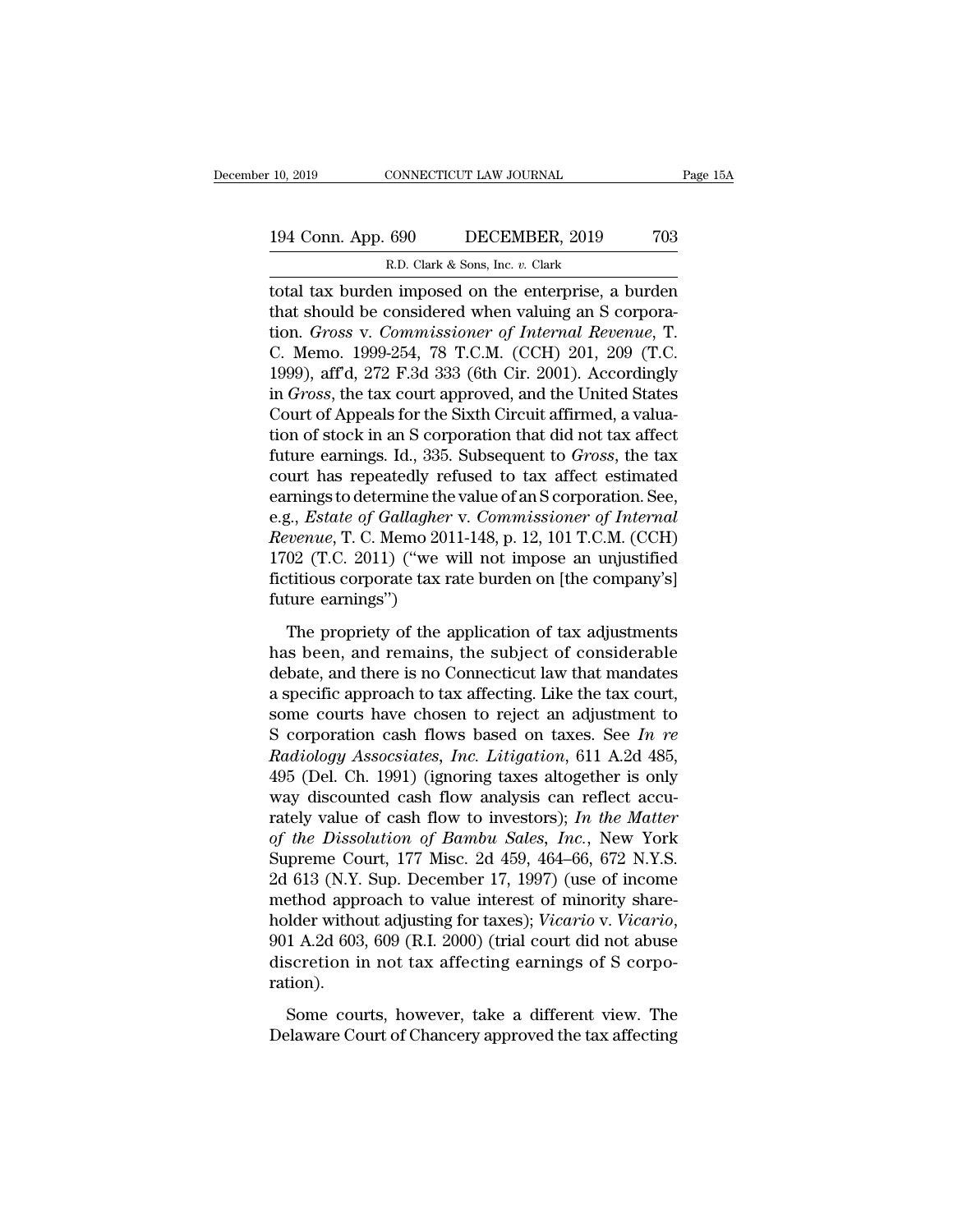total tax burden imposed on the enterprise, a burden that should be considered when valuing an S corporation. *Gross* v. *Commissioner of Internal Revenue*, T. C. Memo. 1999-254, 78 T.C.M. (CCH) 201, 209 (T.C. 1999), aff'd, 272 F.3d 333 (6th Cir. 2001). Accordingly in *Gross*, the tax court approved, and the United States Court of Appeals for the Sixth Circuit affirmed, a valuation of stock in an S corporation that did not tax affect future earnings. Id., 335. Subsequent to *Gross*, the tax court has repeatedly refused to tax affect estimated earnings to determine the value of an S corporation. See, e.g., *Estate of Gallagher* v. *Commissioner of Internal Revenue*, T. C. Memo 2011-148, p. 12, 101 T.C.M. (CCH) 1702 (T.C. 2011) ("we will not impose an unjustified fictitious corporate tax rate burden on [the company's] future earnings")

The propriety of the application of tax adjustments has been, and remains, the subject of considerable debate, and there is no Connecticut law that mandates a specific approach to tax affecting. Like the tax court, some courts have chosen to reject an adjustment to S corporation cash flows based on taxes. See *In re Radiology Assocsiates, Inc. Litigation*, 611 A.2d 485, 495 (Del. Ch. 1991) (ignoring taxes altogether is only way discounted cash flow analysis can reflect accurately value of cash flow to investors); *In the Matter of the Dissolution of Bambu Sales, Inc.*, New York Supreme Court, 177 Misc. 2d 459, 464–66, 672 N.Y.S. 2d 613 (N.Y. Sup. December 17, 1997) (use of income method approach to value interest of minority shareholder without adjusting for taxes); *Vicario* v. *Vicario*, 901 A.2d 603, 609 (R.I. 2000) (trial court did not abuse discretion in not tax affecting earnings of S corporation).

Some courts, however, take a different view. The Delaware Court of Chancery approved the tax affecting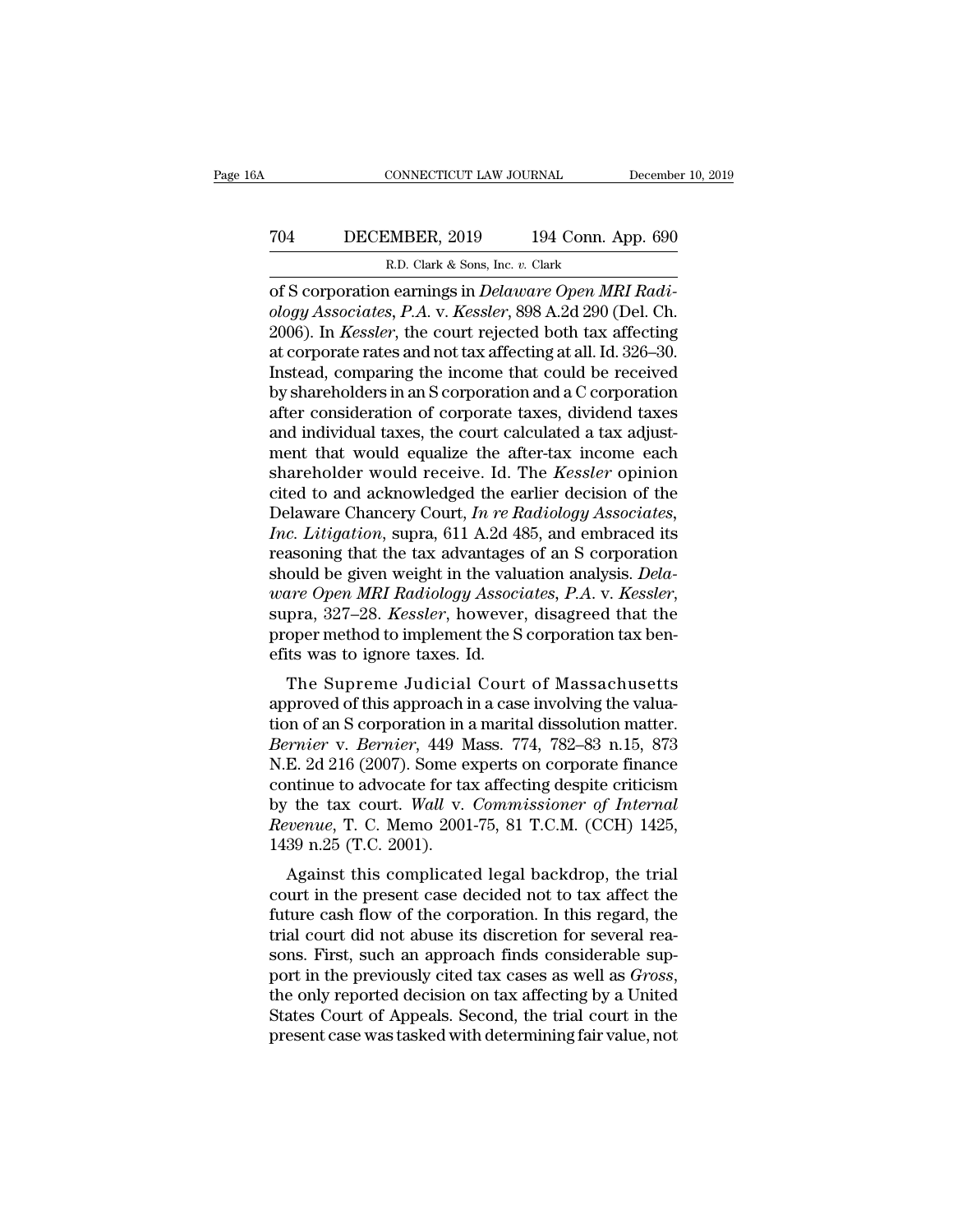of S corporation earnings in *Delaware Open MRI Radiology Associates, P.A.* v. *Kessler*, 898 A.2d 290 (Del. Ch. 2006). In *Kessler*, the court rejected both tax affecting at corporate rates and not tax affecting at all. Id. 326–30. Instead, comparing the income that could be received by shareholders in an S corporation and a C corporation after consideration of corporate taxes, dividend taxes and individual taxes, the court calculated a tax adjustment that would equalize the after-tax income each shareholder would receive. Id. The *Kessler* opinion cited to and acknowledged the earlier decision of the Delaware Chancery Court, *In re Radiology Associates, Inc. Litigation*, supra, 611 A.2d 485, and embraced its reasoning that the tax advantages of an S corporation should be given weight in the valuation analysis. *Delaware Open MRI Radiology Associates, P.A.* v. *Kessler*, supra, 327–28. *Kessler*, however, disagreed that the proper method to implement the S corporation tax benefits was to ignore taxes. Id.

The Supreme Judicial Court of Massachusetts approved of this approach in a case involving the valuation of an S corporation in a marital dissolution matter. *Bernier* v. *Bernier*, 449 Mass. 774, 782–83 n.15, 873 N.E. 2d 216 (2007). Some experts on corporate finance continue to advocate for tax affecting despite criticism by the tax court. *Wall* v. *Commissioner of Internal Revenue*, T. C. Memo 2001-75, 81 T.C.M. (CCH) 1425, 1439 n.25 (T.C. 2001).

Against this complicated legal backdrop, the trial court in the present case decided not to tax affect the future cash flow of the corporation. In this regard, the trial court did not abuse its discretion for several reasons. First, such an approach finds considerable support in the previously cited tax cases as well as *Gross*, the only reported decision on tax affecting by a United States Court of Appeals. Second, the trial court in the present case was tasked with determining fair value, not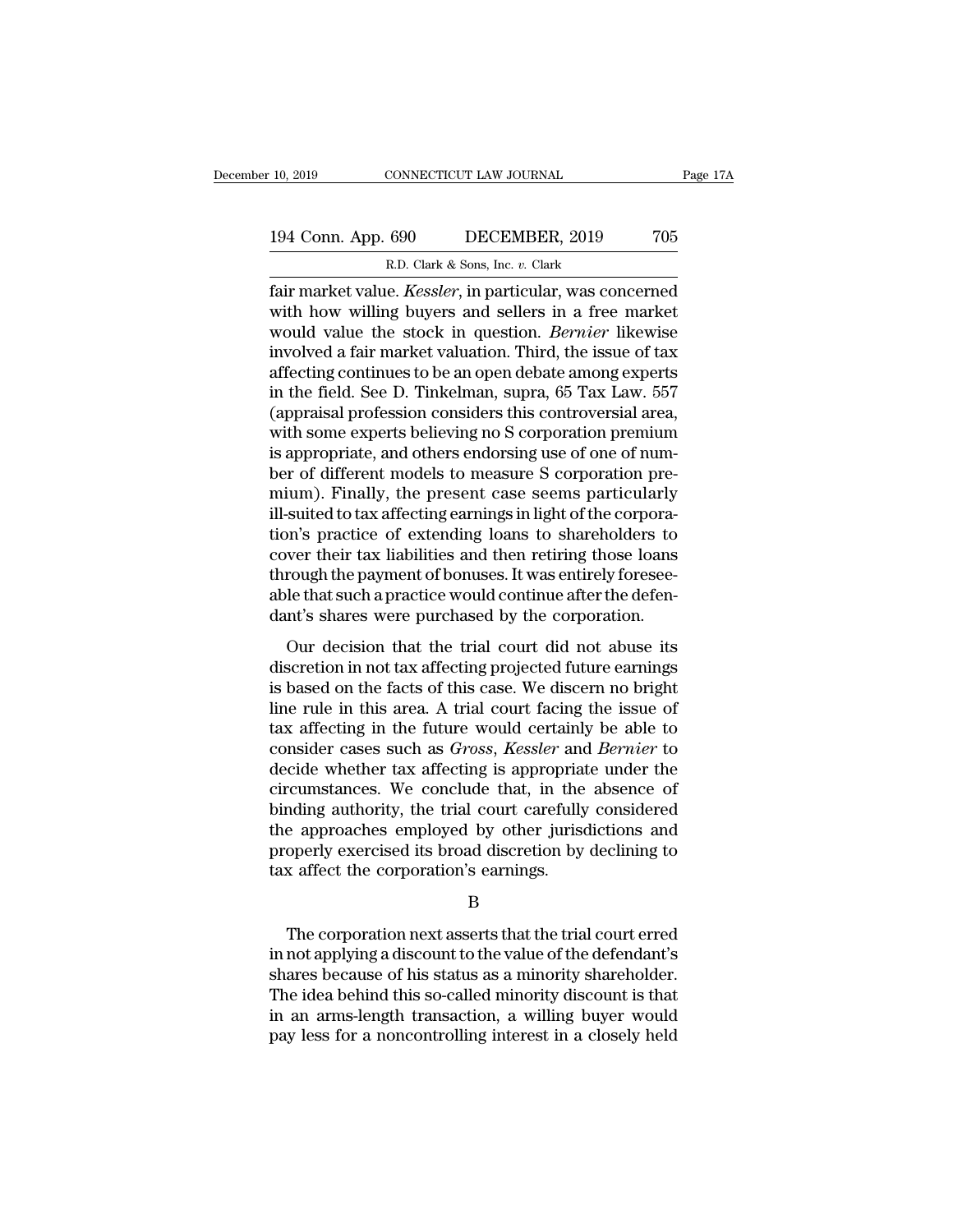fair market value. *Kessler*, in particular, was concerned with how willing buyers and sellers in a free market would value the stock in question. *Bernier* likewise involved a fair market valuation. Third, the issue of tax affecting continues to be an open debate among experts in the field. See D. Tinkelman, supra, 65 Tax Law. 557 (appraisal profession considers this controversial area, with some experts believing no S corporation premium is appropriate, and others endorsing use of one of number of different models to measure S corporation premium). Finally, the present case seems particularly ill-suited to tax affecting earnings in light of the corporation's practice of extending loans to shareholders to cover their tax liabilities and then retiring those loans through the payment of bonuses. It was entirely foreseeable that such a practice would continue after the defendant's shares were purchased by the corporation.

Our decision that the trial court did not abuse its discretion in not tax affecting projected future earnings is based on the facts of this case. We discern no bright line rule in this area. A trial court facing the issue of tax affecting in the future would certainly be able to consider cases such as *Gross*, *Kessler* and *Bernier* to decide whether tax affecting is appropriate under the circumstances. We conclude that, in the absence of binding authority, the trial court carefully considered the approaches employed by other jurisdictions and properly exercised its broad discretion by declining to tax affect the corporation's earnings.

B

The corporation next asserts that the trial court erred in not applying a discount to the value of the defendant's shares because of his status as a minority shareholder. The idea behind this so-called minority discount is that in an arms-length transaction, a willing buyer would pay less for a noncontrolling interest in a closely held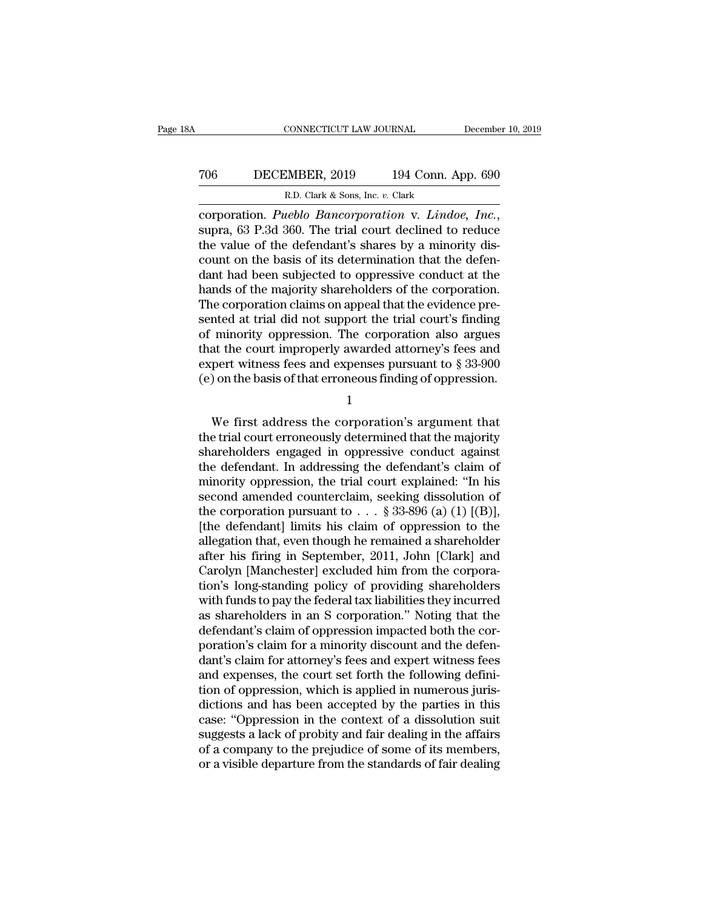corporation. *Pueblo Bancorporation* v. *Lindoe, Inc.*, supra, 63 P.3d 360. The trial court declined to reduce the value of the defendant's shares by a minority discount on the basis of its determination that the defendant had been subjected to oppressive conduct at the hands of the majority shareholders of the corporation. The corporation claims on appeal that the evidence presented at trial did not support the trial court's finding of minority oppression. The corporation also argues that the court improperly awarded attorney's fees and expert witness fees and expenses pursuant to § 33-900 (e) on the basis of that erroneous finding of oppression.

1

We first address the corporation's argument that the trial court erroneously determined that the majority shareholders engaged in oppressive conduct against the defendant. In addressing the defendant's claim of minority oppression, the trial court explained: "In his second amended counterclaim, seeking dissolution of the corporation pursuant to . . . § 33-896 (a) (1) [(B)], [the defendant] limits his claim of oppression to the allegation that, even though he remained a shareholder after his firing in September, 2011, John [Clark] and Carolyn [Manchester] excluded him from the corporation's long-standing policy of providing shareholders with funds to pay the federal tax liabilities they incurred as shareholders in an S corporation." Noting that the defendant's claim of oppression impacted both the corporation's claim for a minority discount and the defendant's claim for attorney's fees and expert witness fees and expenses, the court set forth the following definition of oppression, which is applied in numerous jurisdictions and has been accepted by the parties in this case: "Oppression in the context of a dissolution suit suggests a lack of probity and fair dealing in the affairs of a company to the prejudice of some of its members, or a visible departure from the standards of fair dealing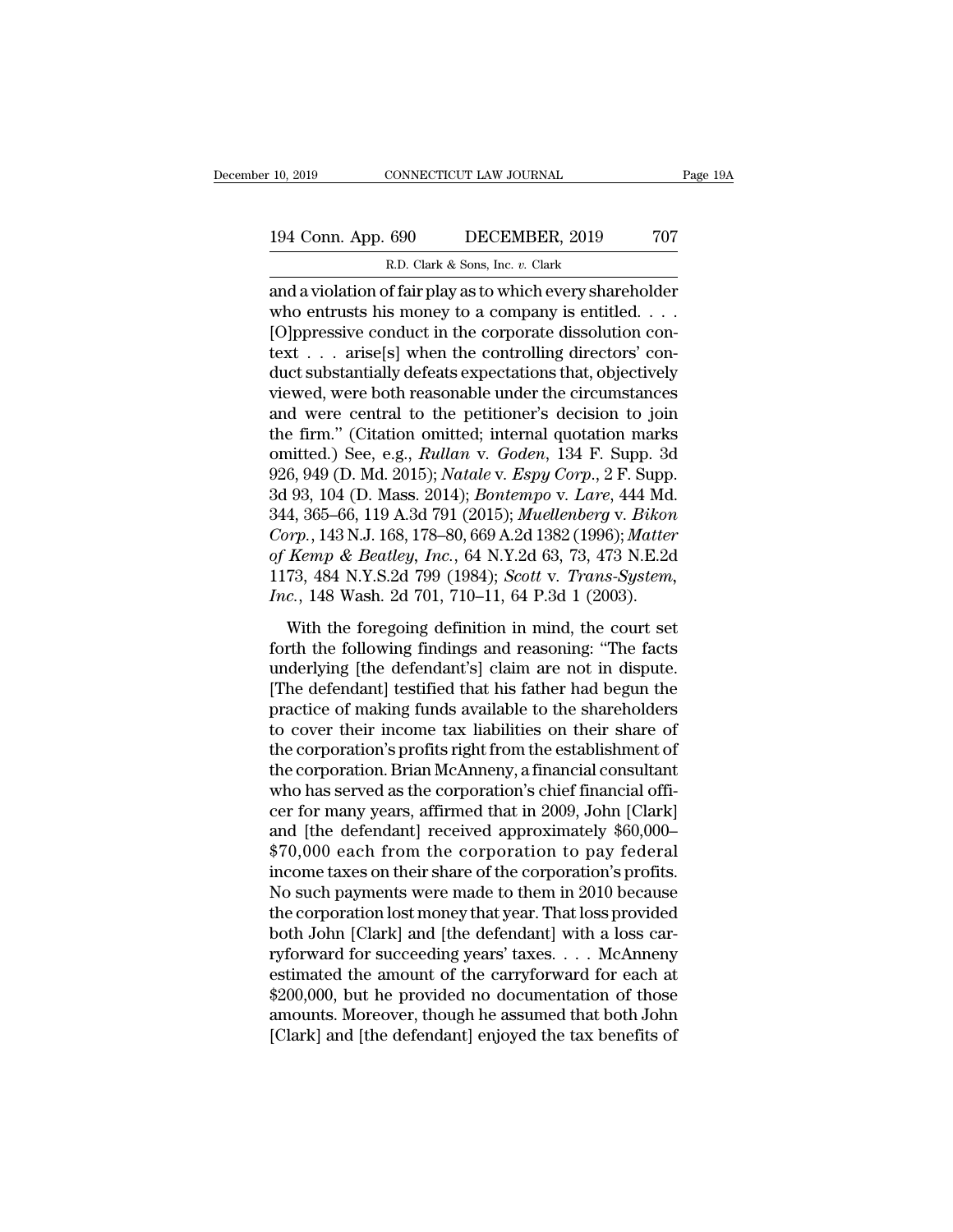and a violation of fair play as to which every shareholder who entrusts his money to a company is entitled. . . . [O]ppressive conduct in the corporate dissolution context . . . arise[s] when the controlling directors' conduct substantially defeats expectations that, objectively viewed, were both reasonable under the circumstances and were central to the petitioner's decision to join the firm." (Citation omitted; internal quotation marks omitted.) See, e.g., *Rullan* v. *Goden*, 134 F. Supp. 3d 926, 949 (D. Md. 2015); *Natale* v. *Espy Corp.*, 2 F. Supp. 3d 93, 104 (D. Mass. 2014); *Bontempo* v. *Lare*, 444 Md. 344, 365–66, 119 A.3d 791 (2015); *Muellenberg* v. *Bikon Corp.*, 143 N.J. 168, 178–80, 669 A.2d 1382 (1996); *Matter of Kemp & Beatley, Inc.*, 64 N.Y.2d 63, 73, 473 N.E.2d 1173, 484 N.Y.S.2d 799 (1984); *Scott* v. *Trans-System, Inc.*, 148 Wash. 2d 701, 710–11, 64 P.3d 1 (2003).

With the foregoing definition in mind, the court set forth the following findings and reasoning: "The facts underlying [the defendant's] claim are not in dispute. [The defendant] testified that his father had begun the practice of making funds available to the shareholders to cover their income tax liabilities on their share of the corporation's profits right from the establishment of the corporation. Brian McAnneny, a financial consultant who has served as the corporation's chief financial officer for many years, affirmed that in 2009, John [Clark] and [the defendant] received approximately $60,000–$70,000 each from the corporation to pay federal income taxes on their share of the corporation's profits. No such payments were made to them in 2010 because the corporation lost money that year. That loss provided both John [Clark] and [the defendant] with a loss carryforward for succeeding years' taxes. . . . McAnneny estimated the amount of the carryforward for each at $200,000, but he provided no documentation of those amounts. Moreover, though he assumed that both John [Clark] and [the defendant] enjoyed the tax benefits of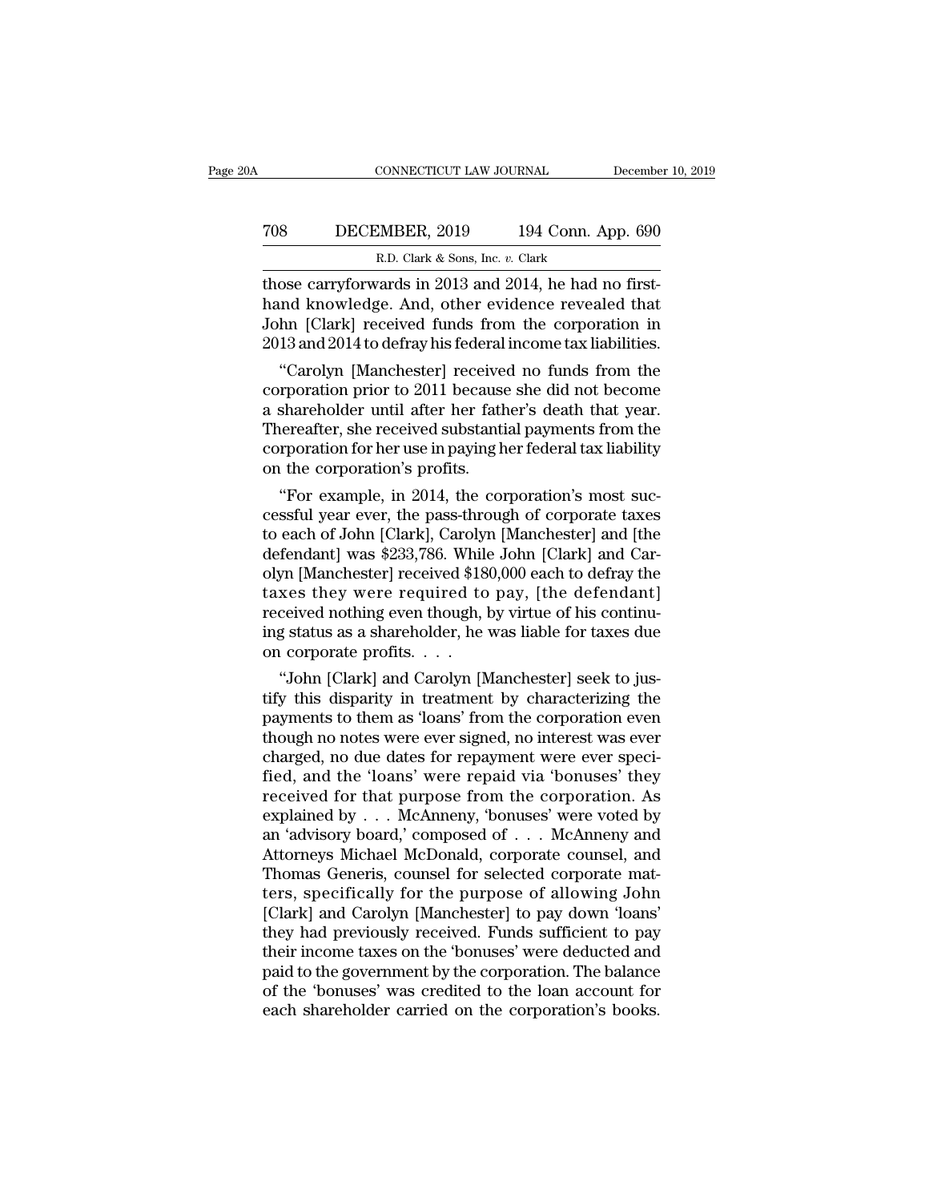those carryforwards in 2013 and 2014, he had no firsthand knowledge. And, other evidence revealed that John [Clark] received funds from the corporation in 2013 and 2014 to defray his federal income tax liabilities.

"Carolyn [Manchester] received no funds from the corporation prior to 2011 because she did not become a shareholder until after her father's death that year. Thereafter, she received substantial payments from the corporation for her use in paying her federal tax liability on the corporation's profits.

"For example, in 2014, the corporation's most successful year ever, the pass-through of corporate taxes to each of John [Clark], Carolyn [Manchester] and [the defendant] was $233,786. While John [Clark] and Carolyn [Manchester] received $180,000 each to defray the taxes they were required to pay, [the defendant] received nothing even though, by virtue of his continuing status as a shareholder, he was liable for taxes due on corporate profits. . . .

"John [Clark] and Carolyn [Manchester] seek to justify this disparity in treatment by characterizing the payments to them as 'loans' from the corporation even though no notes were ever signed, no interest was ever charged, no due dates for repayment were ever specified, and the 'loans' were repaid via 'bonuses' they received for that purpose from the corporation. As explained by . . . McAnneny, 'bonuses' were voted by an 'advisory board,' composed of . . . McAnneny and Attorneys Michael McDonald, corporate counsel, and Thomas Generis, counsel for selected corporate matters, specifically for the purpose of allowing John [Clark] and Carolyn [Manchester] to pay down 'loans' they had previously received. Funds sufficient to pay their income taxes on the 'bonuses' were deducted and paid to the government by the corporation. The balance of the 'bonuses' was credited to the loan account for each shareholder carried on the corporation's books.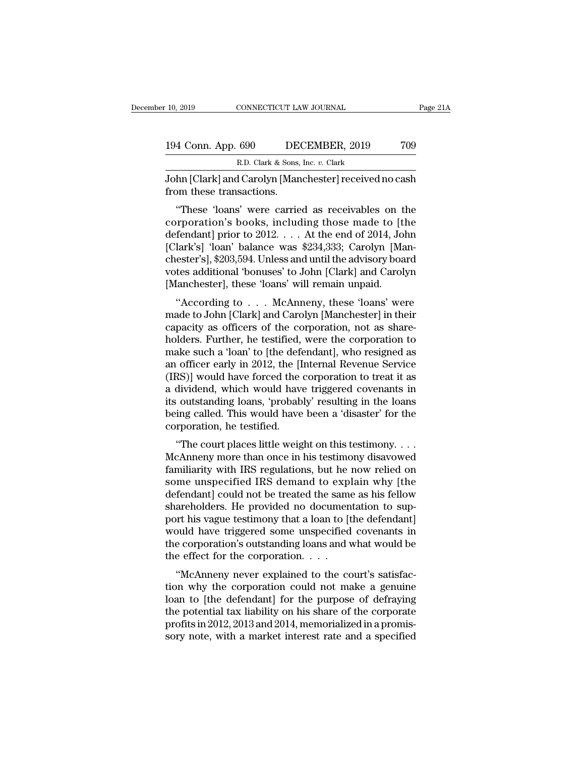John [Clark] and Carolyn [Manchester] received no cash from these transactions.

"These 'loans' were carried as receivables on the corporation's books, including those made to [the defendant] prior to 2012. . . . At the end of 2014, John [Clark's] 'loan' balance was $234,333; Carolyn [Manchester's], $203,594. Unless and until the advisory board votes additional 'bonuses' to John [Clark] and Carolyn [Manchester], these 'loans' will remain unpaid.

"According to . . . McAnneny, these 'loans' were made to John [Clark] and Carolyn [Manchester] in their capacity as officers of the corporation, not as shareholders. Further, he testified, were the corporation to make such a 'loan' to [the defendant], who resigned as an officer early in 2012, the [Internal Revenue Service (IRS)] would have forced the corporation to treat it as a dividend, which would have triggered covenants in its outstanding loans, 'probably' resulting in the loans being called. This would have been a 'disaster' for the corporation, he testified.

"The court places little weight on this testimony. . . . McAnneny more than once in his testimony disavowed familiarity with IRS regulations, but he now relied on some unspecified IRS demand to explain why [the defendant] could not be treated the same as his fellow shareholders. He provided no documentation to support his vague testimony that a loan to [the defendant] would have triggered some unspecified covenants in the corporation's outstanding loans and what would be the effect for the corporation. . . .

"McAnneny never explained to the court's satisfaction why the corporation could not make a genuine loan to [the defendant] for the purpose of defraying the potential tax liability on his share of the corporate profits in 2012, 2013 and 2014, memorialized in a promissory note, with a market interest rate and a specified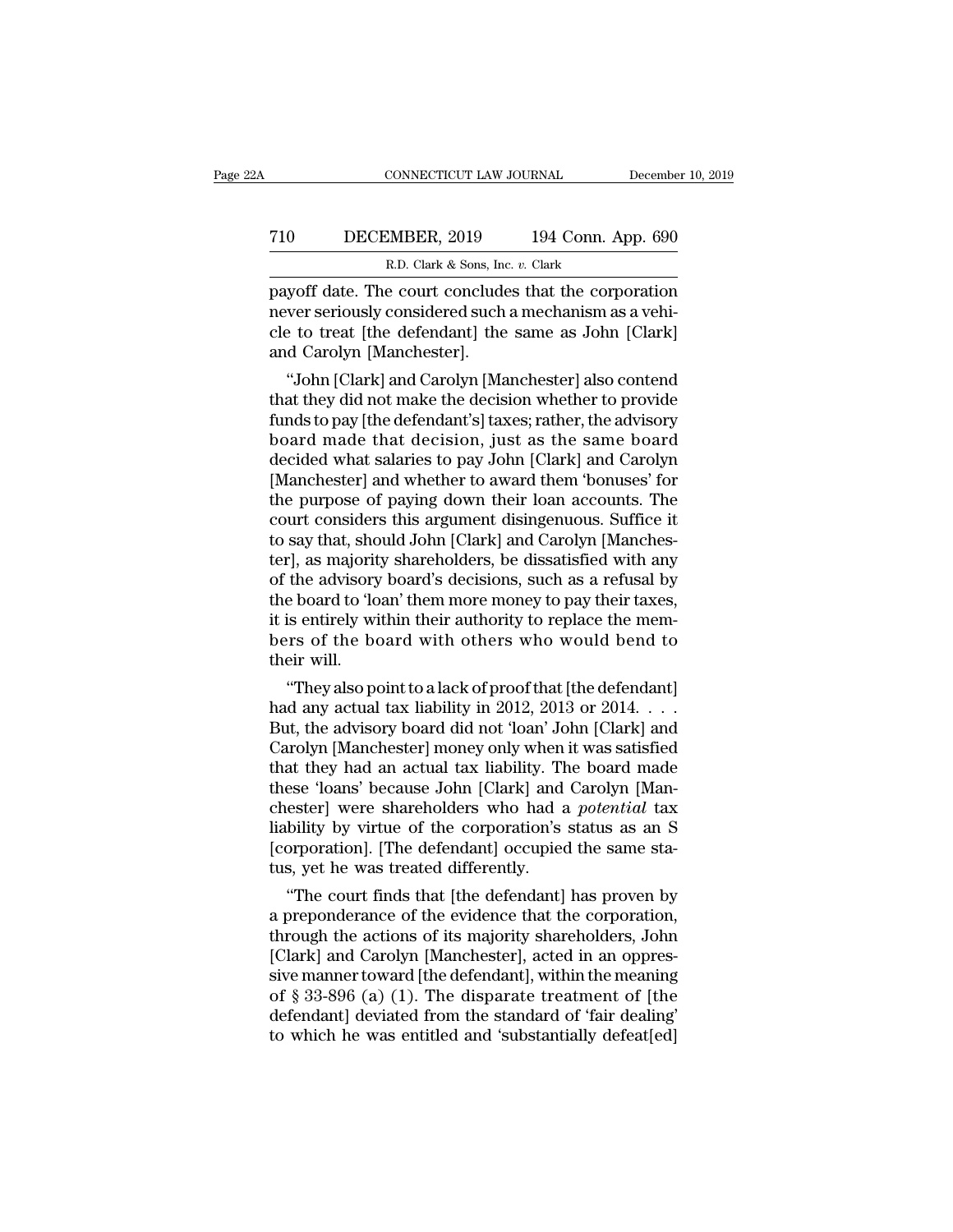payoff date. The court concludes that the corporation never seriously considered such a mechanism as a vehicle to treat [the defendant] the same as John [Clark] and Carolyn [Manchester].

"John [Clark] and Carolyn [Manchester] also contend that they did not make the decision whether to provide funds to pay [the defendant's] taxes; rather, the advisory board made that decision, just as the same board decided what salaries to pay John [Clark] and Carolyn [Manchester] and whether to award them 'bonuses' for the purpose of paying down their loan accounts. The court considers this argument disingenuous. Suffice it to say that, should John [Clark] and Carolyn [Manchester], as majority shareholders, be dissatisfied with any of the advisory board's decisions, such as a refusal by the board to 'loan' them more money to pay their taxes, it is entirely within their authority to replace the members of the board with others who would bend to their will.

"They also point to a lack of proof that [the defendant] had any actual tax liability in 2012, 2013 or 2014. . . . But, the advisory board did not 'loan' John [Clark] and Carolyn [Manchester] money only when it was satisfied that they had an actual tax liability. The board made these 'loans' because John [Clark] and Carolyn [Manchester] were shareholders who had a *potential* tax liability by virtue of the corporation's status as an S [corporation]. [The defendant] occupied the same status, yet he was treated differently.

"The court finds that [the defendant] has proven by a preponderance of the evidence that the corporation, through the actions of its majority shareholders, John [Clark] and Carolyn [Manchester], acted in an oppressive manner toward [the defendant], within the meaning of § 33-896 (a) (1). The disparate treatment of [the defendant] deviated from the standard of 'fair dealing' to which he was entitled and 'substantially defeat[ed]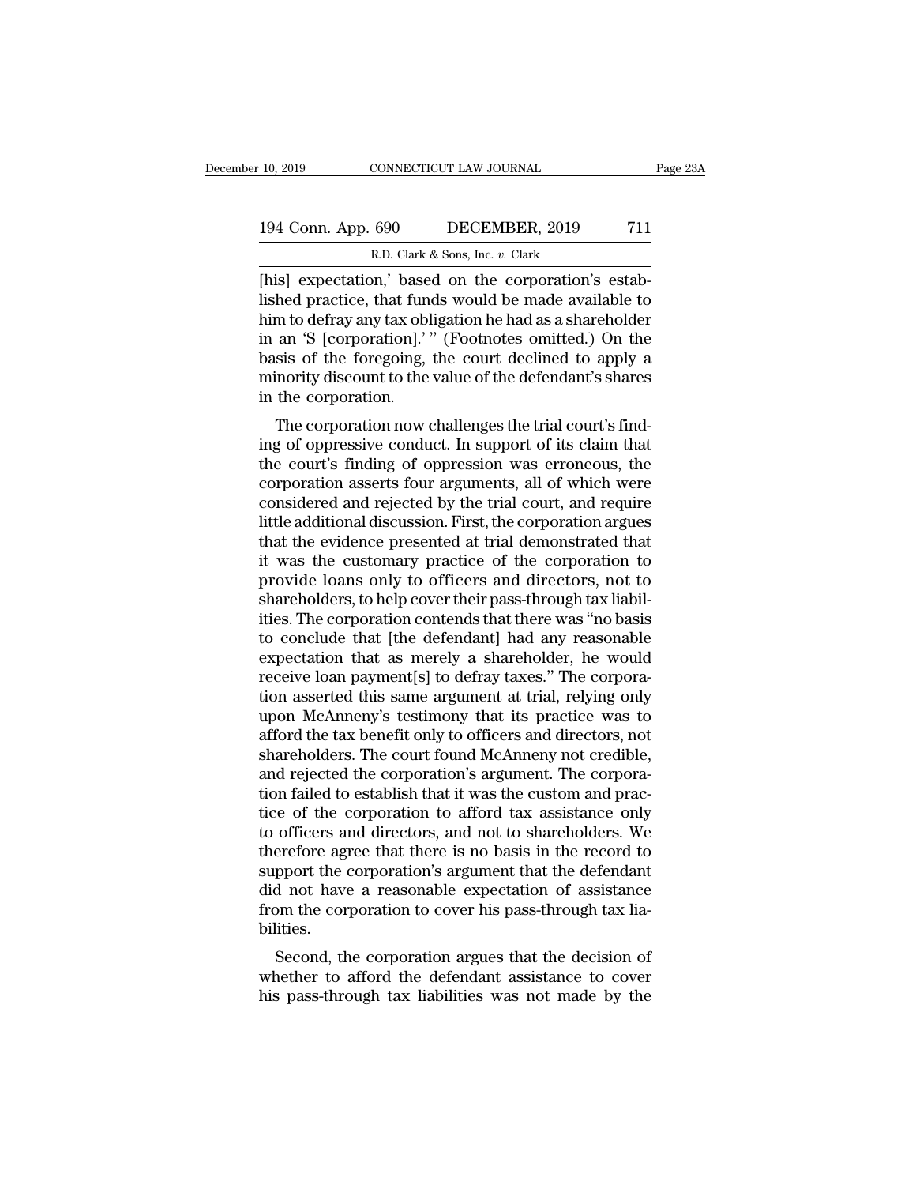[his] expectation,' based on the corporation's established practice, that funds would be made available to him to defray any tax obligation he had as a shareholder in an 'S [corporation].' " (Footnotes omitted.) On the basis of the foregoing, the court declined to apply a minority discount to the value of the defendant's shares in the corporation.

The corporation now challenges the trial court's finding of oppressive conduct. In support of its claim that the court's finding of oppression was erroneous, the corporation asserts four arguments, all of which were considered and rejected by the trial court, and require little additional discussion. First, the corporation argues that the evidence presented at trial demonstrated that it was the customary practice of the corporation to provide loans only to officers and directors, not to shareholders, to help cover their pass-through tax liabilities. The corporation contends that there was "no basis to conclude that [the defendant] had any reasonable expectation that as merely a shareholder, he would receive loan payment[s] to defray taxes." The corporation asserted this same argument at trial, relying only upon McAnneny's testimony that its practice was to afford the tax benefit only to officers and directors, not shareholders. The court found McAnneny not credible, and rejected the corporation's argument. The corporation failed to establish that it was the custom and practice of the corporation to afford tax assistance only to officers and directors, and not to shareholders. We therefore agree that there is no basis in the record to support the corporation's argument that the defendant did not have a reasonable expectation of assistance from the corporation to cover his pass-through tax liabilities.

Second, the corporation argues that the decision of whether to afford the defendant assistance to cover his pass-through tax liabilities was not made by the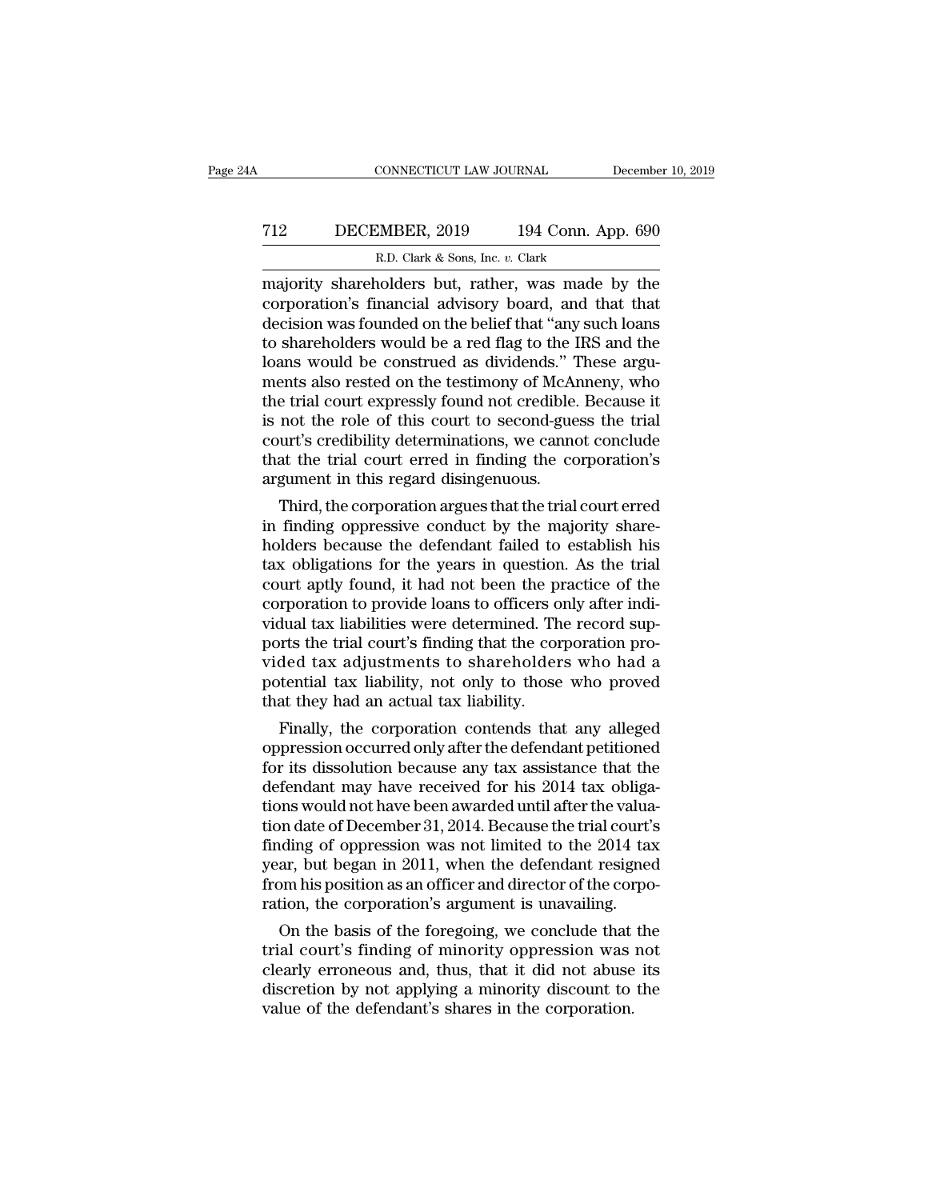majority shareholders but, rather, was made by the corporation's financial advisory board, and that that decision was founded on the belief that "any such loans to shareholders would be a red flag to the IRS and the loans would be construed as dividends." These arguments also rested on the testimony of McAnneny, who the trial court expressly found not credible. Because it is not the role of this court to second-guess the trial court's credibility determinations, we cannot conclude that the trial court erred in finding the corporation's argument in this regard disingenuous.

Third, the corporation argues that the trial court erred in finding oppressive conduct by the majority shareholders because the defendant failed to establish his tax obligations for the years in question. As the trial court aptly found, it had not been the practice of the corporation to provide loans to officers only after individual tax liabilities were determined. The record supports the trial court's finding that the corporation provided tax adjustments to shareholders who had a potential tax liability, not only to those who proved that they had an actual tax liability.

Finally, the corporation contends that any alleged oppression occurred only after the defendant petitioned for its dissolution because any tax assistance that the defendant may have received for his 2014 tax obligations would not have been awarded until after the valuation date of December 31, 2014. Because the trial court's finding of oppression was not limited to the 2014 tax year, but began in 2011, when the defendant resigned from his position as an officer and director of the corporation, the corporation's argument is unavailing.

On the basis of the foregoing, we conclude that the trial court's finding of minority oppression was not clearly erroneous and, thus, that it did not abuse its discretion by not applying a minority discount to the value of the defendant's shares in the corporation.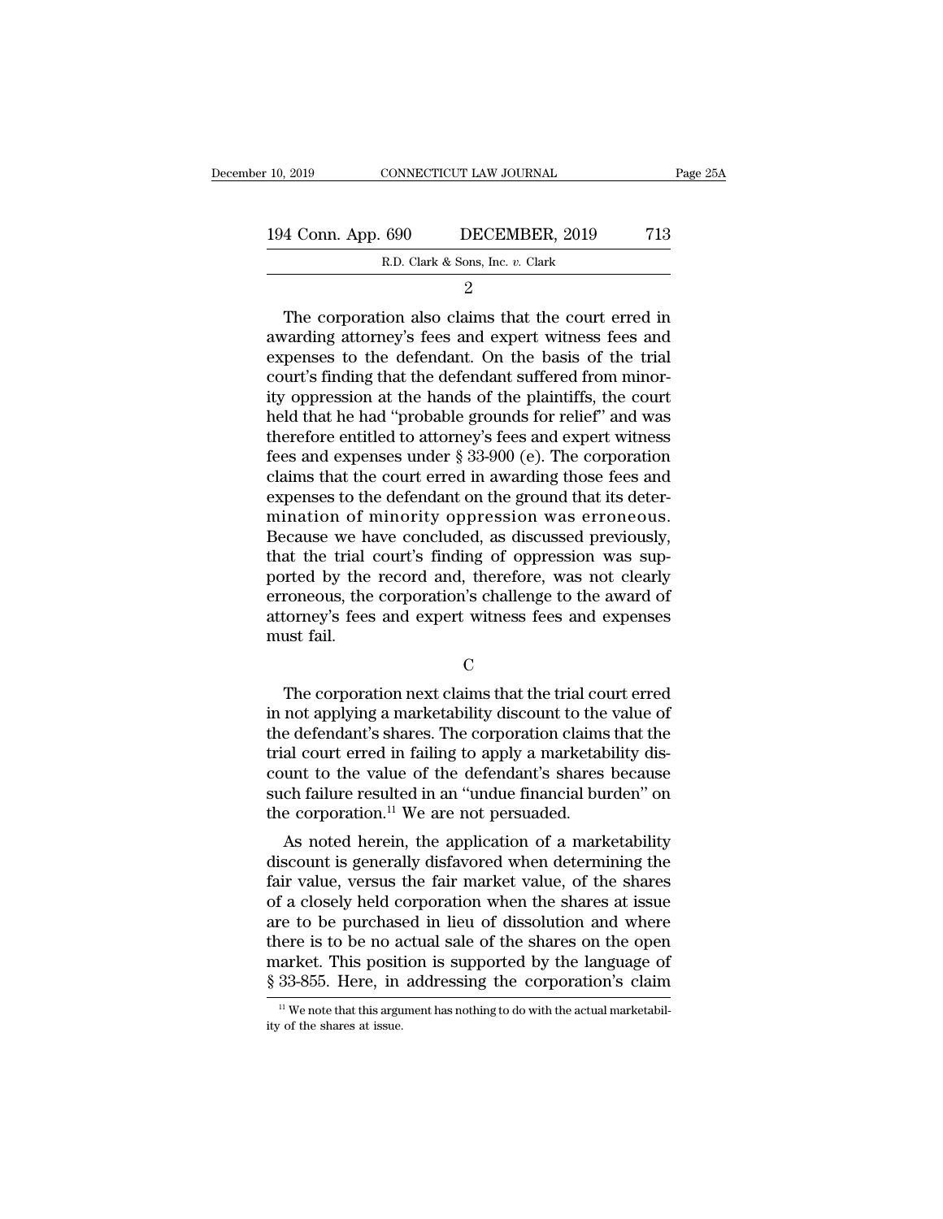2

The corporation also claims that the court erred in awarding attorney's fees and expert witness fees and expenses to the defendant. On the basis of the trial court's finding that the defendant suffered from minority oppression at the hands of the plaintiffs, the court held that he had "probable grounds for relief" and was therefore entitled to attorney's fees and expert witness fees and expenses under § 33-900 (e). The corporation claims that the court erred in awarding those fees and expenses to the defendant on the ground that its determination of minority oppression was erroneous. Because we have concluded, as discussed previously, that the trial court's finding of oppression was supported by the record and, therefore, was not clearly erroneous, the corporation's challenge to the award of attorney's fees and expert witness fees and expenses must fail.

C

The corporation next claims that the trial court erred in not applying a marketability discount to the value of the defendant's shares. The corporation claims that the trial court erred in failing to apply a marketability discount to the value of the defendant's shares because such failure resulted in an "undue financial burden" on the corporation.[11] We are not persuaded.

As noted herein, the application of a marketability discount is generally disfavored when determining the fair value, versus the fair market value, of the shares of a closely held corporation when the shares at issue are to be purchased in lieu of dissolution and where there is to be no actual sale of the shares on the open market. This position is supported by the language of § 33-855. Here, in addressing the corporation's claim

[11] We note that this argument has nothing to do with the actual marketability of the shares at issue.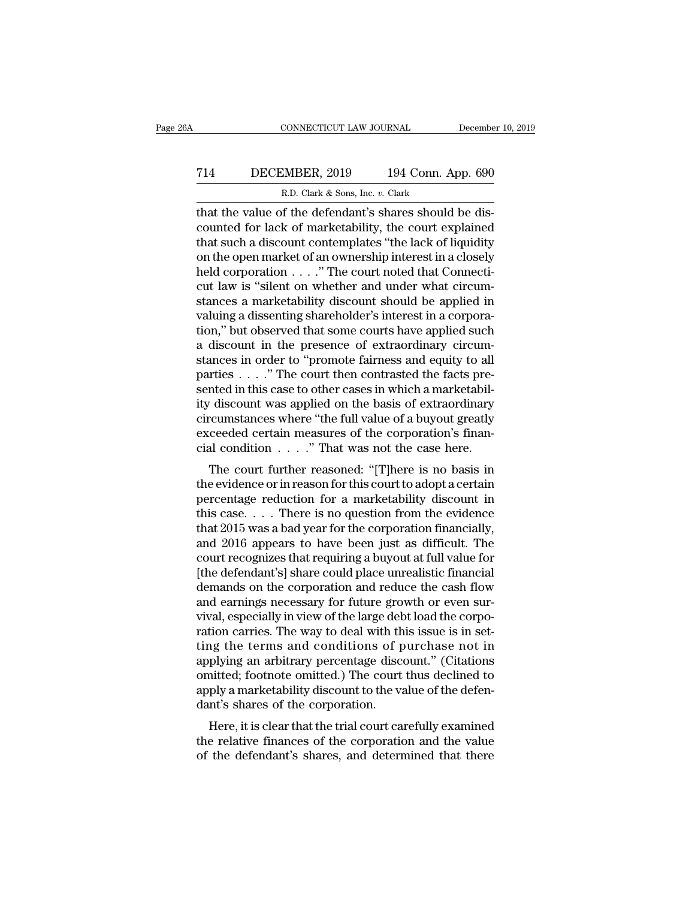that the value of the defendant's shares should be discounted for lack of marketability, the court explained that such a discount contemplates "the lack of liquidity on the open market of an ownership interest in a closely held corporation . . . ." The court noted that Connecticut law is "silent on whether and under what circumstances a marketability discount should be applied in valuing a dissenting shareholder's interest in a corporation," but observed that some courts have applied such a discount in the presence of extraordinary circumstances in order to "promote fairness and equity to all parties . . . ." The court then contrasted the facts presented in this case to other cases in which a marketability discount was applied on the basis of extraordinary circumstances where "the full value of a buyout greatly exceeded certain measures of the corporation's financial condition . . . ." That was not the case here.

The court further reasoned: "[T]here is no basis in the evidence or in reason for this court to adopt a certain percentage reduction for a marketability discount in this case. . . . There is no question from the evidence that 2015 was a bad year for the corporation financially, and 2016 appears to have been just as difficult. The court recognizes that requiring a buyout at full value for [the defendant's] share could place unrealistic financial demands on the corporation and reduce the cash flow and earnings necessary for future growth or even survival, especially in view of the large debt load the corporation carries. The way to deal with this issue is in setting the terms and conditions of purchase not in applying an arbitrary percentage discount." (Citations omitted; footnote omitted.) The court thus declined to apply a marketability discount to the value of the defendant's shares of the corporation.

Here, it is clear that the trial court carefully examined the relative finances of the corporation and the value of the defendant's shares, and determined that there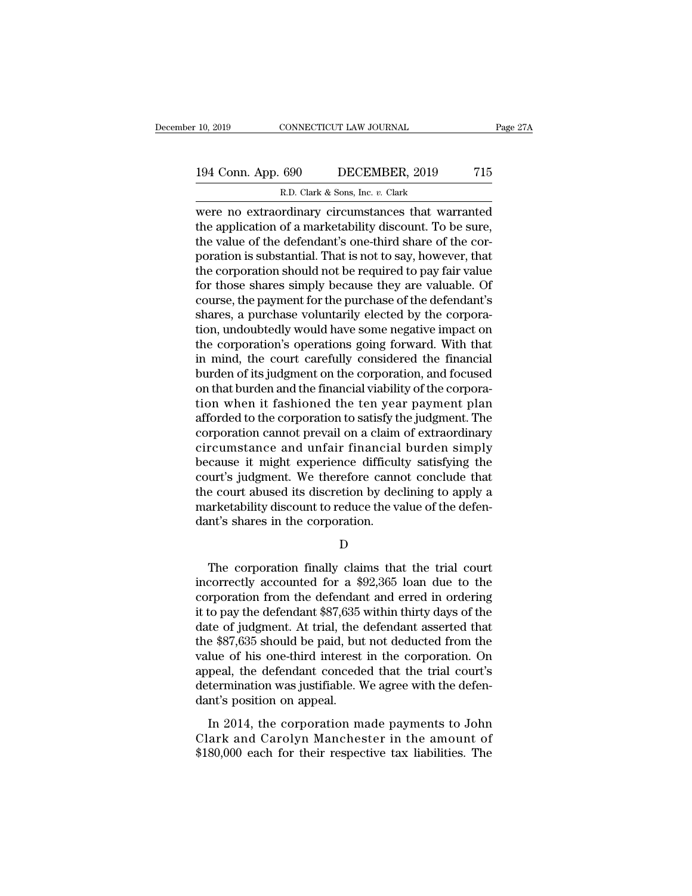were no extraordinary circumstances that warranted the application of a marketability discount. To be sure, the value of the defendant's one-third share of the corporation is substantial. That is not to say, however, that the corporation should not be required to pay fair value for those shares simply because they are valuable. Of course, the payment for the purchase of the defendant's shares, a purchase voluntarily elected by the corporation, undoubtedly would have some negative impact on the corporation's operations going forward. With that in mind, the court carefully considered the financial burden of its judgment on the corporation, and focused on that burden and the financial viability of the corporation when it fashioned the ten year payment plan afforded to the corporation to satisfy the judgment. The corporation cannot prevail on a claim of extraordinary circumstance and unfair financial burden simply because it might experience difficulty satisfying the court's judgment. We therefore cannot conclude that the court abused its discretion by declining to apply a marketability discount to reduce the value of the defendant's shares in the corporation.

D

The corporation finally claims that the trial court incorrectly accounted for a $92,365 loan due to the corporation from the defendant and erred in ordering it to pay the defendant $87,635 within thirty days of the date of judgment. At trial, the defendant asserted that the $87,635 should be paid, but not deducted from the value of his one-third interest in the corporation. On appeal, the defendant conceded that the trial court's determination was justifiable. We agree with the defendant's position on appeal.

In 2014, the corporation made payments to John Clark and Carolyn Manchester in the amount of $180,000 each for their respective tax liabilities. The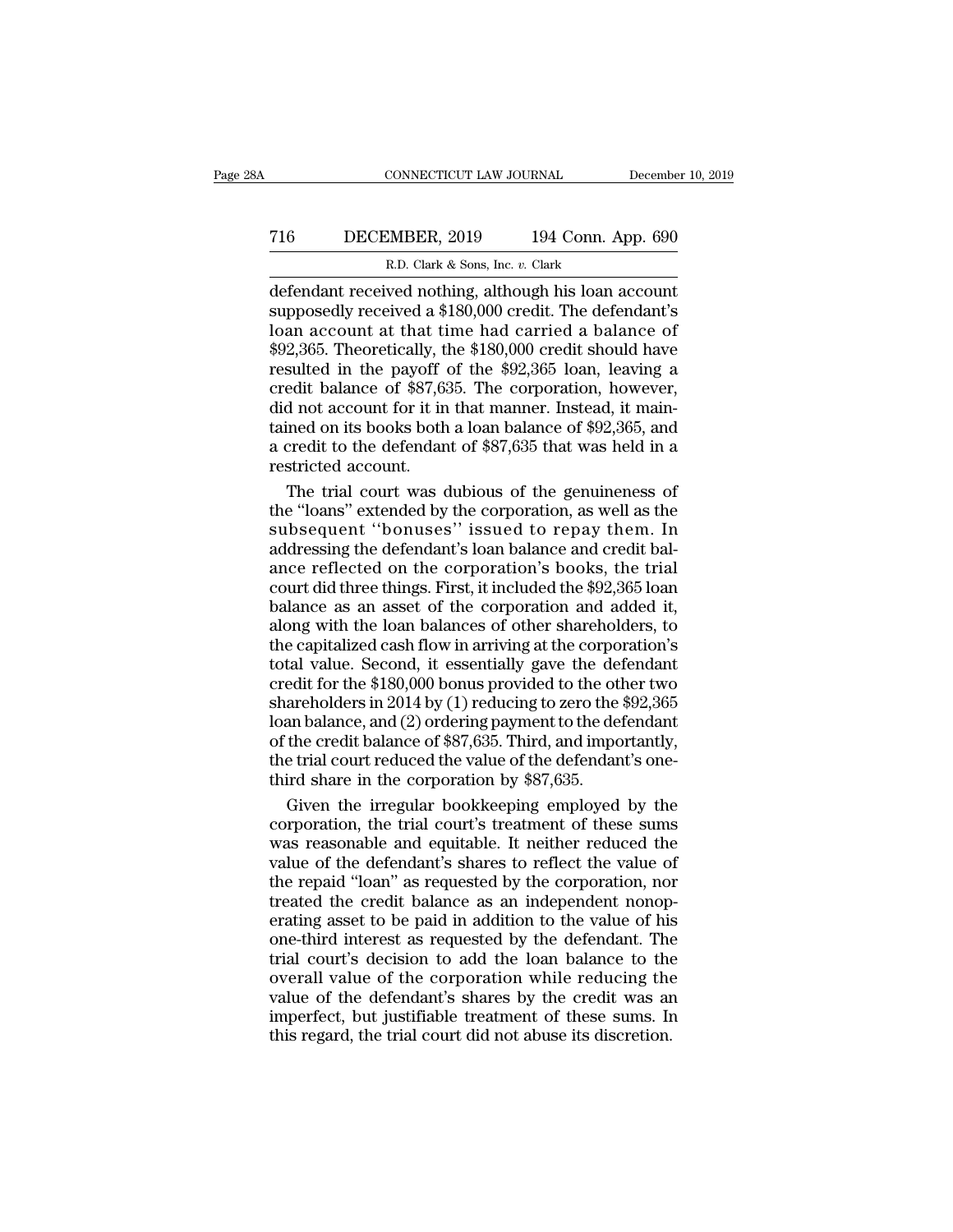defendant received nothing, although his loan account supposedly received a $180,000 credit. The defendant's loan account at that time had carried a balance of $92,365. Theoretically, the $180,000 credit should have resulted in the payoff of the $92,365 loan, leaving a credit balance of $87,635. The corporation, however, did not account for it in that manner. Instead, it maintained on its books both a loan balance of $92,365, and a credit to the defendant of $87,635 that was held in a restricted account.

The trial court was dubious of the genuineness of the "loans" extended by the corporation, as well as the subsequent "bonuses" issued to repay them. In addressing the defendant's loan balance and credit balance reflected on the corporation's books, the trial court did three things. First, it included the $92,365 loan balance as an asset of the corporation and added it, along with the loan balances of other shareholders, to the capitalized cash flow in arriving at the corporation's total value. Second, it essentially gave the defendant credit for the $180,000 bonus provided to the other two shareholders in 2014 by (1) reducing to zero the $92,365 loan balance, and (2) ordering payment to the defendant of the credit balance of $87,635. Third, and importantly, the trial court reduced the value of the defendant's one-third share in the corporation by $87,635.

Given the irregular bookkeeping employed by the corporation, the trial court's treatment of these sums was reasonable and equitable. It neither reduced the value of the defendant's shares to reflect the value of the repaid "loan" as requested by the corporation, nor treated the credit balance as an independent nonoperating asset to be paid in addition to the value of his one-third interest as requested by the defendant. The trial court's decision to add the loan balance to the overall value of the corporation while reducing the value of the defendant's shares by the credit was an imperfect, but justifiable treatment of these sums. In this regard, the trial court did not abuse its discretion.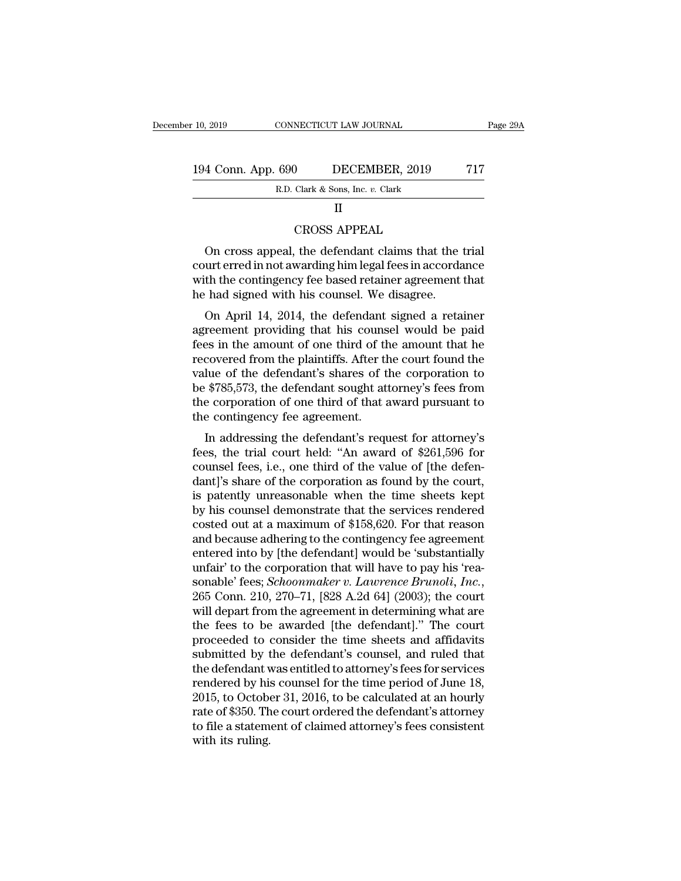## II

## CROSS APPEAL

On cross appeal, the defendant claims that the trial court erred in not awarding him legal fees in accordance with the contingency fee based retainer agreement that he had signed with his counsel. We disagree.

On April 14, 2014, the defendant signed a retainer agreement providing that his counsel would be paid fees in the amount of one third of the amount that he recovered from the plaintiffs. After the court found the value of the defendant's shares of the corporation to be $785,573, the defendant sought attorney's fees from the corporation of one third of that award pursuant to the contingency fee agreement.

In addressing the defendant's request for attorney's fees, the trial court held: "An award of $261,596 for counsel fees, i.e., one third of the value of [the defendant]'s share of the corporation as found by the court, is patently unreasonable when the time sheets kept by his counsel demonstrate that the services rendered costed out at a maximum of $158,620. For that reason and because adhering to the contingency fee agreement entered into by [the defendant] would be 'substantially unfair' to the corporation that will have to pay his 'reasonable' fees; *Schoonmaker v. Lawrence Brunoli, Inc.*, 265 Conn. 210, 270–71, [828 A.2d 64] (2003); the court will depart from the agreement in determining what are the fees to be awarded [the defendant]." The court proceeded to consider the time sheets and affidavits submitted by the defendant's counsel, and ruled that the defendant was entitled to attorney's fees for services rendered by his counsel for the time period of June 18, 2015, to October 31, 2016, to be calculated at an hourly rate of $350. The court ordered the defendant's attorney to file a statement of claimed attorney's fees consistent with its ruling.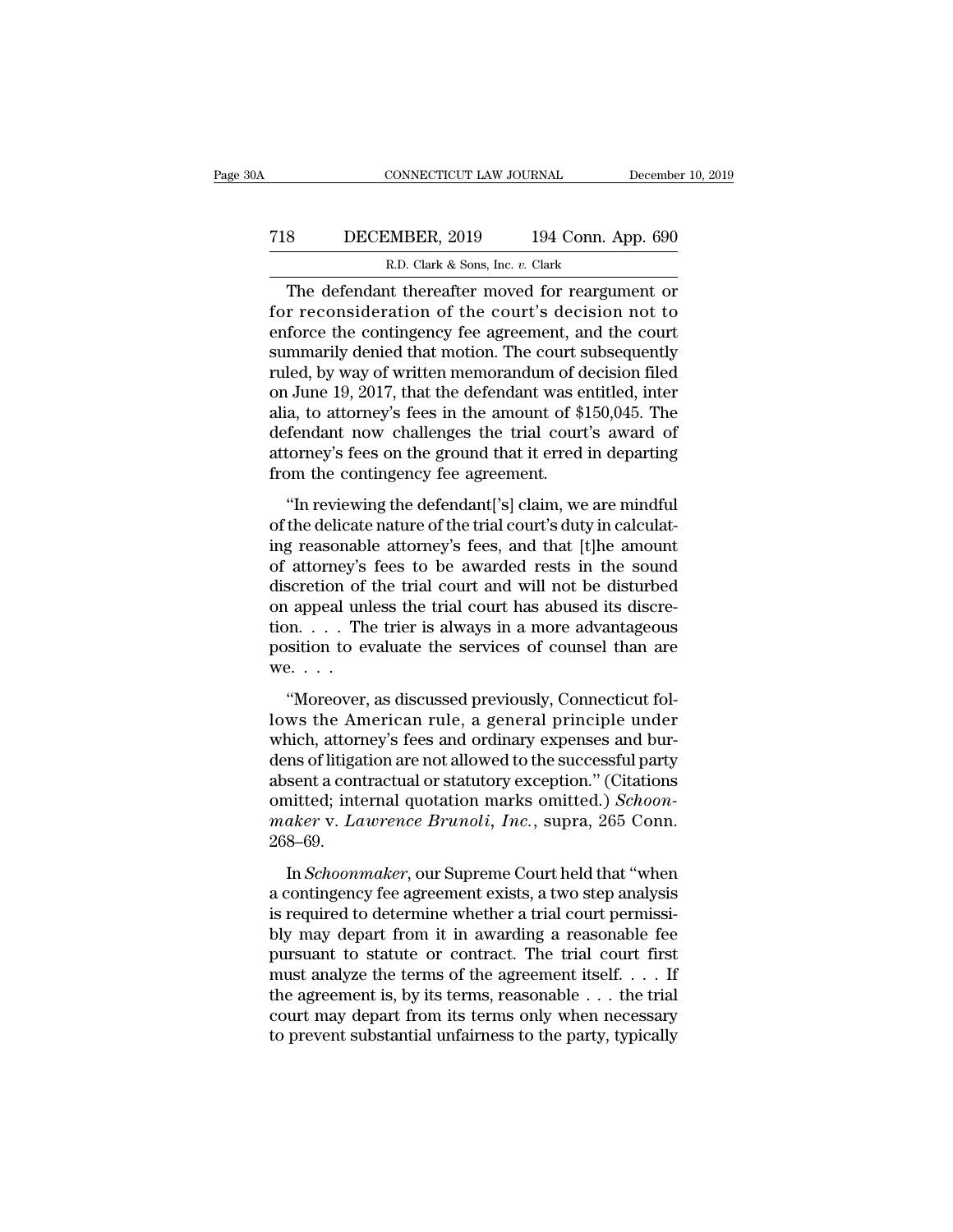The defendant thereafter moved for reargument or for reconsideration of the court's decision not to enforce the contingency fee agreement, and the court summarily denied that motion. The court subsequently ruled, by way of written memorandum of decision filed on June 19, 2017, that the defendant was entitled, inter alia, to attorney's fees in the amount of $150,045. The defendant now challenges the trial court's award of attorney's fees on the ground that it erred in departing from the contingency fee agreement.

"In reviewing the defendant['s] claim, we are mindful of the delicate nature of the trial court's duty in calculating reasonable attorney's fees, and that [t]he amount of attorney's fees to be awarded rests in the sound discretion of the trial court and will not be disturbed on appeal unless the trial court has abused its discretion. . . . The trier is always in a more advantageous position to evaluate the services of counsel than are we. . . .

"Moreover, as discussed previously, Connecticut follows the American rule, a general principle under which, attorney's fees and ordinary expenses and burdens of litigation are not allowed to the successful party absent a contractual or statutory exception." (Citations omitted; internal quotation marks omitted.) *Schoonmaker* v. *Lawrence Brunoli, Inc.*, supra, 265 Conn. 268–69.

In *Schoonmaker*, our Supreme Court held that "when a contingency fee agreement exists, a two step analysis is required to determine whether a trial court permissibly may depart from it in awarding a reasonable fee pursuant to statute or contract. The trial court first must analyze the terms of the agreement itself. . . . If the agreement is, by its terms, reasonable . . . the trial court may depart from its terms only when necessary to prevent substantial unfairness to the party, typically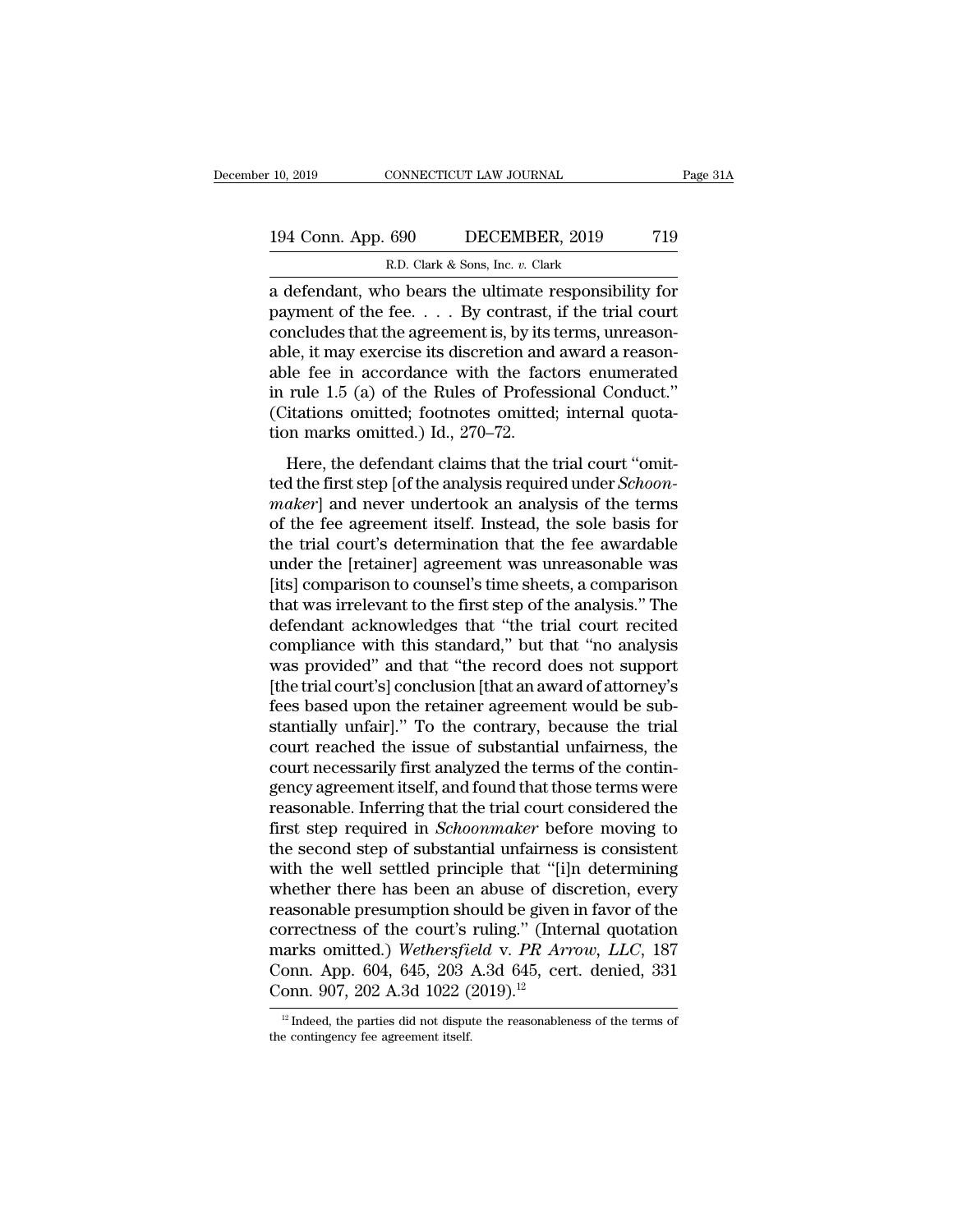a defendant, who bears the ultimate responsibility for payment of the fee. . . . By contrast, if the trial court concludes that the agreement is, by its terms, unreasonable, it may exercise its discretion and award a reasonable fee in accordance with the factors enumerated in rule 1.5 (a) of the Rules of Professional Conduct." (Citations omitted; footnotes omitted; internal quotation marks omitted.) Id., 270–72.

Here, the defendant claims that the trial court "omitted the first step [of the analysis required under *Schoonmaker*] and never undertook an analysis of the terms of the fee agreement itself. Instead, the sole basis for the trial court's determination that the fee awardable under the [retainer] agreement was unreasonable was [its] comparison to counsel's time sheets, a comparison that was irrelevant to the first step of the analysis." The defendant acknowledges that "the trial court recited compliance with this standard," but that "no analysis was provided" and that "the record does not support [the trial court's] conclusion [that an award of attorney's fees based upon the retainer agreement would be substantially unfair]." To the contrary, because the trial court reached the issue of substantial unfairness, the court necessarily first analyzed the terms of the contingency agreement itself, and found that those terms were reasonable. Inferring that the trial court considered the first step required in *Schoonmaker* before moving to the second step of substantial unfairness is consistent with the well settled principle that "[i]n determining whether there has been an abuse of discretion, every reasonable presumption should be given in favor of the correctness of the court's ruling." (Internal quotation marks omitted.) *Wethersfield* v. *PR Arrow, LLC*, 187 Conn. App. 604, 645, 203 A.3d 645, cert. denied, 331 Conn. 907, 202 A.3d 1022 (2019).[12]

[12] Indeed, the parties did not dispute the reasonableness of the terms of the contingency fee agreement itself.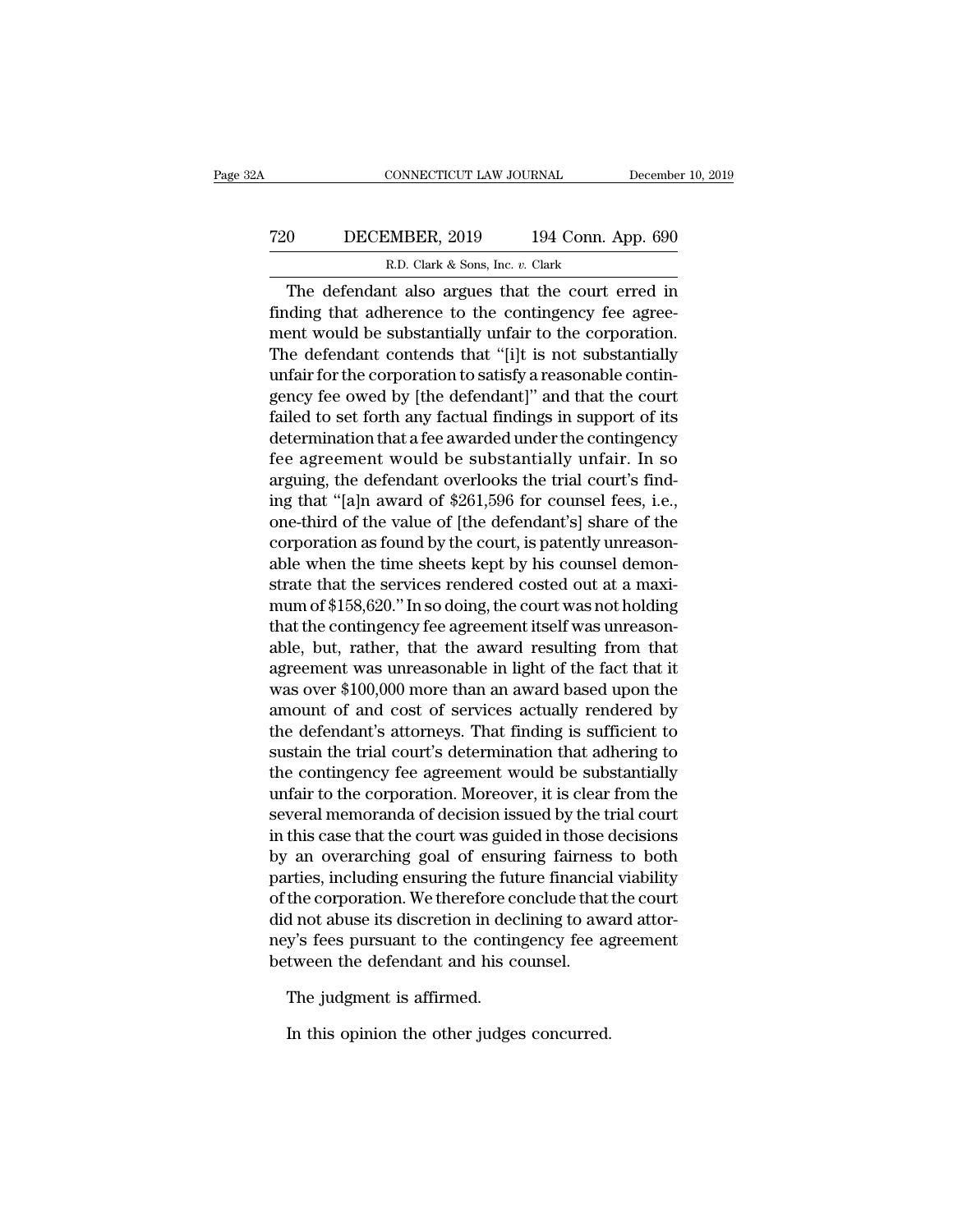The defendant also argues that the court erred in finding that adherence to the contingency fee agreement would be substantially unfair to the corporation. The defendant contends that "[i]t is not substantially unfair for the corporation to satisfy a reasonable contingency fee owed by [the defendant]" and that the court failed to set forth any factual findings in support of its determination that a fee awarded under the contingency fee agreement would be substantially unfair. In so arguing, the defendant overlooks the trial court's finding that "[a]n award of $261,596 for counsel fees, i.e., one-third of the value of [the defendant's] share of the corporation as found by the court, is patently unreasonable when the time sheets kept by his counsel demonstrate that the services rendered costed out at a maximum of $158,620." In so doing, the court was not holding that the contingency fee agreement itself was unreasonable, but, rather, that the award resulting from that agreement was unreasonable in light of the fact that it was over $100,000 more than an award based upon the amount of and cost of services actually rendered by the defendant's attorneys. That finding is sufficient to sustain the trial court's determination that adhering to the contingency fee agreement would be substantially unfair to the corporation. Moreover, it is clear from the several memoranda of decision issued by the trial court in this case that the court was guided in those decisions by an overarching goal of ensuring fairness to both parties, including ensuring the future financial viability of the corporation. We therefore conclude that the court did not abuse its discretion in declining to award attorney's fees pursuant to the contingency fee agreement between the defendant and his counsel.

The judgment is affirmed.

In this opinion the other judges concurred.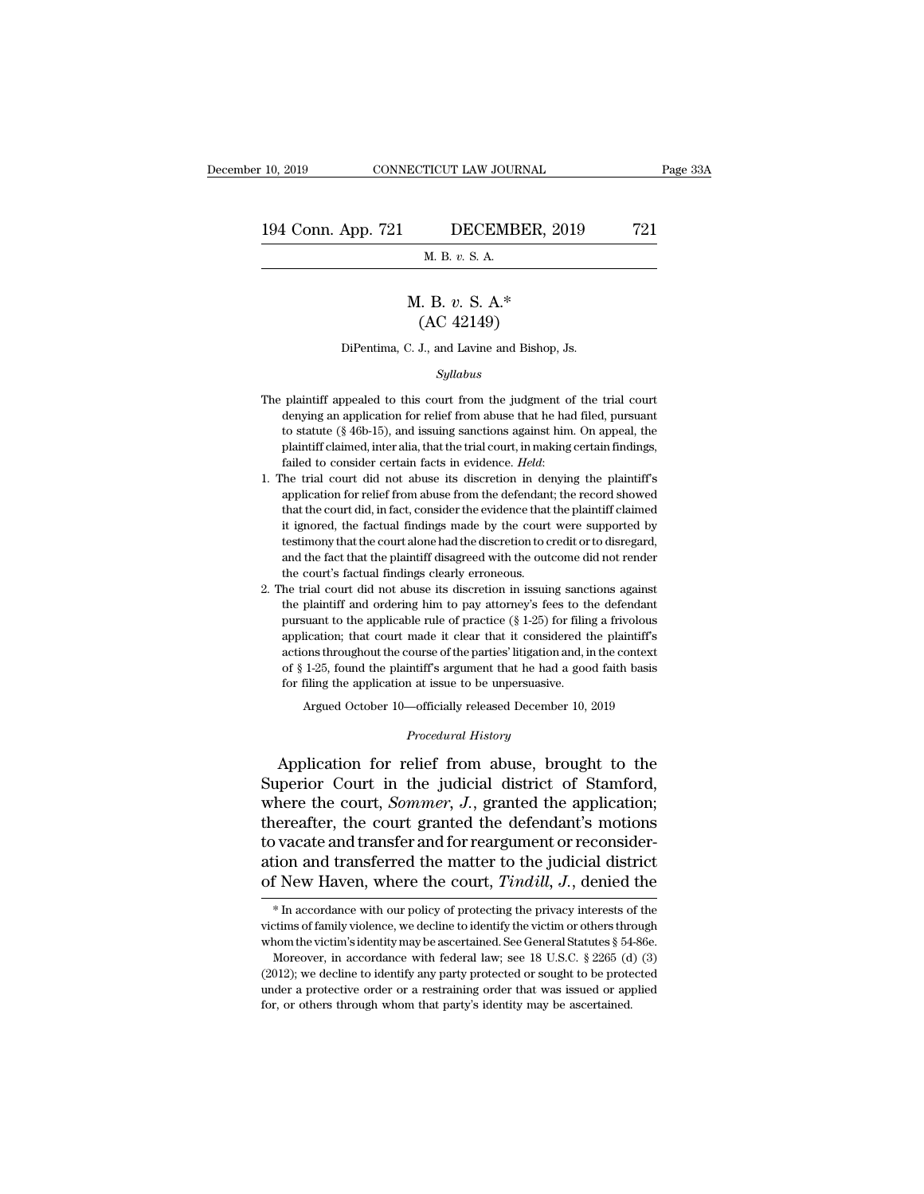# M. B. *v.* S. A.*

## (AC 42149)

DiPentima, C. J., and Lavine and Bishop, Js.

*Syllabus*

The plaintiff appealed to this court from the judgment of the trial court denying an application for relief from abuse that he had filed, pursuant to statute (§ 46b-15), and issuing sanctions against him. On appeal, the plaintiff claimed, inter alia, that the trial court, in making certain findings, failed to consider certain facts in evidence. *Held*:

1. The trial court did not abuse its discretion in denying the plaintiff's application for relief from abuse from the defendant; the record showed that the court did, in fact, consider the evidence that the plaintiff claimed it ignored, the factual findings made by the court were supported by testimony that the court alone had the discretion to credit or to disregard, and the fact that the plaintiff disagreed with the outcome did not render the court's factual findings clearly erroneous.

2. The trial court did not abuse its discretion in issuing sanctions against the plaintiff and ordering him to pay attorney's fees to the defendant pursuant to the applicable rule of practice (§ 1-25) for filing a frivolous application; that court made it clear that it considered the plaintiff's actions throughout the course of the parties' litigation and, in the context of § 1-25, found the plaintiff's argument that he had a good faith basis for filing the application at issue to be unpersuasive.

Argued October 10—officially released December 10, 2019

*Procedural History*

Application for relief from abuse, brought to the Superior Court in the judicial district of Stamford, where the court, *Sommer, J.*, granted the application; thereafter, the court granted the defendant's motions to vacate and transfer and for reargument or reconsideration and transferred the matter to the judicial district of New Haven, where the court, *Tindill, J.*, denied the

---

\* In accordance with our policy of protecting the privacy interests of the victims of family violence, we decline to identify the victim or others through whom the victim's identity may be ascertained. See General Statutes § 54-86e.

Moreover, in accordance with federal law; see 18 U.S.C. § 2265 (d) (3) (2012); we decline to identify any party protected or sought to be protected under a protective order or a restraining order that was issued or applied for, or others through whom that party's identity may be ascertained.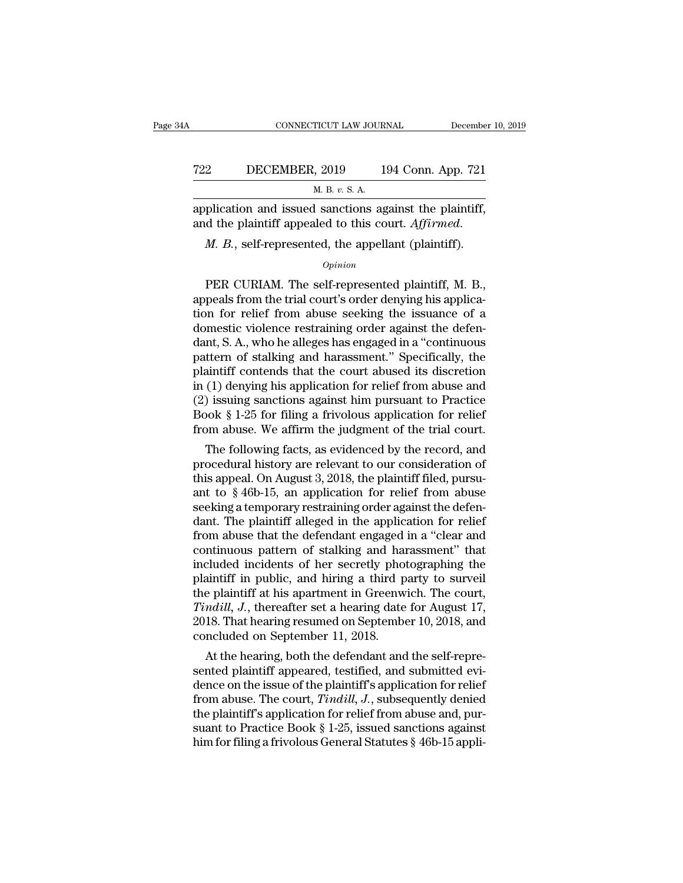application and issued sanctions against the plaintiff, and the plaintiff appealed to this court. *Affirmed.*

*M. B.*, self-represented, the appellant (plaintiff).

*Opinion*

PER CURIAM. The self-represented plaintiff, M. B., appeals from the trial court's order denying his application for relief from abuse seeking the issuance of a domestic violence restraining order against the defendant, S. A., who he alleges has engaged in a "continuous pattern of stalking and harassment." Specifically, the plaintiff contends that the court abused its discretion in (1) denying his application for relief from abuse and (2) issuing sanctions against him pursuant to Practice Book § 1-25 for filing a frivolous application for relief from abuse. We affirm the judgment of the trial court.

The following facts, as evidenced by the record, and procedural history are relevant to our consideration of this appeal. On August 3, 2018, the plaintiff filed, pursuant to § 46b-15, an application for relief from abuse seeking a temporary restraining order against the defendant. The plaintiff alleged in the application for relief from abuse that the defendant engaged in a "clear and continuous pattern of stalking and harassment" that included incidents of her secretly photographing the plaintiff in public, and hiring a third party to surveil the plaintiff at his apartment in Greenwich. The court, *Tindill, J.*, thereafter set a hearing date for August 17, 2018. That hearing resumed on September 10, 2018, and concluded on September 11, 2018.

At the hearing, both the defendant and the self-represented plaintiff appeared, testified, and submitted evidence on the issue of the plaintiff's application for relief from abuse. The court, *Tindill, J.*, subsequently denied the plaintiff's application for relief from abuse and, pursuant to Practice Book § 1-25, issued sanctions against him for filing a frivolous General Statutes § 46b-15 appli-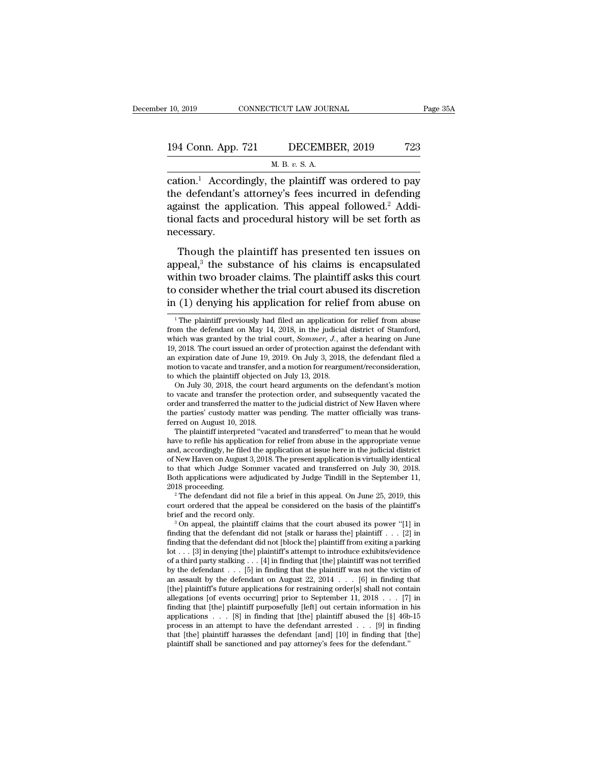cation.[1] Accordingly, the plaintiff was ordered to pay the defendant's attorney's fees incurred in defending against the application. This appeal followed.[2] Additional facts and procedural history will be set forth as necessary.

Though the plaintiff has presented ten issues on appeal,[3] the substance of his claims is encapsulated within two broader claims. The plaintiff asks this court to consider whether the trial court abused its discretion in (1) denying his application for relief from abuse on

[1] The plaintiff previously had filed an application for relief from abuse from the defendant on May 14, 2018, in the judicial district of Stamford, which was granted by the trial court, *Sommer, J.*, after a hearing on June 19, 2018. The court issued an order of protection against the defendant with an expiration date of June 19, 2019. On July 3, 2018, the defendant filed a motion to vacate and transfer, and a motion for reargument/reconsideration, to which the plaintiff objected on July 13, 2018.

On July 30, 2018, the court heard arguments on the defendant's motion to vacate and transfer the protection order, and subsequently vacated the order and transferred the matter to the judicial district of New Haven where the parties' custody matter was pending. The matter officially was transferred on August 10, 2018.

The plaintiff interpreted "vacated and transferred" to mean that he would have to refile his application for relief from abuse in the appropriate venue and, accordingly, he filed the application at issue here in the judicial district of New Haven on August 3, 2018. The present application is virtually identical to that which Judge Sommer vacated and transferred on July 30, 2018. Both applications were adjudicated by Judge Tindill in the September 11, 2018 proceeding.

[2] The defendant did not file a brief in this appeal. On June 25, 2019, this court ordered that the appeal be considered on the basis of the plaintiff's brief and the record only.

[3] On appeal, the plaintiff claims that the court abused its power "[1] in finding that the defendant did not [stalk or harass the] plaintiff . . . [2] in finding that the defendant did not [block the] plaintiff from exiting a parking lot . . . [3] in denying [the] plaintiff's attempt to introduce exhibits/evidence of a third party stalking . . . [4] in finding that [the] plaintiff was not terrified by the defendant . . . [5] in finding that the plaintiff was not the victim of an assault by the defendant on August 22, 2014 . . . [6] in finding that [the] plaintiff's future applications for restraining order[s] shall not contain allegations [of events occurring] prior to September 11, 2018 . . . [7] in finding that [the] plaintiff purposefully [left] out certain information in his applications . . . [8] in finding that [the] plaintiff abused the [§] 46b-15 process in an attempt to have the defendant arrested . . . [9] in finding that [the] plaintiff harasses the defendant [and] [10] in finding that [the] plaintiff shall be sanctioned and pay attorney's fees for the defendant."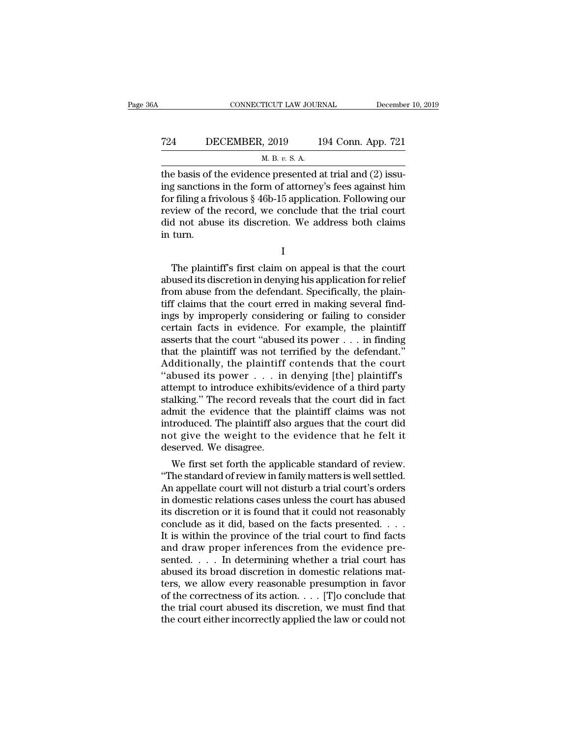the basis of the evidence presented at trial and (2) issuing sanctions in the form of attorney's fees against him for filing a frivolous § 46b-15 application. Following our review of the record, we conclude that the trial court did not abuse its discretion. We address both claims in turn.

I

The plaintiff's first claim on appeal is that the court abused its discretion in denying his application for relief from abuse from the defendant. Specifically, the plaintiff claims that the court erred in making several findings by improperly considering or failing to consider certain facts in evidence. For example, the plaintiff asserts that the court "abused its power . . . in finding that the plaintiff was not terrified by the defendant." Additionally, the plaintiff contends that the court "abused its power . . . in denying [the] plaintiff's attempt to introduce exhibits/evidence of a third party stalking." The record reveals that the court did in fact admit the evidence that the plaintiff claims was not introduced. The plaintiff also argues that the court did not give the weight to the evidence that he felt it deserved. We disagree.

We first set forth the applicable standard of review. "The standard of review in family matters is well settled. An appellate court will not disturb a trial court's orders in domestic relations cases unless the court has abused its discretion or it is found that it could not reasonably conclude as it did, based on the facts presented. . . . It is within the province of the trial court to find facts and draw proper inferences from the evidence presented. . . . In determining whether a trial court has abused its broad discretion in domestic relations matters, we allow every reasonable presumption in favor of the correctness of its action. . . . [T]o conclude that the trial court abused its discretion, we must find that the court either incorrectly applied the law or could not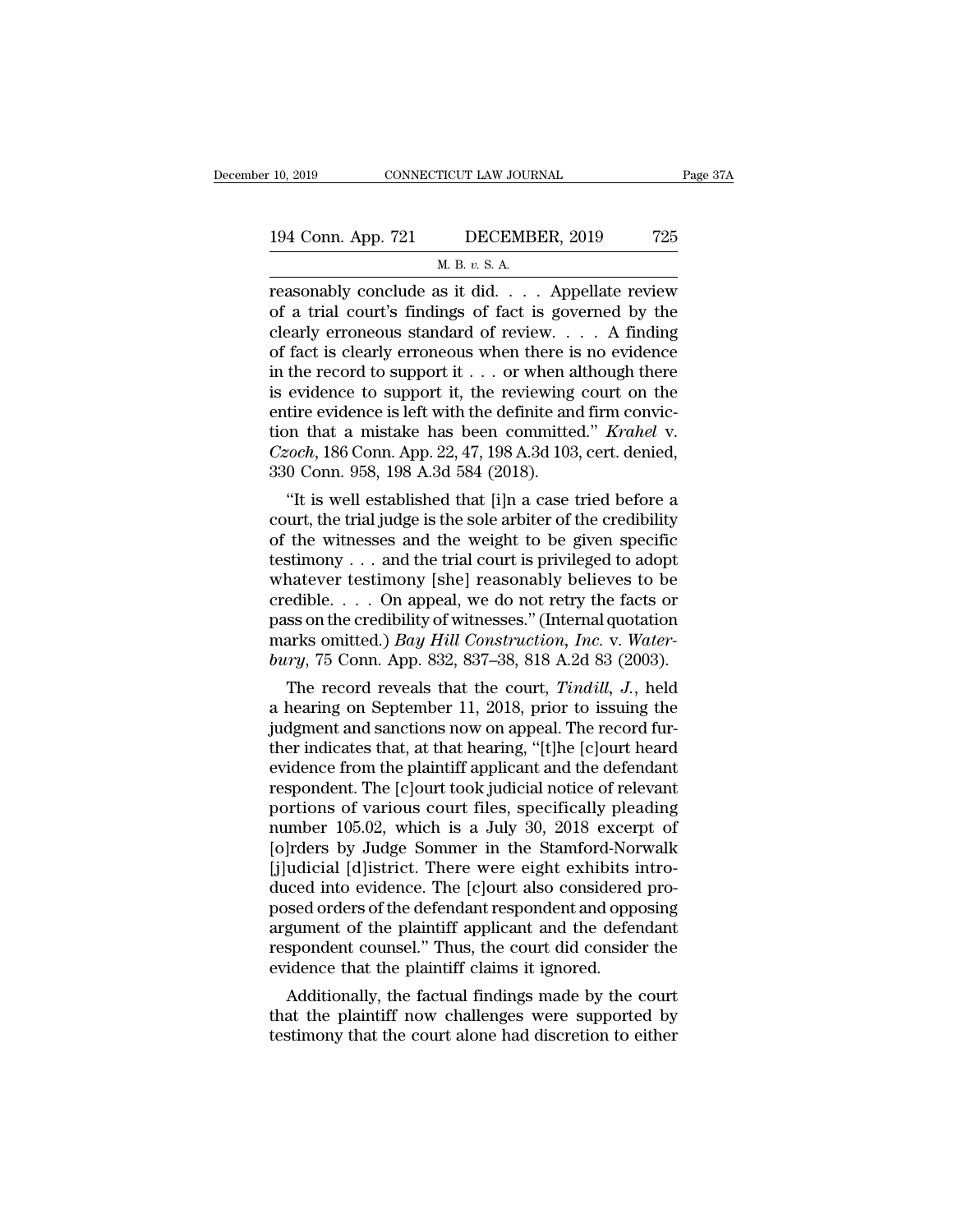reasonably conclude as it did. . . . Appellate review of a trial court's findings of fact is governed by the clearly erroneous standard of review. . . . A finding of fact is clearly erroneous when there is no evidence in the record to support it . . . or when although there is evidence to support it, the reviewing court on the entire evidence is left with the definite and firm conviction that a mistake has been committed." *Krahel* v. *Czoch*, 186 Conn. App. 22, 47, 198 A.3d 103, cert. denied, 330 Conn. 958, 198 A.3d 584 (2018).

"It is well established that [i]n a case tried before a court, the trial judge is the sole arbiter of the credibility of the witnesses and the weight to be given specific testimony . . . and the trial court is privileged to adopt whatever testimony [she] reasonably believes to be credible. . . . On appeal, we do not retry the facts or pass on the credibility of witnesses." (Internal quotation marks omitted.) *Bay Hill Construction, Inc.* v. *Waterbury*, 75 Conn. App. 832, 837–38, 818 A.2d 83 (2003).

The record reveals that the court, *Tindill, J.*, held a hearing on September 11, 2018, prior to issuing the judgment and sanctions now on appeal. The record further indicates that, at that hearing, "[t]he [c]ourt heard evidence from the plaintiff applicant and the defendant respondent. The [c]ourt took judicial notice of relevant portions of various court files, specifically pleading number 105.02, which is a July 30, 2018 excerpt of [o]rders by Judge Sommer in the Stamford-Norwalk [j]udicial [d]istrict. There were eight exhibits introduced into evidence. The [c]ourt also considered proposed orders of the defendant respondent and opposing argument of the plaintiff applicant and the defendant respondent counsel." Thus, the court did consider the evidence that the plaintiff claims it ignored.

Additionally, the factual findings made by the court that the plaintiff now challenges were supported by testimony that the court alone had discretion to either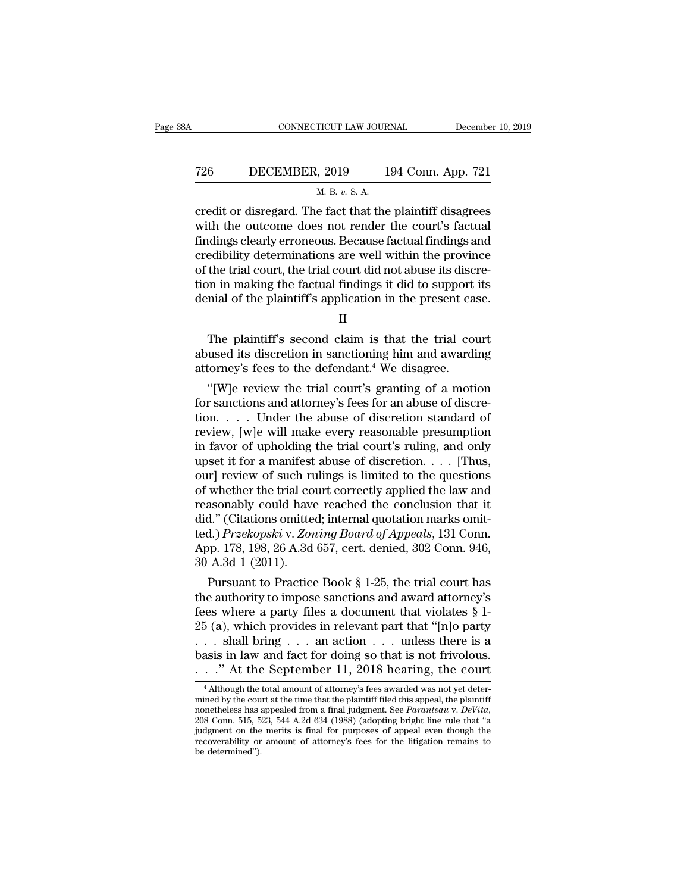credit or disregard. The fact that the plaintiff disagrees with the outcome does not render the court's factual findings clearly erroneous. Because factual findings and credibility determinations are well within the province of the trial court, the trial court did not abuse its discretion in making the factual findings it did to support its denial of the plaintiff's application in the present case.

II

The plaintiff's second claim is that the trial court abused its discretion in sanctioning him and awarding attorney's fees to the defendant.[4] We disagree.

"[W]e review the trial court's granting of a motion for sanctions and attorney's fees for an abuse of discretion. . . . Under the abuse of discretion standard of review, [w]e will make every reasonable presumption in favor of upholding the trial court's ruling, and only upset it for a manifest abuse of discretion. . . . [Thus, our] review of such rulings is limited to the questions of whether the trial court correctly applied the law and reasonably could have reached the conclusion that it did." (Citations omitted; internal quotation marks omitted.) *Przekopski* v. *Zoning Board of Appeals*, 131 Conn. App. 178, 198, 26 A.3d 657, cert. denied, 302 Conn. 946, 30 A.3d 1 (2011).

Pursuant to Practice Book § 1-25, the trial court has the authority to impose sanctions and award attorney's fees where a party files a document that violates § 1-25 (a), which provides in relevant part that "[n]o party . . . shall bring . . . an action . . . unless there is a basis in law and fact for doing so that is not frivolous. . . ." At the September 11, 2018 hearing, the court

[4] Although the total amount of attorney's fees awarded was not yet determined by the court at the time that the plaintiff filed this appeal, the plaintiff nonetheless has appealed from a final judgment. See *Paranteau* v. *DeVita*, 208 Conn. 515, 523, 544 A.2d 634 (1988) (adopting bright line rule that "a judgment on the merits is final for purposes of appeal even though the recoverability or amount of attorney's fees for the litigation remains to be determined").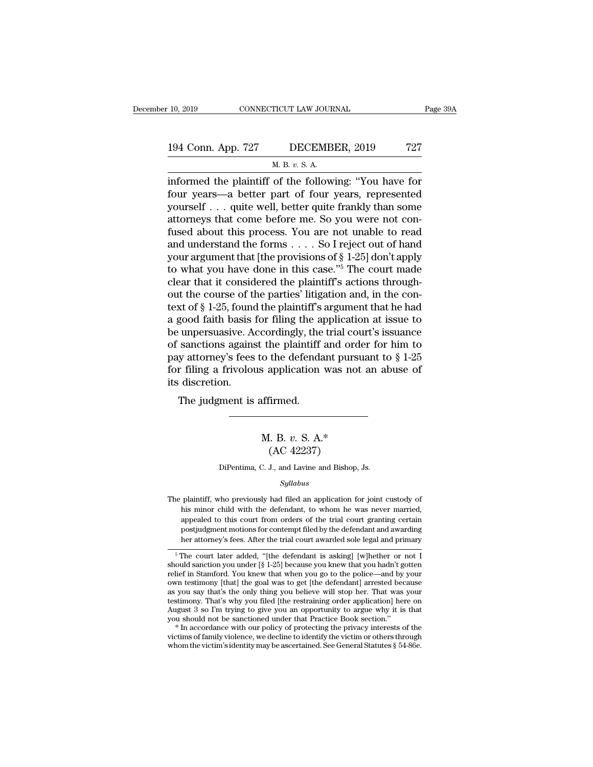informed the plaintiff of the following: "You have for four years—a better part of four years, represented yourself . . . quite well, better quite frankly than some attorneys that come before me. So you were not confused about this process. You are not unable to read and understand the forms . . . . So I reject out of hand your argument that [the provisions of § 1-25] don't apply to what you have done in this case."[5] The court made clear that it considered the plaintiff's actions throughout the course of the parties' litigation and, in the context of § 1-25, found the plaintiff's argument that he had a good faith basis for filing the application at issue to be unpersuasive. Accordingly, the trial court's issuance of sanctions against the plaintiff and order for him to pay attorney's fees to the defendant pursuant to § 1-25 for filing a frivolous application was not an abuse of its discretion.

The judgment is affirmed.

---

## M. B. *v.* S. A.*
## (AC 42237)

DiPentima, C. J., and Lavine and Bishop, Js.

*Syllabus*

The plaintiff, who previously had filed an application for joint custody of his minor child with the defendant, to whom he was never married, appealed to this court from orders of the trial court granting certain postjudgment motions for contempt filed by the defendant and awarding her attorney's fees. After the trial court awarded sole legal and primary

---

[5] The court later added, "[the defendant is asking] [w]hether or not I should sanction you under [§ 1-25] because you knew that you hadn't gotten relief in Stamford. You knew that when you go to the police—and by your own testimony [that] the goal was to get [the defendant] arrested because as you say that's the only thing you believe will stop her. That was your testimony. That's why you filed [the restraining order application] here on August 3 so I'm trying to give you an opportunity to argue why it is that you should not be sanctioned under that Practice Book section."

* In accordance with our policy of protecting the privacy interests of the victims of family violence, we decline to identify the victim or others through whom the victim's identity may be ascertained. See General Statutes § 54-86e.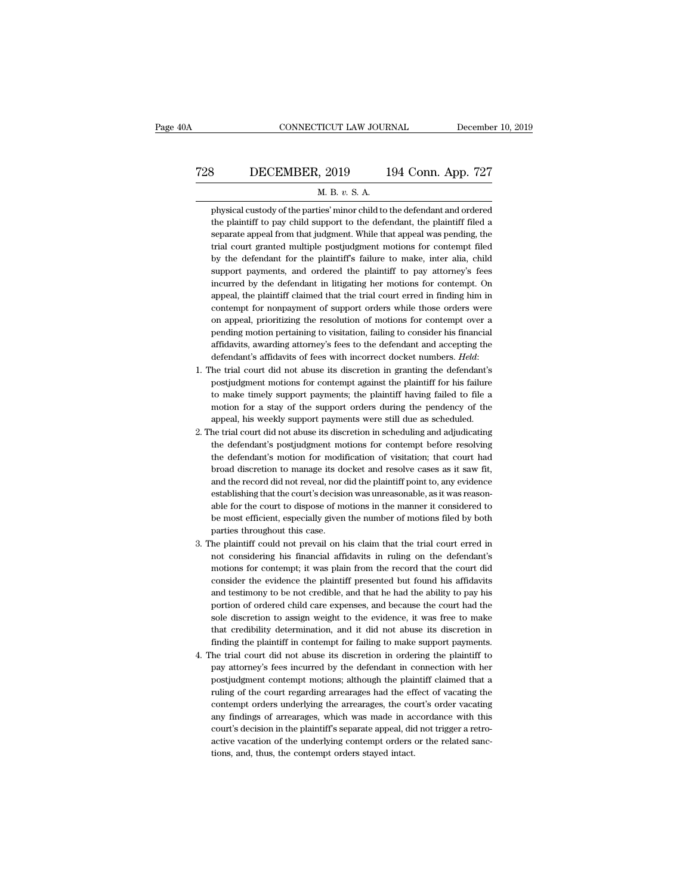physical custody of the parties' minor child to the defendant and ordered the plaintiff to pay child support to the defendant, the plaintiff filed a separate appeal from that judgment. While that appeal was pending, the trial court granted multiple postjudgment motions for contempt filed by the defendant for the plaintiff's failure to make, inter alia, child support payments, and ordered the plaintiff to pay attorney's fees incurred by the defendant in litigating her motions for contempt. On appeal, the plaintiff claimed that the trial court erred in finding him in contempt for nonpayment of support orders while those orders were on appeal, prioritizing the resolution of motions for contempt over a pending motion pertaining to visitation, failing to consider his financial affidavits, awarding attorney's fees to the defendant and accepting the defendant's affidavits of fees with incorrect docket numbers. *Held*:

1. The trial court did not abuse its discretion in granting the defendant's postjudgment motions for contempt against the plaintiff for his failure to make timely support payments; the plaintiff having failed to file a motion for a stay of the support orders during the pendency of the appeal, his weekly support payments were still due as scheduled.
2. The trial court did not abuse its discretion in scheduling and adjudicating the defendant's postjudgment motions for contempt before resolving the defendant's motion for modification of visitation; that court had broad discretion to manage its docket and resolve cases as it saw fit, and the record did not reveal, nor did the plaintiff point to, any evidence establishing that the court's decision was unreasonable, as it was reasonable for the court to dispose of motions in the manner it considered to be most efficient, especially given the number of motions filed by both parties throughout this case.
3. The plaintiff could not prevail on his claim that the trial court erred in not considering his financial affidavits in ruling on the defendant's motions for contempt; it was plain from the record that the court did consider the evidence the plaintiff presented but found his affidavits and testimony to be not credible, and that he had the ability to pay his portion of ordered child care expenses, and because the court had the sole discretion to assign weight to the evidence, it was free to make that credibility determination, and it did not abuse its discretion in finding the plaintiff in contempt for failing to make support payments.
4. The trial court did not abuse its discretion in ordering the plaintiff to pay attorney's fees incurred by the defendant in connection with her postjudgment contempt motions; although the plaintiff claimed that a ruling of the court regarding arrearages had the effect of vacating the contempt orders underlying the arrearages, the court's order vacating any findings of arrearages, which was made in accordance with this court's decision in the plaintiff's separate appeal, did not trigger a retroactive vacation of the underlying contempt orders or the related sanctions, and, thus, the contempt orders stayed intact.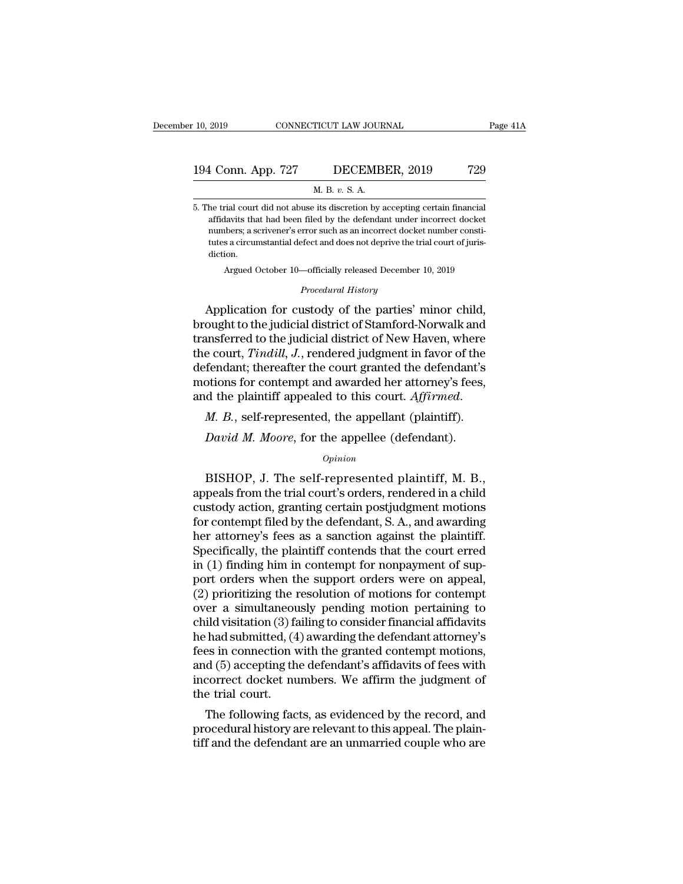5. The trial court did not abuse its discretion by accepting certain financial affidavits that had been filed by the defendant under incorrect docket numbers; a scrivener's error such as an incorrect docket number constitutes a circumstantial defect and does not deprive the trial court of jurisdiction.

Argued October 10—officially released December 10, 2019

*Procedural History*

Application for custody of the parties' minor child, brought to the judicial district of Stamford-Norwalk and transferred to the judicial district of New Haven, where the court, *Tindill, J.*, rendered judgment in favor of the defendant; thereafter the court granted the defendant's motions for contempt and awarded her attorney's fees, and the plaintiff appealed to this court. *Affirmed.*

*M. B.*, self-represented, the appellant (plaintiff).

*David M. Moore*, for the appellee (defendant).

*Opinion*

BISHOP, J. The self-represented plaintiff, M. B., appeals from the trial court's orders, rendered in a child custody action, granting certain postjudgment motions for contempt filed by the defendant, S. A., and awarding her attorney's fees as a sanction against the plaintiff. Specifically, the plaintiff contends that the court erred in (1) finding him in contempt for nonpayment of support orders when the support orders were on appeal, (2) prioritizing the resolution of motions for contempt over a simultaneously pending motion pertaining to child visitation (3) failing to consider financial affidavits he had submitted, (4) awarding the defendant attorney's fees in connection with the granted contempt motions, and (5) accepting the defendant's affidavits of fees with incorrect docket numbers. We affirm the judgment of the trial court.

The following facts, as evidenced by the record, and procedural history are relevant to this appeal. The plaintiff and the defendant are an unmarried couple who are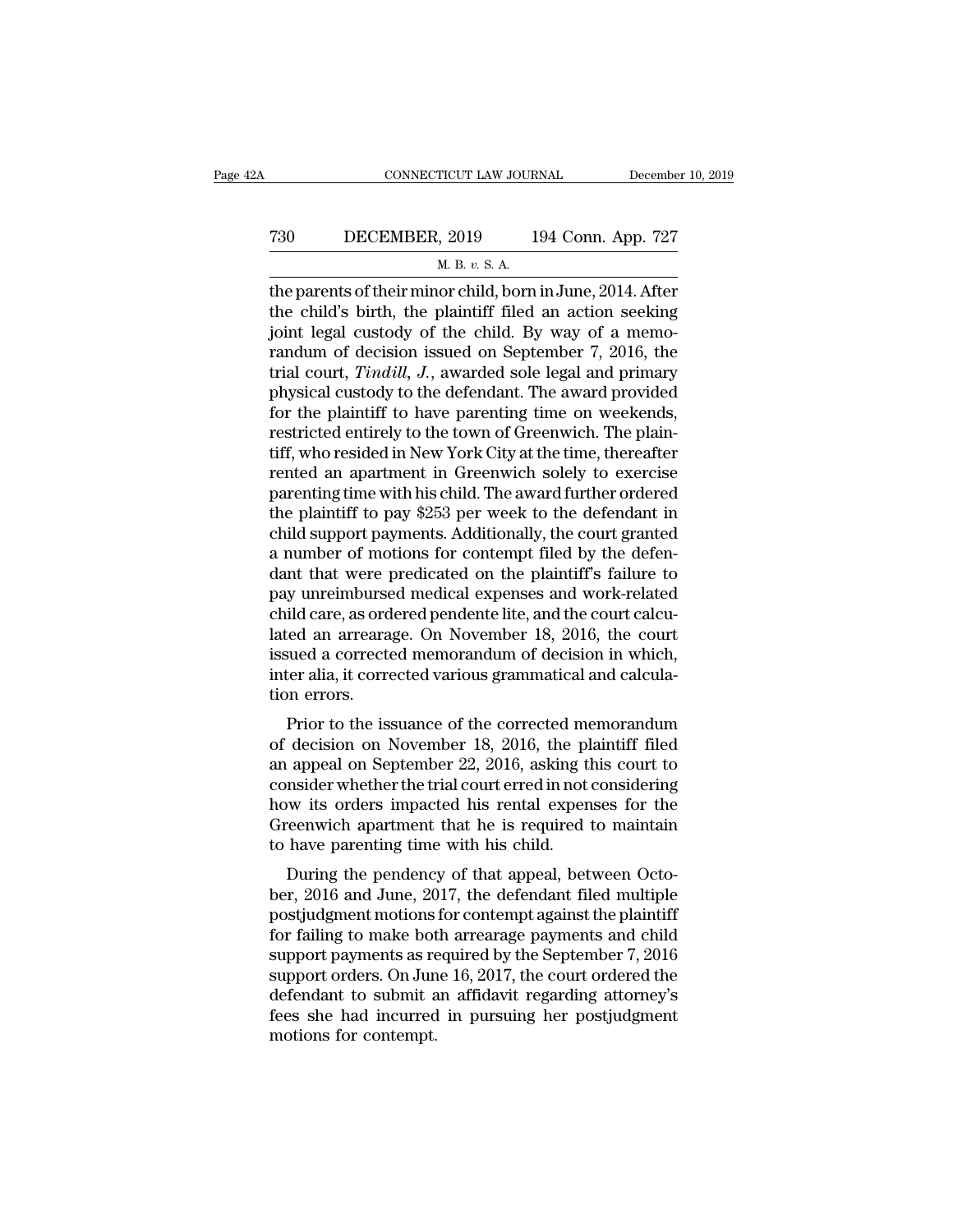the parents of their minor child, born in June, 2014. After the child's birth, the plaintiff filed an action seeking joint legal custody of the child. By way of a memorandum of decision issued on September 7, 2016, the trial court, *Tindill, J.*, awarded sole legal and primary physical custody to the defendant. The award provided for the plaintiff to have parenting time on weekends, restricted entirely to the town of Greenwich. The plaintiff, who resided in New York City at the time, thereafter rented an apartment in Greenwich solely to exercise parenting time with his child. The award further ordered the plaintiff to pay $253 per week to the defendant in child support payments. Additionally, the court granted a number of motions for contempt filed by the defendant that were predicated on the plaintiff's failure to pay unreimbursed medical expenses and work-related child care, as ordered pendente lite, and the court calculated an arrearage. On November 18, 2016, the court issued a corrected memorandum of decision in which, inter alia, it corrected various grammatical and calculation errors.

Prior to the issuance of the corrected memorandum of decision on November 18, 2016, the plaintiff filed an appeal on September 22, 2016, asking this court to consider whether the trial court erred in not considering how its orders impacted his rental expenses for the Greenwich apartment that he is required to maintain to have parenting time with his child.

During the pendency of that appeal, between October, 2016 and June, 2017, the defendant filed multiple postjudgment motions for contempt against the plaintiff for failing to make both arrearage payments and child support payments as required by the September 7, 2016 support orders. On June 16, 2017, the court ordered the defendant to submit an affidavit regarding attorney's fees she had incurred in pursuing her postjudgment motions for contempt.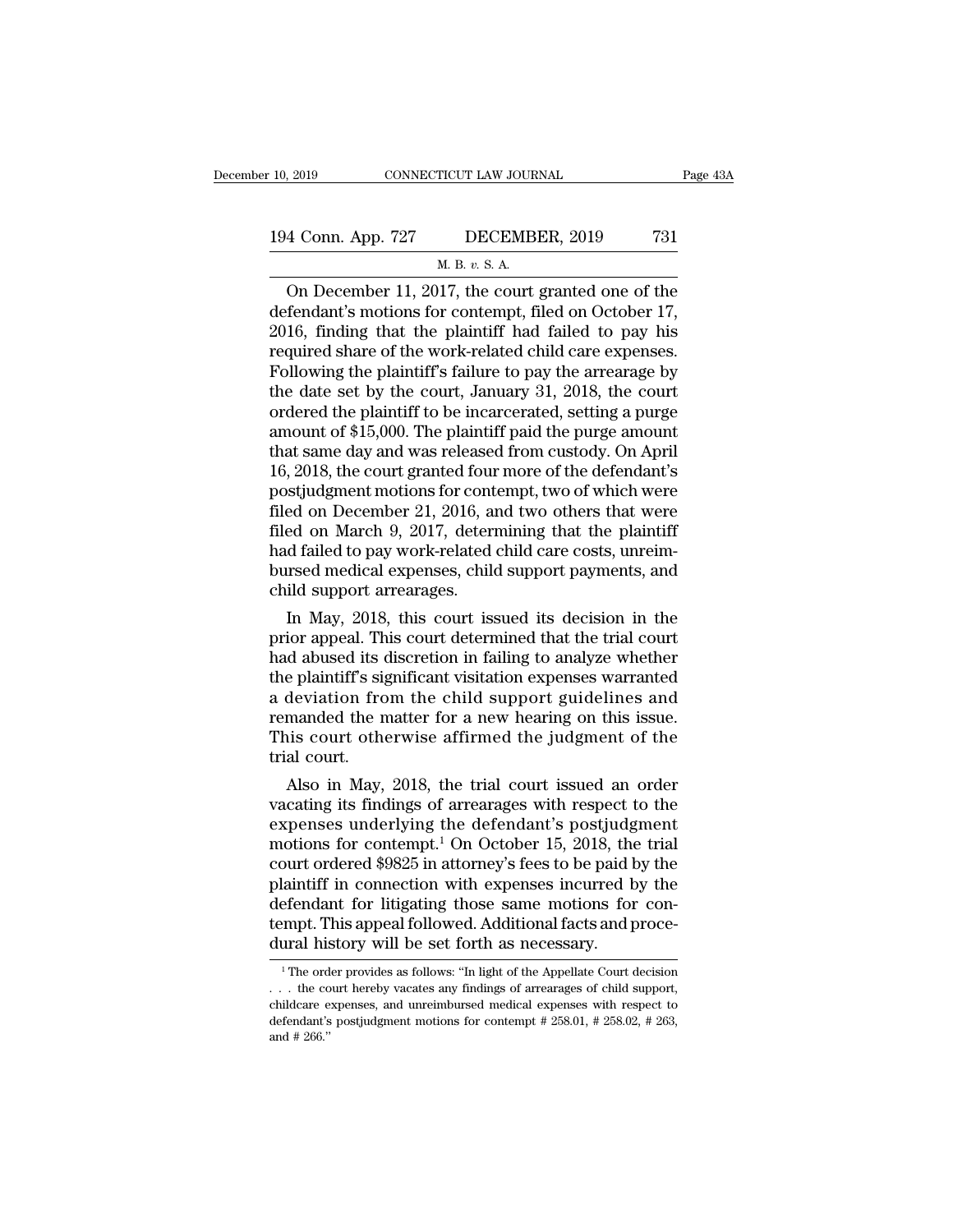On December 11, 2017, the court granted one of the defendant's motions for contempt, filed on October 17, 2016, finding that the plaintiff had failed to pay his required share of the work-related child care expenses. Following the plaintiff's failure to pay the arrearage by the date set by the court, January 31, 2018, the court ordered the plaintiff to be incarcerated, setting a purge amount of $15,000. The plaintiff paid the purge amount that same day and was released from custody. On April 16, 2018, the court granted four more of the defendant's postjudgment motions for contempt, two of which were filed on December 21, 2016, and two others that were filed on March 9, 2017, determining that the plaintiff had failed to pay work-related child care costs, unreimbursed medical expenses, child support payments, and child support arrearages.

In May, 2018, this court issued its decision in the prior appeal. This court determined that the trial court had abused its discretion in failing to analyze whether the plaintiff's significant visitation expenses warranted a deviation from the child support guidelines and remanded the matter for a new hearing on this issue. This court otherwise affirmed the judgment of the trial court.

Also in May, 2018, the trial court issued an order vacating its findings of arrearages with respect to the expenses underlying the defendant's postjudgment motions for contempt.[1] On October 15, 2018, the trial court ordered $9825 in attorney's fees to be paid by the plaintiff in connection with expenses incurred by the defendant for litigating those same motions for contempt. This appeal followed. Additional facts and procedural history will be set forth as necessary.

[1] The order provides as follows: "In light of the Appellate Court decision . . . the court hereby vacates any findings of arrearages of child support, childcare expenses, and unreimbursed medical expenses with respect to defendant's postjudgment motions for contempt # 258.01, # 258.02, # 263, and # 266."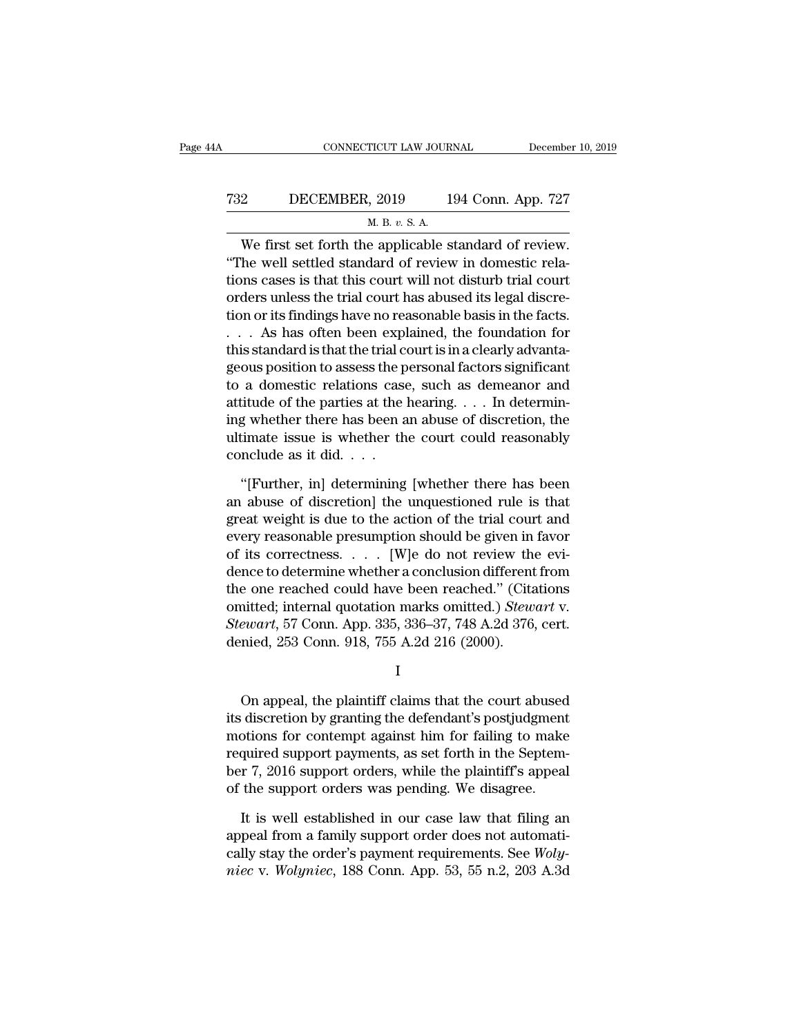We first set forth the applicable standard of review. "The well settled standard of review in domestic relations cases is that this court will not disturb trial court orders unless the trial court has abused its legal discretion or its findings have no reasonable basis in the facts. . . . As has often been explained, the foundation for this standard is that the trial court is in a clearly advantageous position to assess the personal factors significant to a domestic relations case, such as demeanor and attitude of the parties at the hearing. . . . In determining whether there has been an abuse of discretion, the ultimate issue is whether the court could reasonably conclude as it did. . . .

"[Further, in] determining [whether there has been an abuse of discretion] the unquestioned rule is that great weight is due to the action of the trial court and every reasonable presumption should be given in favor of its correctness. . . . [W]e do not review the evidence to determine whether a conclusion different from the one reached could have been reached." (Citations omitted; internal quotation marks omitted.) *Stewart* v. *Stewart*, 57 Conn. App. 335, 336–37, 748 A.2d 376, cert. denied, 253 Conn. 918, 755 A.2d 216 (2000).

I

On appeal, the plaintiff claims that the court abused its discretion by granting the defendant's postjudgment motions for contempt against him for failing to make required support payments, as set forth in the September 7, 2016 support orders, while the plaintiff's appeal of the support orders was pending. We disagree.

It is well established in our case law that filing an appeal from a family support order does not automatically stay the order's payment requirements. See *Wolyniec* v. *Wolyniec*, 188 Conn. App. 53, 55 n.2, 203 A.3d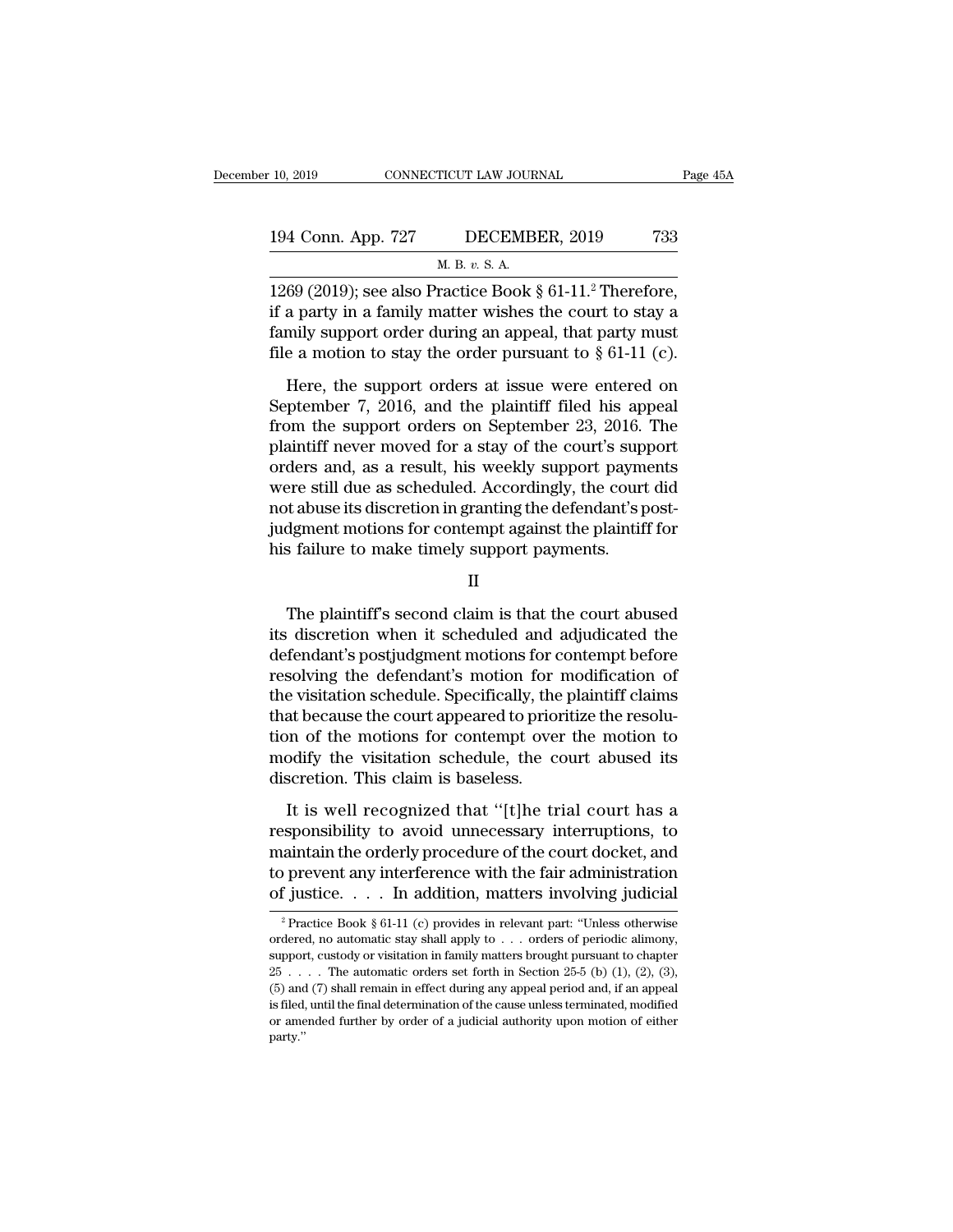1269 (2019); see also Practice Book § 61-11.[2] Therefore, if a party in a family matter wishes the court to stay a family support order during an appeal, that party must file a motion to stay the order pursuant to § 61-11 (c).

Here, the support orders at issue were entered on September 7, 2016, and the plaintiff filed his appeal from the support orders on September 23, 2016. The plaintiff never moved for a stay of the court's support orders and, as a result, his weekly support payments were still due as scheduled. Accordingly, the court did not abuse its discretion in granting the defendant's postjudgment motions for contempt against the plaintiff for his failure to make timely support payments.

II

The plaintiff's second claim is that the court abused its discretion when it scheduled and adjudicated the defendant's postjudgment motions for contempt before resolving the defendant's motion for modification of the visitation schedule. Specifically, the plaintiff claims that because the court appeared to prioritize the resolution of the motions for contempt over the motion to modify the visitation schedule, the court abused its discretion. This claim is baseless.

It is well recognized that "[t]he trial court has a responsibility to avoid unnecessary interruptions, to maintain the orderly procedure of the court docket, and to prevent any interference with the fair administration of justice. . . . In addition, matters involving judicial

[2] Practice Book § 61-11 (c) provides in relevant part: "Unless otherwise ordered, no automatic stay shall apply to . . . orders of periodic alimony, support, custody or visitation in family matters brought pursuant to chapter 25 . . . . The automatic orders set forth in Section 25-5 (b) (1), (2), (3), (5) and (7) shall remain in effect during any appeal period and, if an appeal is filed, until the final determination of the cause unless terminated, modified or amended further by order of a judicial authority upon motion of either party."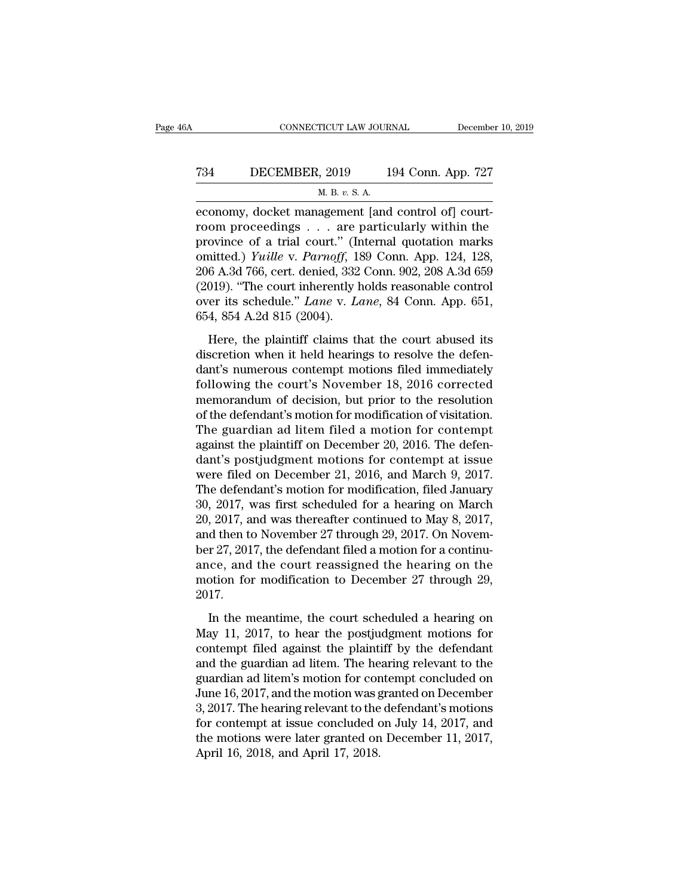economy, docket management [and control of] courtroom proceedings . . . are particularly within the province of a trial court." (Internal quotation marks omitted.) *Yuille* v. *Parnoff*, 189 Conn. App. 124, 128, 206 A.3d 766, cert. denied, 332 Conn. 902, 208 A.3d 659 (2019). "The court inherently holds reasonable control over its schedule." *Lane* v. *Lane*, 84 Conn. App. 651, 654, 854 A.2d 815 (2004).

Here, the plaintiff claims that the court abused its discretion when it held hearings to resolve the defendant's numerous contempt motions filed immediately following the court's November 18, 2016 corrected memorandum of decision, but prior to the resolution of the defendant's motion for modification of visitation. The guardian ad litem filed a motion for contempt against the plaintiff on December 20, 2016. The defendant's postjudgment motions for contempt at issue were filed on December 21, 2016, and March 9, 2017. The defendant's motion for modification, filed January 30, 2017, was first scheduled for a hearing on March 20, 2017, and was thereafter continued to May 8, 2017, and then to November 27 through 29, 2017. On November 27, 2017, the defendant filed a motion for a continuance, and the court reassigned the hearing on the motion for modification to December 27 through 29, 2017.

In the meantime, the court scheduled a hearing on May 11, 2017, to hear the postjudgment motions for contempt filed against the plaintiff by the defendant and the guardian ad litem. The hearing relevant to the guardian ad litem's motion for contempt concluded on June 16, 2017, and the motion was granted on December 3, 2017. The hearing relevant to the defendant's motions for contempt at issue concluded on July 14, 2017, and the motions were later granted on December 11, 2017, April 16, 2018, and April 17, 2018.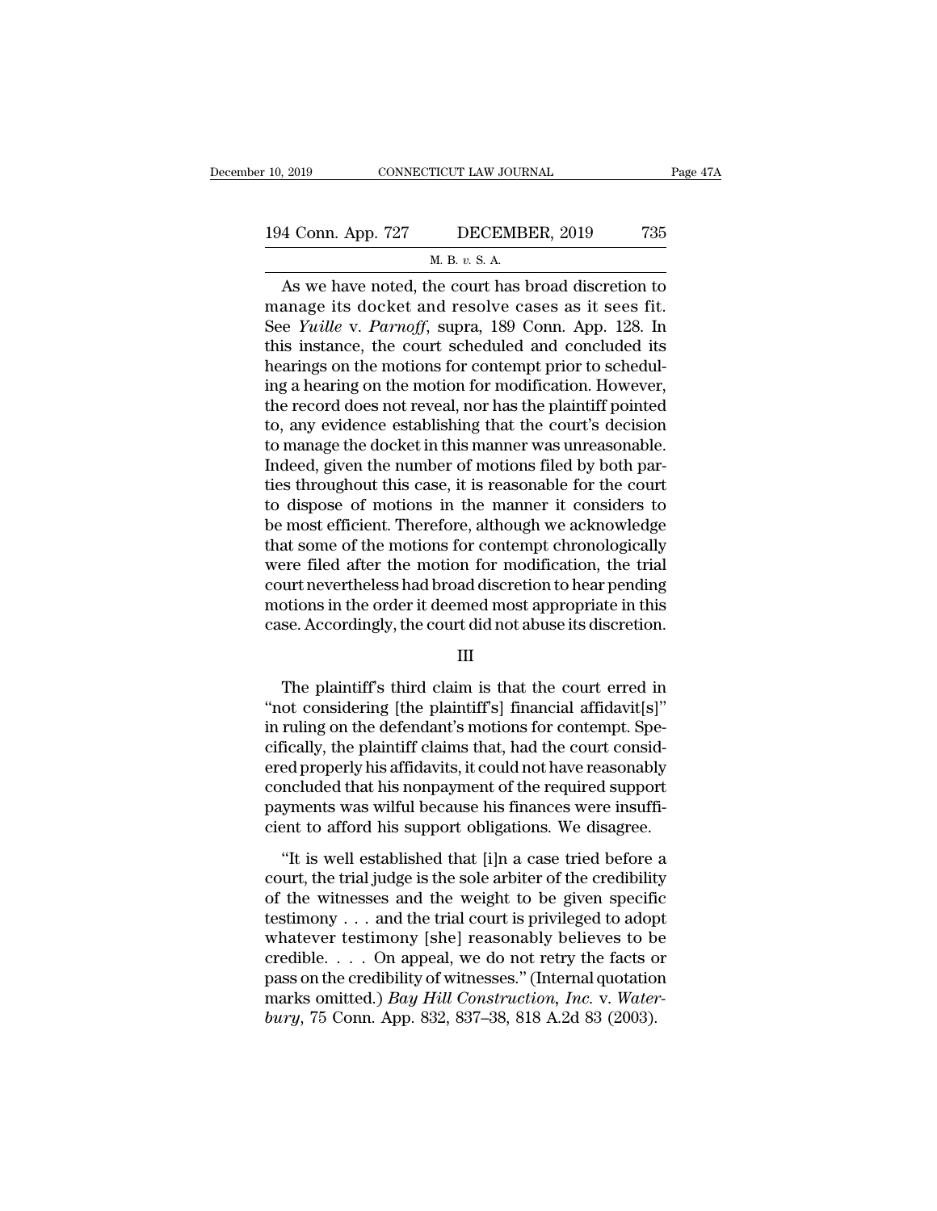As we have noted, the court has broad discretion to manage its docket and resolve cases as it sees fit. See *Yuille* v. *Parnoff*, supra, 189 Conn. App. 128. In this instance, the court scheduled and concluded its hearings on the motions for contempt prior to scheduling a hearing on the motion for modification. However, the record does not reveal, nor has the plaintiff pointed to, any evidence establishing that the court's decision to manage the docket in this manner was unreasonable. Indeed, given the number of motions filed by both parties throughout this case, it is reasonable for the court to dispose of motions in the manner it considers to be most efficient. Therefore, although we acknowledge that some of the motions for contempt chronologically were filed after the motion for modification, the trial court nevertheless had broad discretion to hear pending motions in the order it deemed most appropriate in this case. Accordingly, the court did not abuse its discretion.

## III

The plaintiff's third claim is that the court erred in "not considering [the plaintiff's] financial affidavit[s]" in ruling on the defendant's motions for contempt. Specifically, the plaintiff claims that, had the court considered properly his affidavits, it could not have reasonably concluded that his nonpayment of the required support payments was wilful because his finances were insufficient to afford his support obligations. We disagree.

"It is well established that [i]n a case tried before a court, the trial judge is the sole arbiter of the credibility of the witnesses and the weight to be given specific testimony . . . and the trial court is privileged to adopt whatever testimony [she] reasonably believes to be credible. . . . On appeal, we do not retry the facts or pass on the credibility of witnesses." (Internal quotation marks omitted.) *Bay Hill Construction, Inc.* v. *Waterbury*, 75 Conn. App. 832, 837–38, 818 A.2d 83 (2003).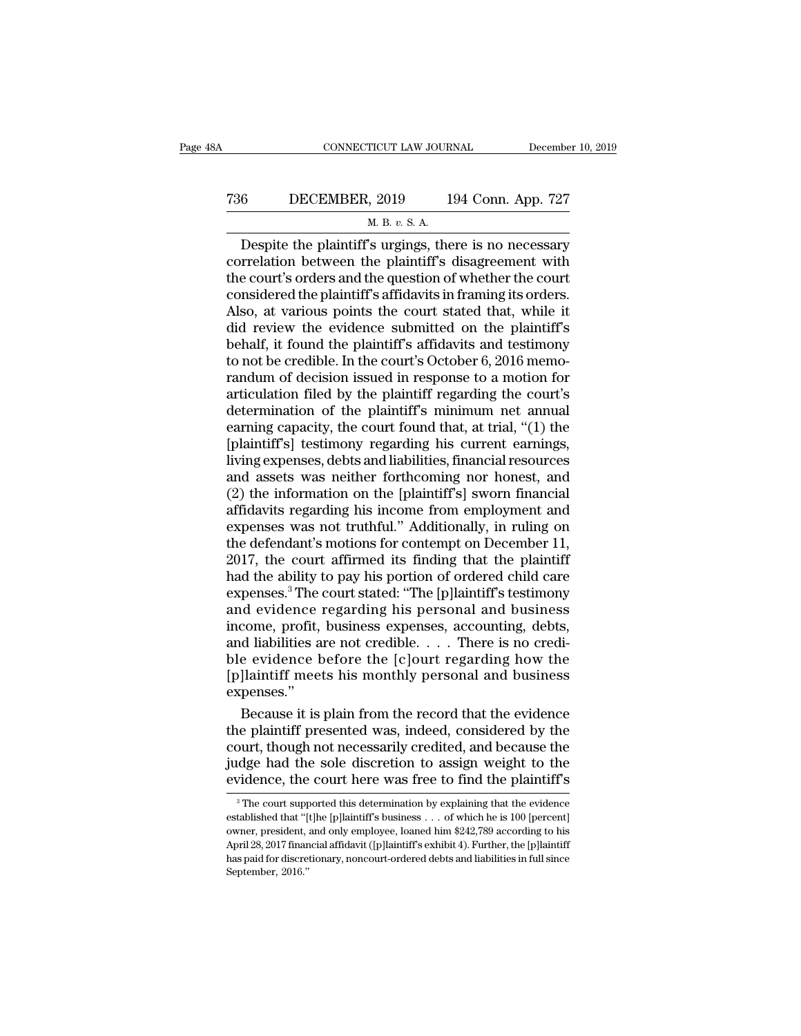Despite the plaintiff's urgings, there is no necessary correlation between the plaintiff's disagreement with the court's orders and the question of whether the court considered the plaintiff's affidavits in framing its orders. Also, at various points the court stated that, while it did review the evidence submitted on the plaintiff's behalf, it found the plaintiff's affidavits and testimony to not be credible. In the court's October 6, 2016 memorandum of decision issued in response to a motion for articulation filed by the plaintiff regarding the court's determination of the plaintiff's minimum net annual earning capacity, the court found that, at trial, "(1) the [plaintiff's] testimony regarding his current earnings, living expenses, debts and liabilities, financial resources and assets was neither forthcoming nor honest, and (2) the information on the [plaintiff's] sworn financial affidavits regarding his income from employment and expenses was not truthful." Additionally, in ruling on the defendant's motions for contempt on December 11, 2017, the court affirmed its finding that the plaintiff had the ability to pay his portion of ordered child care expenses.[3] The court stated: "The [p]laintiff's testimony and evidence regarding his personal and business income, profit, business expenses, accounting, debts, and liabilities are not credible. . . . There is no credible evidence before the [c]ourt regarding how the [p]laintiff meets his monthly personal and business expenses."

Because it is plain from the record that the evidence the plaintiff presented was, indeed, considered by the court, though not necessarily credited, and because the judge had the sole discretion to assign weight to the evidence, the court here was free to find the plaintiff's

[3] The court supported this determination by explaining that the evidence established that "[t]he [p]laintiff's business . . . of which he is 100 [percent] owner, president, and only employee, loaned him $242,789 according to his April 28, 2017 financial affidavit ([p]laintiff's exhibit 4). Further, the [p]laintiff has paid for discretionary, noncourt-ordered debts and liabilities in full since September, 2016."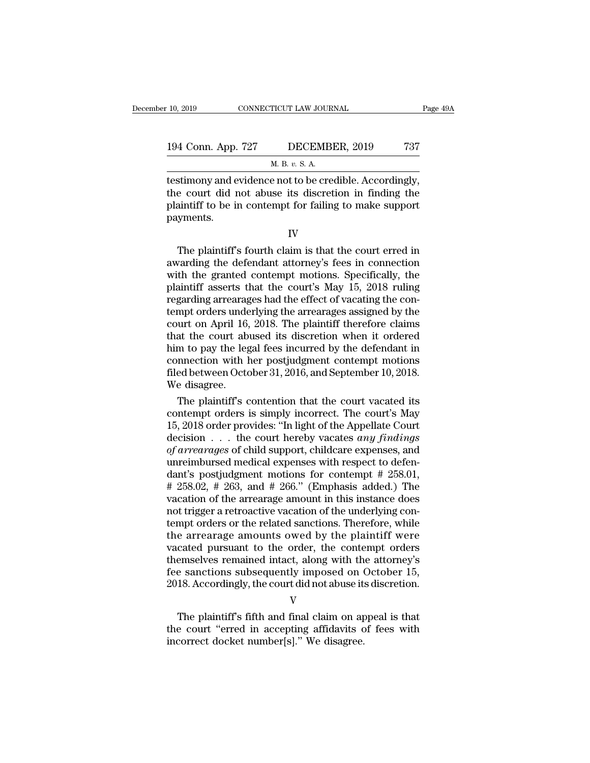testimony and evidence not to be credible. Accordingly, the court did not abuse its discretion in finding the plaintiff to be in contempt for failing to make support payments.

IV

The plaintiff's fourth claim is that the court erred in awarding the defendant attorney's fees in connection with the granted contempt motions. Specifically, the plaintiff asserts that the court's May 15, 2018 ruling regarding arrearages had the effect of vacating the contempt orders underlying the arrearages assigned by the court on April 16, 2018. The plaintiff therefore claims that the court abused its discretion when it ordered him to pay the legal fees incurred by the defendant in connection with her postjudgment contempt motions filed between October 31, 2016, and September 10, 2018. We disagree.

The plaintiff's contention that the court vacated its contempt orders is simply incorrect. The court's May 15, 2018 order provides: "In light of the Appellate Court decision . . . the court hereby vacates *any findings of arrearages* of child support, childcare expenses, and unreimbursed medical expenses with respect to defendant's postjudgment motions for contempt # 258.01, # 258.02, # 263, and # 266." (Emphasis added.) The vacation of the arrearage amount in this instance does not trigger a retroactive vacation of the underlying contempt orders or the related sanctions. Therefore, while the arrearage amounts owed by the plaintiff were vacated pursuant to the order, the contempt orders themselves remained intact, along with the attorney's fee sanctions subsequently imposed on October 15, 2018. Accordingly, the court did not abuse its discretion.

V

The plaintiff's fifth and final claim on appeal is that the court "erred in accepting affidavits of fees with incorrect docket number[s]." We disagree.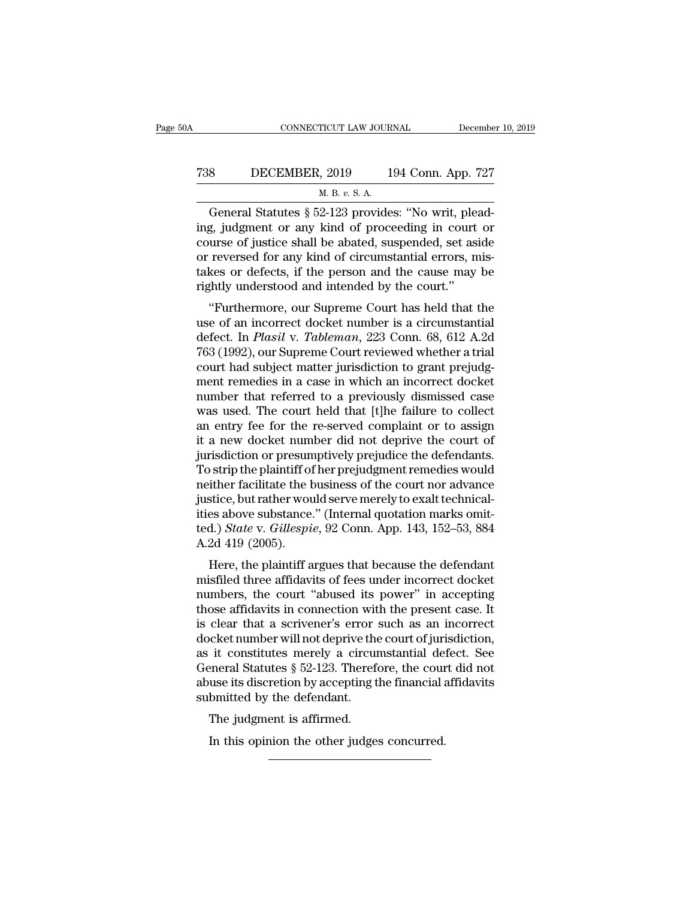General Statutes § 52-123 provides: "No writ, pleading, judgment or any kind of proceeding in court or course of justice shall be abated, suspended, set aside or reversed for any kind of circumstantial errors, mistakes or defects, if the person and the cause may be rightly understood and intended by the court."

"Furthermore, our Supreme Court has held that the use of an incorrect docket number is a circumstantial defect. In *Plasil* v. *Tableman*, 223 Conn. 68, 612 A.2d 763 (1992), our Supreme Court reviewed whether a trial court had subject matter jurisdiction to grant prejudgment remedies in a case in which an incorrect docket number that referred to a previously dismissed case was used. The court held that [t]he failure to collect an entry fee for the re-served complaint or to assign it a new docket number did not deprive the court of jurisdiction or presumptively prejudice the defendants. To strip the plaintiff of her prejudgment remedies would neither facilitate the business of the court nor advance justice, but rather would serve merely to exalt technicalities above substance." (Internal quotation marks omitted.) *State* v. *Gillespie*, 92 Conn. App. 143, 152–53, 884 A.2d 419 (2005).

Here, the plaintiff argues that because the defendant misfiled three affidavits of fees under incorrect docket numbers, the court "abused its power" in accepting those affidavits in connection with the present case. It is clear that a scrivener's error such as an incorrect docket number will not deprive the court of jurisdiction, as it constitutes merely a circumstantial defect. See General Statutes § 52-123. Therefore, the court did not abuse its discretion by accepting the financial affidavits submitted by the defendant.

The judgment is affirmed.

In this opinion the other judges concurred.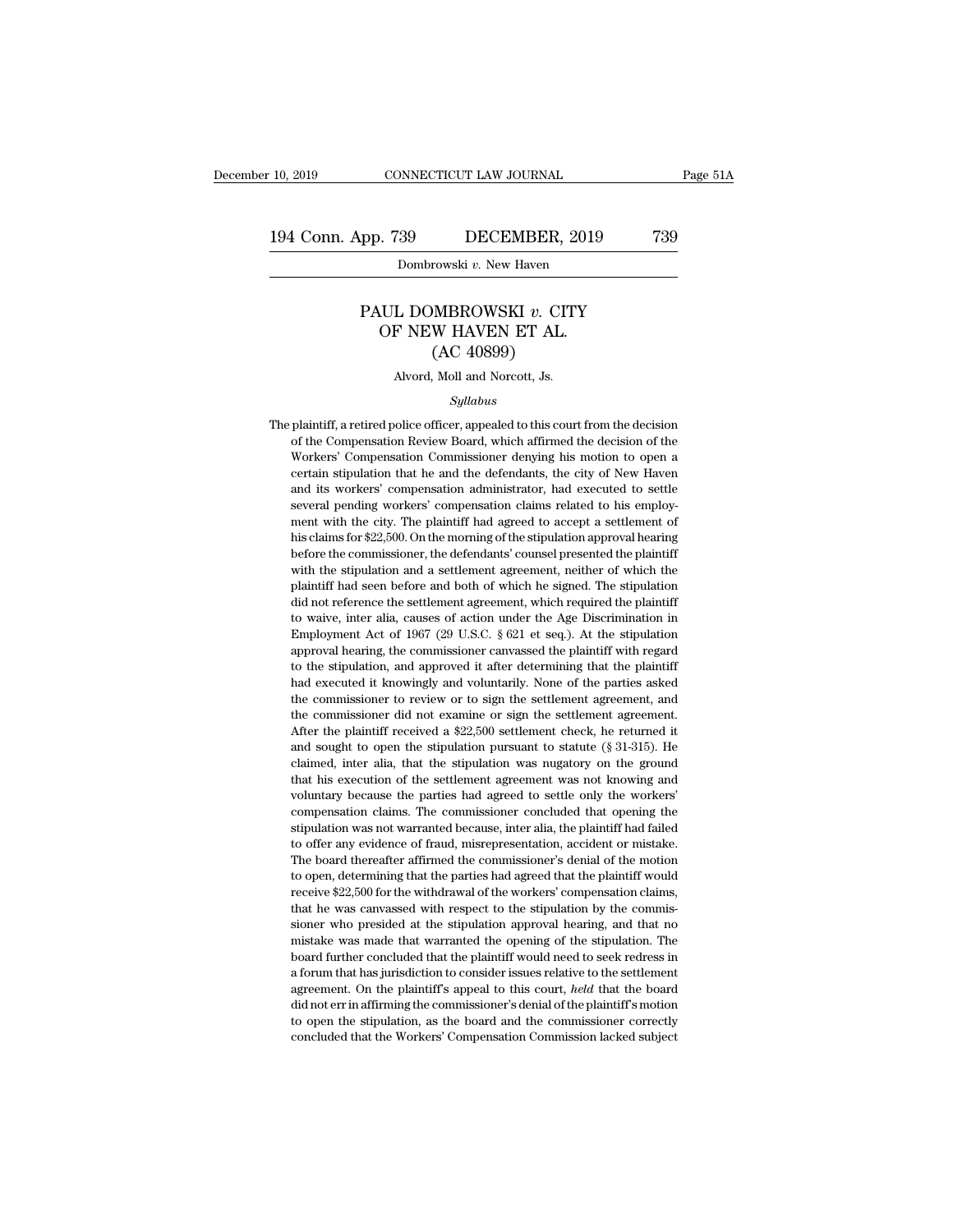# PAUL DOMBROWSKI *v.* CITY OF NEW HAVEN ET AL.

(AC 40899)

Alvord, Moll and Norcott, Js.

*Syllabus*

The plaintiff, a retired police officer, appealed to this court from the decision of the Compensation Review Board, which affirmed the decision of the Workers' Compensation Commissioner denying his motion to open a certain stipulation that he and the defendants, the city of New Haven and its workers' compensation administrator, had executed to settle several pending workers' compensation claims related to his employment with the city. The plaintiff had agreed to accept a settlement of his claims for $22,500. On the morning of the stipulation approval hearing before the commissioner, the defendants' counsel presented the plaintiff with the stipulation and a settlement agreement, neither of which the plaintiff had seen before and both of which he signed. The stipulation did not reference the settlement agreement, which required the plaintiff to waive, inter alia, causes of action under the Age Discrimination in Employment Act of 1967 (29 U.S.C. § 621 et seq.). At the stipulation approval hearing, the commissioner canvassed the plaintiff with regard to the stipulation, and approved it after determining that the plaintiff had executed it knowingly and voluntarily. None of the parties asked the commissioner to review or to sign the settlement agreement, and the commissioner did not examine or sign the settlement agreement. After the plaintiff received a $22,500 settlement check, he returned it and sought to open the stipulation pursuant to statute (§ 31-315). He claimed, inter alia, that the stipulation was nugatory on the ground that his execution of the settlement agreement was not knowing and voluntary because the parties had agreed to settle only the workers' compensation claims. The commissioner concluded that opening the stipulation was not warranted because, inter alia, the plaintiff had failed to offer any evidence of fraud, misrepresentation, accident or mistake. The board thereafter affirmed the commissioner's denial of the motion to open, determining that the parties had agreed that the plaintiff would receive $22,500 for the withdrawal of the workers' compensation claims, that he was canvassed with respect to the stipulation by the commissioner who presided at the stipulation approval hearing, and that no mistake was made that warranted the opening of the stipulation. The board further concluded that the plaintiff would need to seek redress in a forum that has jurisdiction to consider issues relative to the settlement agreement. On the plaintiff's appeal to this court, *held* that the board did not err in affirming the commissioner's denial of the plaintiff's motion to open the stipulation, as the board and the commissioner correctly concluded that the Workers' Compensation Commission lacked subject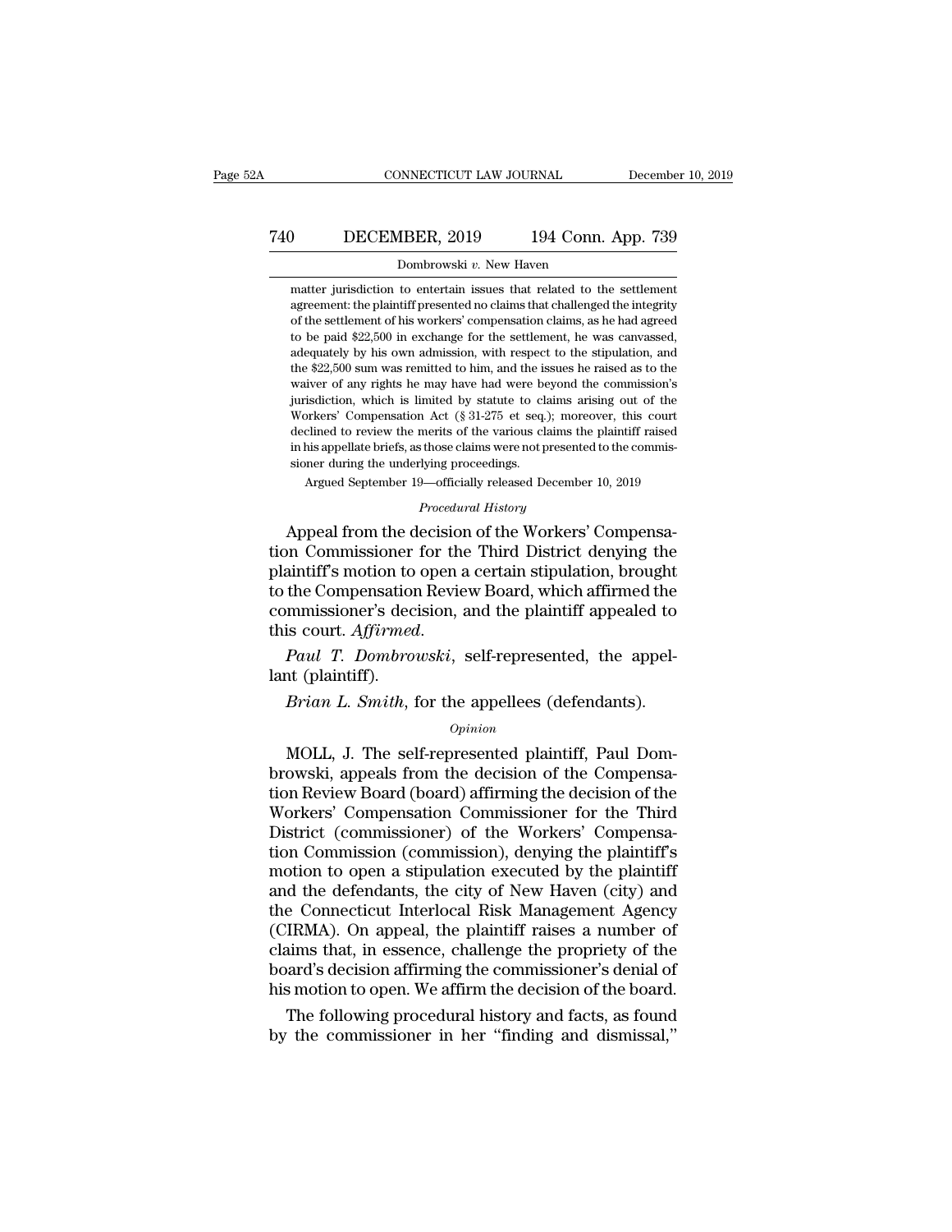matter jurisdiction to entertain issues that related to the settlement agreement: the plaintiff presented no claims that challenged the integrity of the settlement of his workers' compensation claims, as he had agreed to be paid $22,500 in exchange for the settlement, he was canvassed, adequately by his own admission, with respect to the stipulation, and the $22,500 sum was remitted to him, and the issues he raised as to the waiver of any rights he may have had were beyond the commission's jurisdiction, which is limited by statute to claims arising out of the Workers' Compensation Act (§ 31-275 et seq.); moreover, this court declined to review the merits of the various claims the plaintiff raised in his appellate briefs, as those claims were not presented to the commissioner during the underlying proceedings.

Argued September 19—officially released December 10, 2019

*Procedural History*

Appeal from the decision of the Workers' Compensation Commissioner for the Third District denying the plaintiff's motion to open a certain stipulation, brought to the Compensation Review Board, which affirmed the commissioner's decision, and the plaintiff appealed to this court. *Affirmed*.

*Paul T. Dombrowski*, self-represented, the appellant (plaintiff).

*Brian L. Smith*, for the appellees (defendants).

*Opinion*

MOLL, J. The self-represented plaintiff, Paul Dombrowski, appeals from the decision of the Compensation Review Board (board) affirming the decision of the Workers' Compensation Commissioner for the Third District (commissioner) of the Workers' Compensation Commission (commission), denying the plaintiff's motion to open a stipulation executed by the plaintiff and the defendants, the city of New Haven (city) and the Connecticut Interlocal Risk Management Agency (CIRMA). On appeal, the plaintiff raises a number of claims that, in essence, challenge the propriety of the board's decision affirming the commissioner's denial of his motion to open. We affirm the decision of the board.

The following procedural history and facts, as found by the commissioner in her "finding and dismissal,"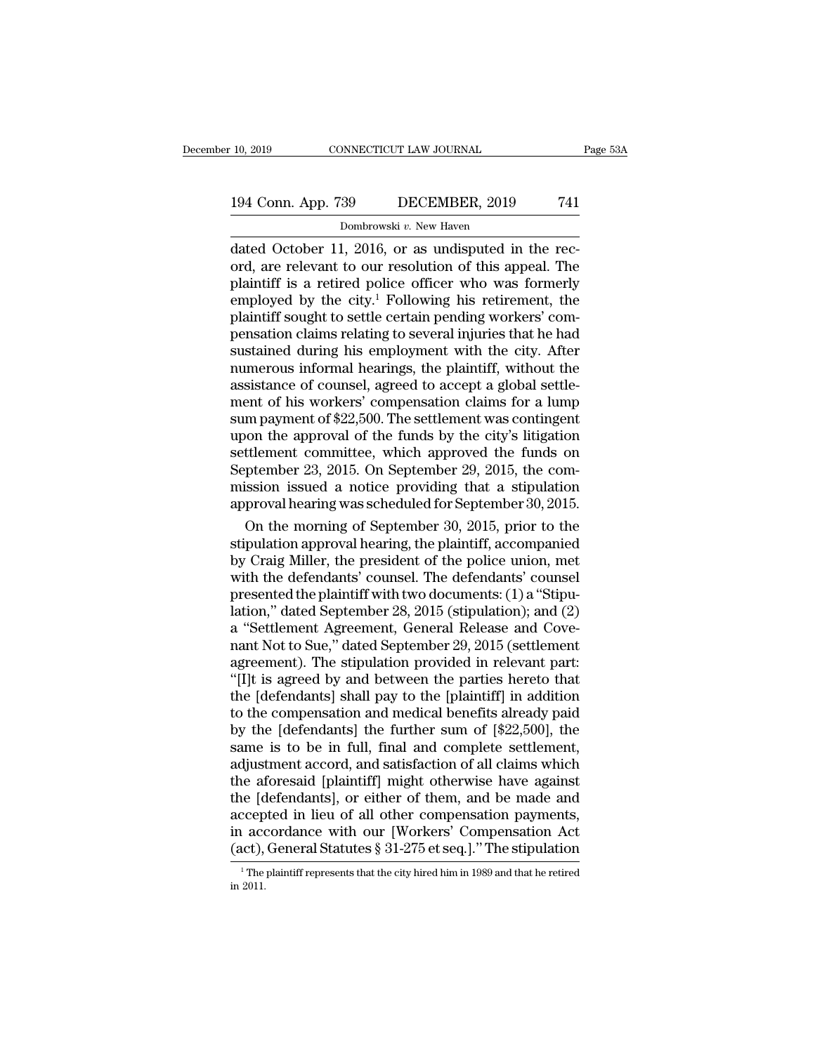dated October 11, 2016, or as undisputed in the record, are relevant to our resolution of this appeal. The plaintiff is a retired police officer who was formerly employed by the city.[1] Following his retirement, the plaintiff sought to settle certain pending workers' compensation claims relating to several injuries that he had sustained during his employment with the city. After numerous informal hearings, the plaintiff, without the assistance of counsel, agreed to accept a global settlement of his workers' compensation claims for a lump sum payment of $22,500. The settlement was contingent upon the approval of the funds by the city's litigation settlement committee, which approved the funds on September 23, 2015. On September 29, 2015, the commission issued a notice providing that a stipulation approval hearing was scheduled for September 30, 2015.

On the morning of September 30, 2015, prior to the stipulation approval hearing, the plaintiff, accompanied by Craig Miller, the president of the police union, met with the defendants' counsel. The defendants' counsel presented the plaintiff with two documents: (1) a "Stipulation," dated September 28, 2015 (stipulation); and (2) a "Settlement Agreement, General Release and Covenant Not to Sue," dated September 29, 2015 (settlement agreement). The stipulation provided in relevant part: "[I]t is agreed by and between the parties hereto that the [defendants] shall pay to the [plaintiff] in addition to the compensation and medical benefits already paid by the [defendants] the further sum of [$22,500], the same is to be in full, final and complete settlement, adjustment accord, and satisfaction of all claims which the aforesaid [plaintiff] might otherwise have against the [defendants], or either of them, and be made and accepted in lieu of all other compensation payments, in accordance with our [Workers' Compensation Act (act), General Statutes § 31-275 et seq.]." The stipulation

[1] The plaintiff represents that the city hired him in 1989 and that he retired in 2011.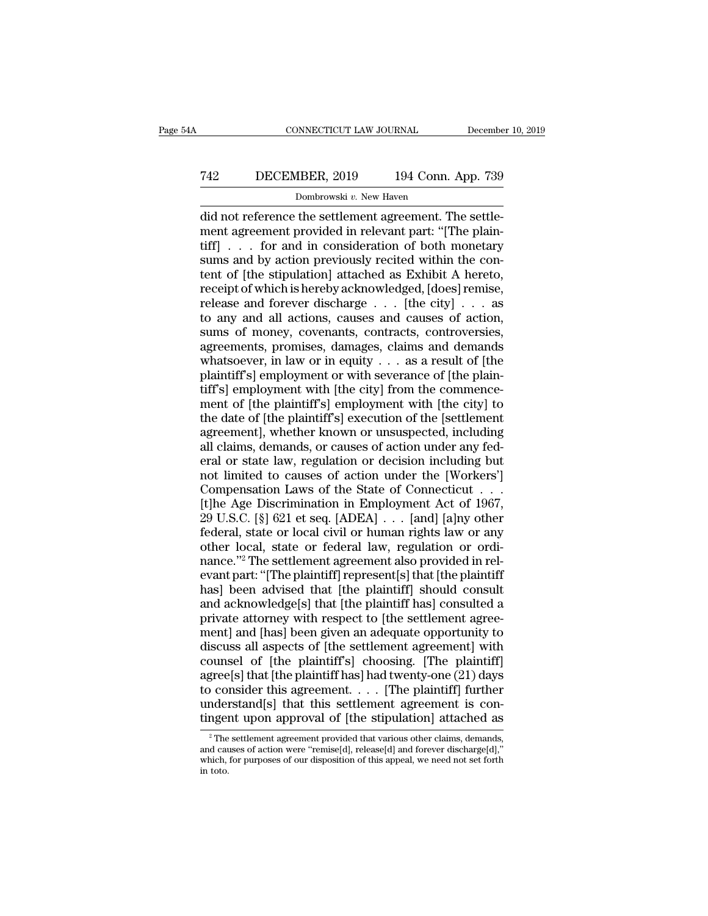did not reference the settlement agreement. The settlement agreement provided in relevant part: "[The plaintiff] . . . for and in consideration of both monetary sums and by action previously recited within the content of [the stipulation] attached as Exhibit A hereto, receipt of which is hereby acknowledged, [does] remise, release and forever discharge . . . [the city] . . . as to any and all actions, causes and causes of action, sums of money, covenants, contracts, controversies, agreements, promises, damages, claims and demands whatsoever, in law or in equity . . . as a result of [the plaintiff's] employment or with severance of [the plaintiff's] employment with [the city] from the commencement of [the plaintiff's] employment with [the city] to the date of [the plaintiff's] execution of the [settlement agreement], whether known or unsuspected, including all claims, demands, or causes of action under any federal or state law, regulation or decision including but not limited to causes of action under the [Workers'] Compensation Laws of the State of Connecticut . . . [t]he Age Discrimination in Employment Act of 1967, 29 U.S.C. [§] 621 et seq. [ADEA] . . . [and] [a]ny other federal, state or local civil or human rights law or any other local, state or federal law, regulation or ordinance."[2] The settlement agreement also provided in relevant part: "[The plaintiff] represent[s] that [the plaintiff has] been advised that [the plaintiff] should consult and acknowledge[s] that [the plaintiff has] consulted a private attorney with respect to [the settlement agreement] and [has] been given an adequate opportunity to discuss all aspects of [the settlement agreement] with counsel of [the plaintiff's] choosing. [The plaintiff] agree[s] that [the plaintiff has] had twenty-one (21) days to consider this agreement. . . . [The plaintiff] further understand[s] that this settlement agreement is contingent upon approval of [the stipulation] attached as

[2] The settlement agreement provided that various other claims, demands, and causes of action were "remise[d], release[d] and forever discharge[d]," which, for purposes of our disposition of this appeal, we need not set forth in toto.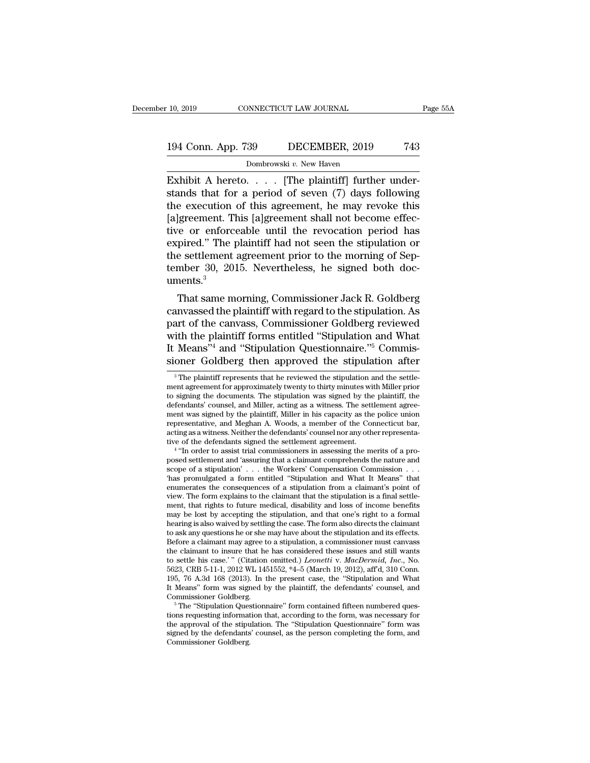Exhibit A hereto. . . . [The plaintiff] further understands that for a period of seven (7) days following the execution of this agreement, he may revoke this [a]greement. This [a]greement shall not become effective or enforceable until the revocation period has expired." The plaintiff had not seen the stipulation or the settlement agreement prior to the morning of September 30, 2015. Nevertheless, he signed both documents.[3]

That same morning, Commissioner Jack R. Goldberg canvassed the plaintiff with regard to the stipulation. As part of the canvass, Commissioner Goldberg reviewed with the plaintiff forms entitled "Stipulation and What It Means"[4] and "Stipulation Questionnaire."[5] Commissioner Goldberg then approved the stipulation after

[3] The plaintiff represents that he reviewed the stipulation and the settlement agreement for approximately twenty to thirty minutes with Miller prior to signing the documents. The stipulation was signed by the plaintiff, the defendants' counsel, and Miller, acting as a witness. The settlement agreement was signed by the plaintiff, Miller in his capacity as the police union representative, and Meghan A. Woods, a member of the Connecticut bar, acting as a witness. Neither the defendants' counsel nor any other representative of the defendants signed the settlement agreement.

[4] "In order to assist trial commissioners in assessing the merits of a proposed settlement and 'assuring that a claimant comprehends the nature and scope of a stipulation' . . . the Workers' Compensation Commission . . . 'has promulgated a form entitled "Stipulation and What It Means" that enumerates the consequences of a stipulation from a claimant's point of view. The form explains to the claimant that the stipulation is a final settlement, that rights to future medical, disability and loss of income benefits may be lost by accepting the stipulation, and that one's right to a formal hearing is also waived by settling the case. The form also directs the claimant to ask any questions he or she may have about the stipulation and its effects. Before a claimant may agree to a stipulation, a commissioner must canvass the claimant to insure that he has considered these issues and still wants to settle his case.'" (Citation omitted.) *Leonetti* v. *MacDermid, Inc.*, No. 5623, CRB 5-11-1, 2012 WL 1451552, *4–5 (March 19, 2012), aff'd, 310 Conn. 195, 76 A.3d 168 (2013). In the present case, the "Stipulation and What It Means" form was signed by the plaintiff, the defendants' counsel, and Commissioner Goldberg.

[5] The "Stipulation Questionnaire" form contained fifteen numbered questions requesting information that, according to the form, was necessary for the approval of the stipulation. The "Stipulation Questionnaire" form was signed by the defendants' counsel, as the person completing the form, and Commissioner Goldberg.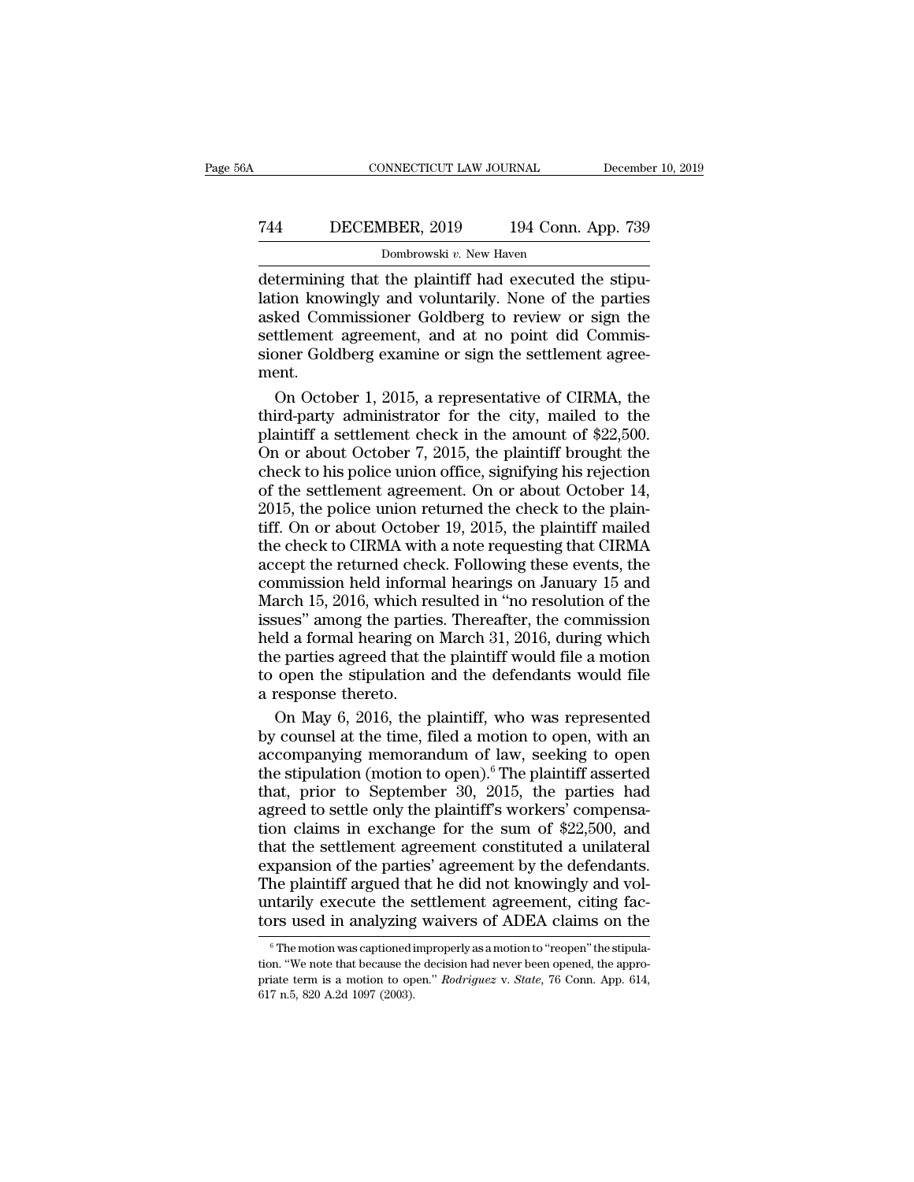determining that the plaintiff had executed the stipulation knowingly and voluntarily. None of the parties asked Commissioner Goldberg to review or sign the settlement agreement, and at no point did Commissioner Goldberg examine or sign the settlement agreement.

On October 1, 2015, a representative of CIRMA, the third-party administrator for the city, mailed to the plaintiff a settlement check in the amount of $22,500. On or about October 7, 2015, the plaintiff brought the check to his police union office, signifying his rejection of the settlement agreement. On or about October 14, 2015, the police union returned the check to the plaintiff. On or about October 19, 2015, the plaintiff mailed the check to CIRMA with a note requesting that CIRMA accept the returned check. Following these events, the commission held informal hearings on January 15 and March 15, 2016, which resulted in "no resolution of the issues" among the parties. Thereafter, the commission held a formal hearing on March 31, 2016, during which the parties agreed that the plaintiff would file a motion to open the stipulation and the defendants would file a response thereto.

On May 6, 2016, the plaintiff, who was represented by counsel at the time, filed a motion to open, with an accompanying memorandum of law, seeking to open the stipulation (motion to open).[6] The plaintiff asserted that, prior to September 30, 2015, the parties had agreed to settle only the plaintiff's workers' compensation claims in exchange for the sum of $22,500, and that the settlement agreement constituted a unilateral expansion of the parties' agreement by the defendants. The plaintiff argued that he did not knowingly and voluntarily execute the settlement agreement, citing factors used in analyzing waivers of ADEA claims on the

[6] The motion was captioned improperly as a motion to "reopen" the stipulation. "We note that because the decision had never been opened, the appropriate term is a motion to open." *Rodriguez* v. *State*, 76 Conn. App. 614, 617 n.5, 820 A.2d 1097 (2003).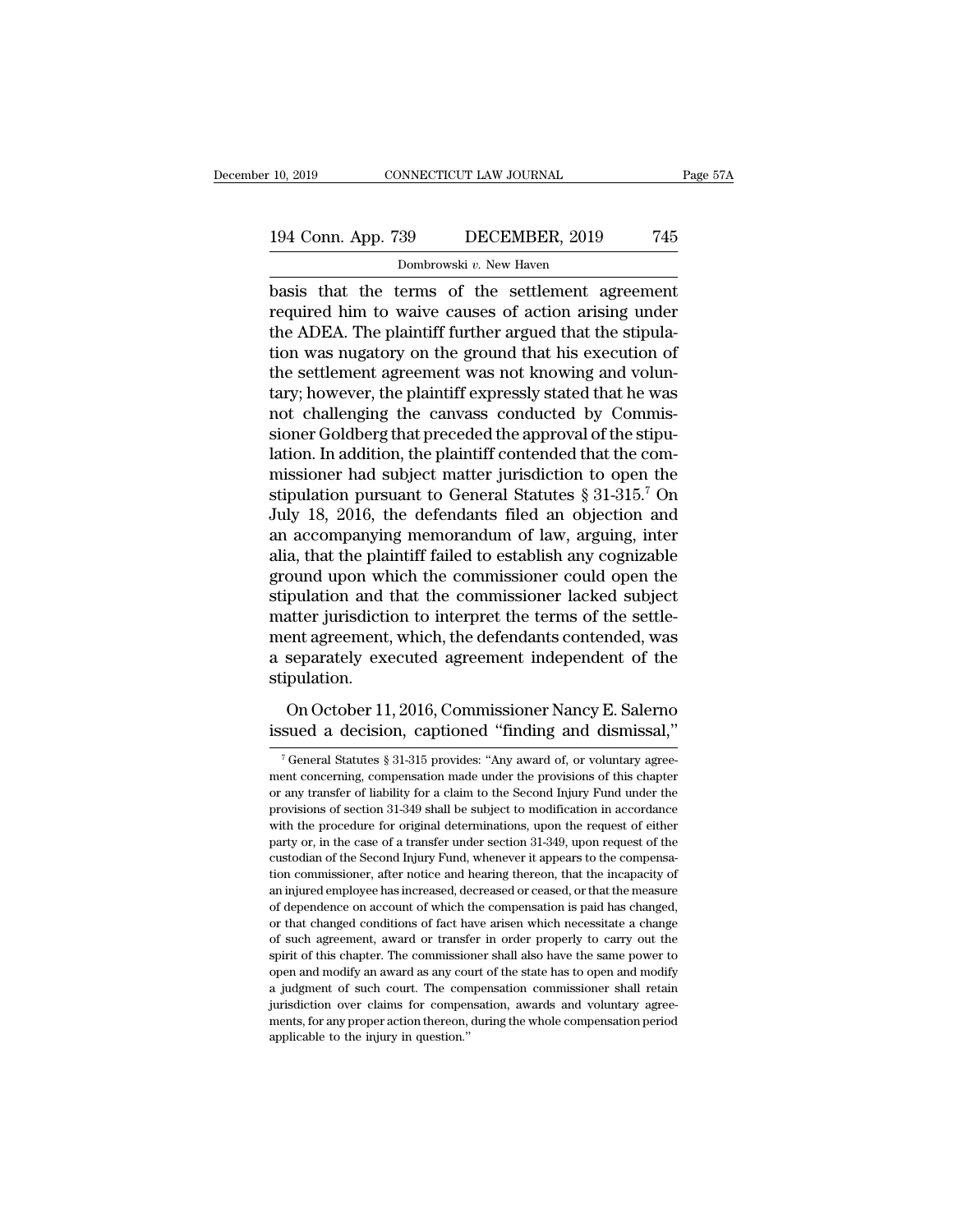basis that the terms of the settlement agreement required him to waive causes of action arising under the ADEA. The plaintiff further argued that the stipulation was nugatory on the ground that his execution of the settlement agreement was not knowing and voluntary; however, the plaintiff expressly stated that he was not challenging the canvass conducted by Commissioner Goldberg that preceded the approval of the stipulation. In addition, the plaintiff contended that the commissioner had subject matter jurisdiction to open the stipulation pursuant to General Statutes § 31-315.[7] On July 18, 2016, the defendants filed an objection and an accompanying memorandum of law, arguing, inter alia, that the plaintiff failed to establish any cognizable ground upon which the commissioner could open the stipulation and that the commissioner lacked subject matter jurisdiction to interpret the terms of the settlement agreement, which, the defendants contended, was a separately executed agreement independent of the stipulation.

On October 11, 2016, Commissioner Nancy E. Salerno issued a decision, captioned "finding and dismissal,"

[7] General Statutes § 31-315 provides: "Any award of, or voluntary agreement concerning, compensation made under the provisions of this chapter or any transfer of liability for a claim to the Second Injury Fund under the provisions of section 31-349 shall be subject to modification in accordance with the procedure for original determinations, upon the request of either party or, in the case of a transfer under section 31-349, upon request of the custodian of the Second Injury Fund, whenever it appears to the compensation commissioner, after notice and hearing thereon, that the incapacity of an injured employee has increased, decreased or ceased, or that the measure of dependence on account of which the compensation is paid has changed, or that changed conditions of fact have arisen which necessitate a change of such agreement, award or transfer in order properly to carry out the spirit of this chapter. The commissioner shall also have the same power to open and modify an award as any court of the state has to open and modify a judgment of such court. The compensation commissioner shall retain jurisdiction over claims for compensation, awards and voluntary agreements, for any proper action thereon, during the whole compensation period applicable to the injury in question."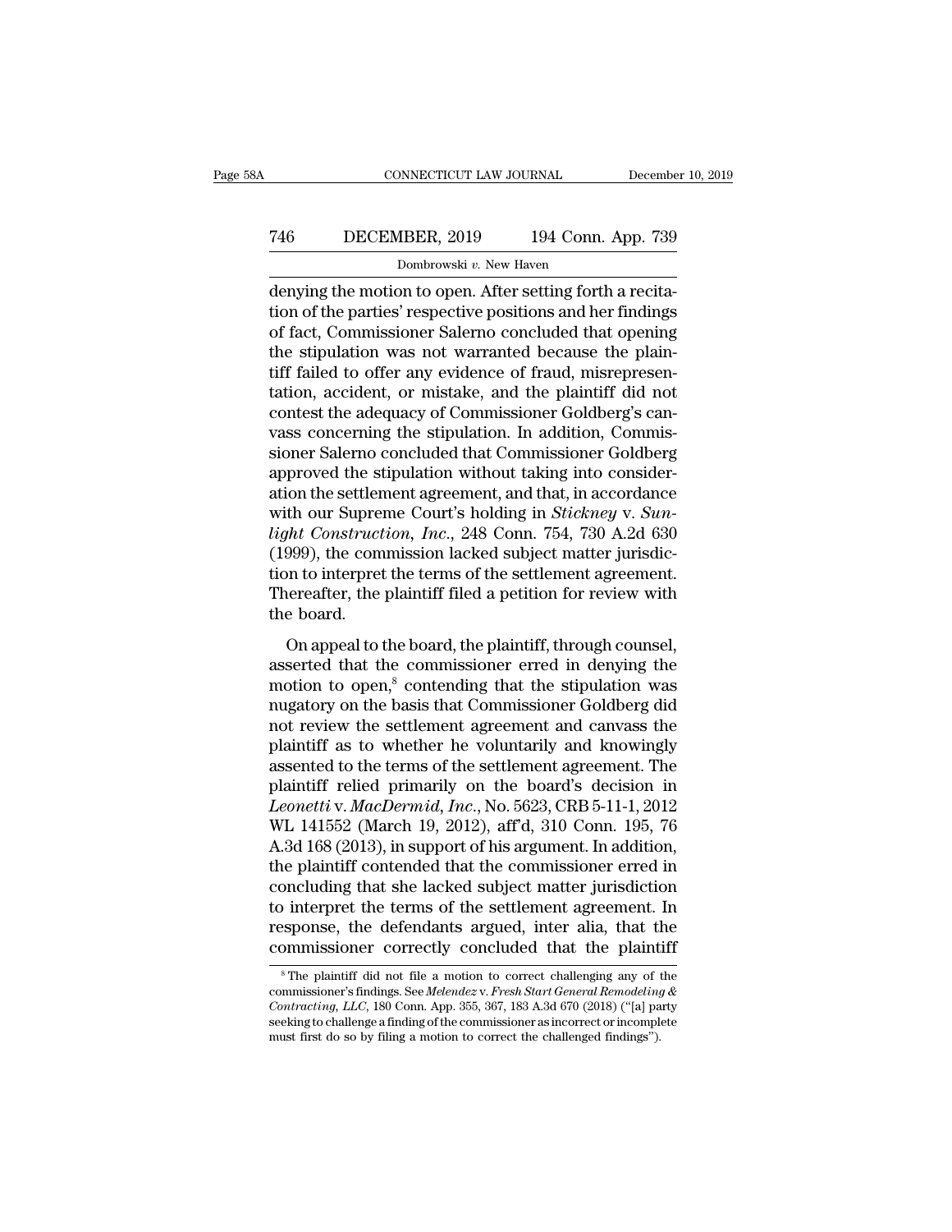denying the motion to open. After setting forth a recitation of the parties' respective positions and her findings of fact, Commissioner Salerno concluded that opening the stipulation was not warranted because the plaintiff failed to offer any evidence of fraud, misrepresentation, accident, or mistake, and the plaintiff did not contest the adequacy of Commissioner Goldberg's canvass concerning the stipulation. In addition, Commissioner Salerno concluded that Commissioner Goldberg approved the stipulation without taking into consideration the settlement agreement, and that, in accordance with our Supreme Court's holding in *Stickney* v. *Sunlight Construction, Inc.*, 248 Conn. 754, 730 A.2d 630 (1999), the commission lacked subject matter jurisdiction to interpret the terms of the settlement agreement. Thereafter, the plaintiff filed a petition for review with the board.

On appeal to the board, the plaintiff, through counsel, asserted that the commissioner erred in denying the motion to open,[8] contending that the stipulation was nugatory on the basis that Commissioner Goldberg did not review the settlement agreement and canvass the plaintiff as to whether he voluntarily and knowingly assented to the terms of the settlement agreement. The plaintiff relied primarily on the board's decision in *Leonetti* v. *MacDermid, Inc.*, No. 5623, CRB 5-11-1, 2012 WL 141552 (March 19, 2012), aff'd, 310 Conn. 195, 76 A.3d 168 (2013), in support of his argument. In addition, the plaintiff contended that the commissioner erred in concluding that she lacked subject matter jurisdiction to interpret the terms of the settlement agreement. In response, the defendants argued, inter alia, that the commissioner correctly concluded that the plaintiff

[8] The plaintiff did not file a motion to correct challenging any of the commissioner's findings. See *Melendez* v. *Fresh Start General Remodeling & Contracting, LLC*, 180 Conn. App. 355, 367, 183 A.3d 670 (2018) ("[a] party seeking to challenge a finding of the commissioner as incorrect or incomplete must first do so by filing a motion to correct the challenged findings").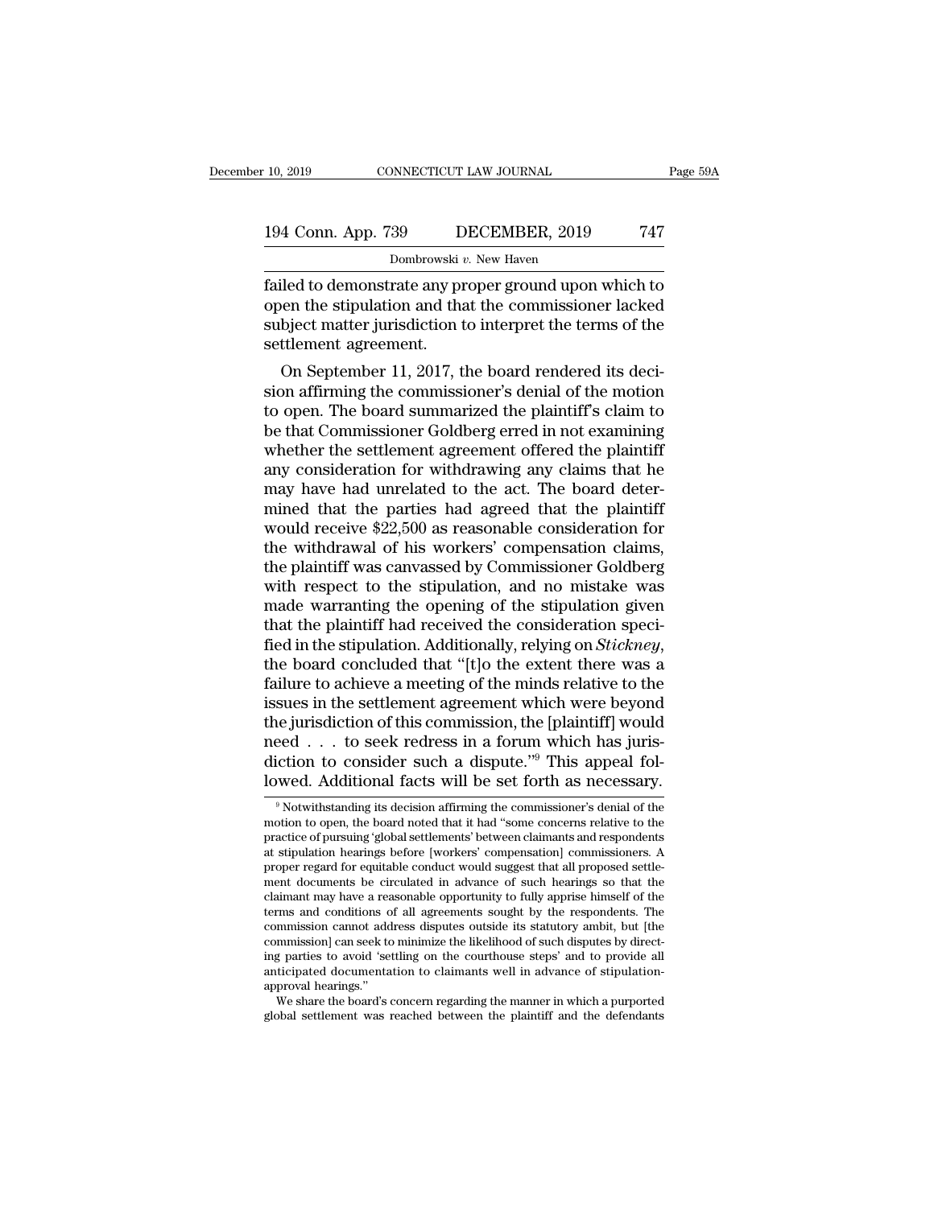failed to demonstrate any proper ground upon which to open the stipulation and that the commissioner lacked subject matter jurisdiction to interpret the terms of the settlement agreement.

On September 11, 2017, the board rendered its decision affirming the commissioner's denial of the motion to open. The board summarized the plaintiff's claim to be that Commissioner Goldberg erred in not examining whether the settlement agreement offered the plaintiff any consideration for withdrawing any claims that he may have had unrelated to the act. The board determined that the parties had agreed that the plaintiff would receive $22,500 as reasonable consideration for the withdrawal of his workers' compensation claims, the plaintiff was canvassed by Commissioner Goldberg with respect to the stipulation, and no mistake was made warranting the opening of the stipulation given that the plaintiff had received the consideration specified in the stipulation. Additionally, relying on *Stickney*, the board concluded that "[t]o the extent there was a failure to achieve a meeting of the minds relative to the issues in the settlement agreement which were beyond the jurisdiction of this commission, the [plaintiff] would need . . . to seek redress in a forum which has jurisdiction to consider such a dispute."[9] This appeal followed. Additional facts will be set forth as necessary.

[9] Notwithstanding its decision affirming the commissioner's denial of the motion to open, the board noted that it had "some concerns relative to the practice of pursuing 'global settlements' between claimants and respondents at stipulation hearings before [workers' compensation] commissioners. A proper regard for equitable conduct would suggest that all proposed settlement documents be circulated in advance of such hearings so that the claimant may have a reasonable opportunity to fully apprise himself of the terms and conditions of all agreements sought by the respondents. The commission cannot address disputes outside its statutory ambit, but [the commission] can seek to minimize the likelihood of such disputes by directing parties to avoid 'settling on the courthouse steps' and to provide all anticipated documentation to claimants well in advance of stipulation-approval hearings."

We share the board's concern regarding the manner in which a purported global settlement was reached between the plaintiff and the defendants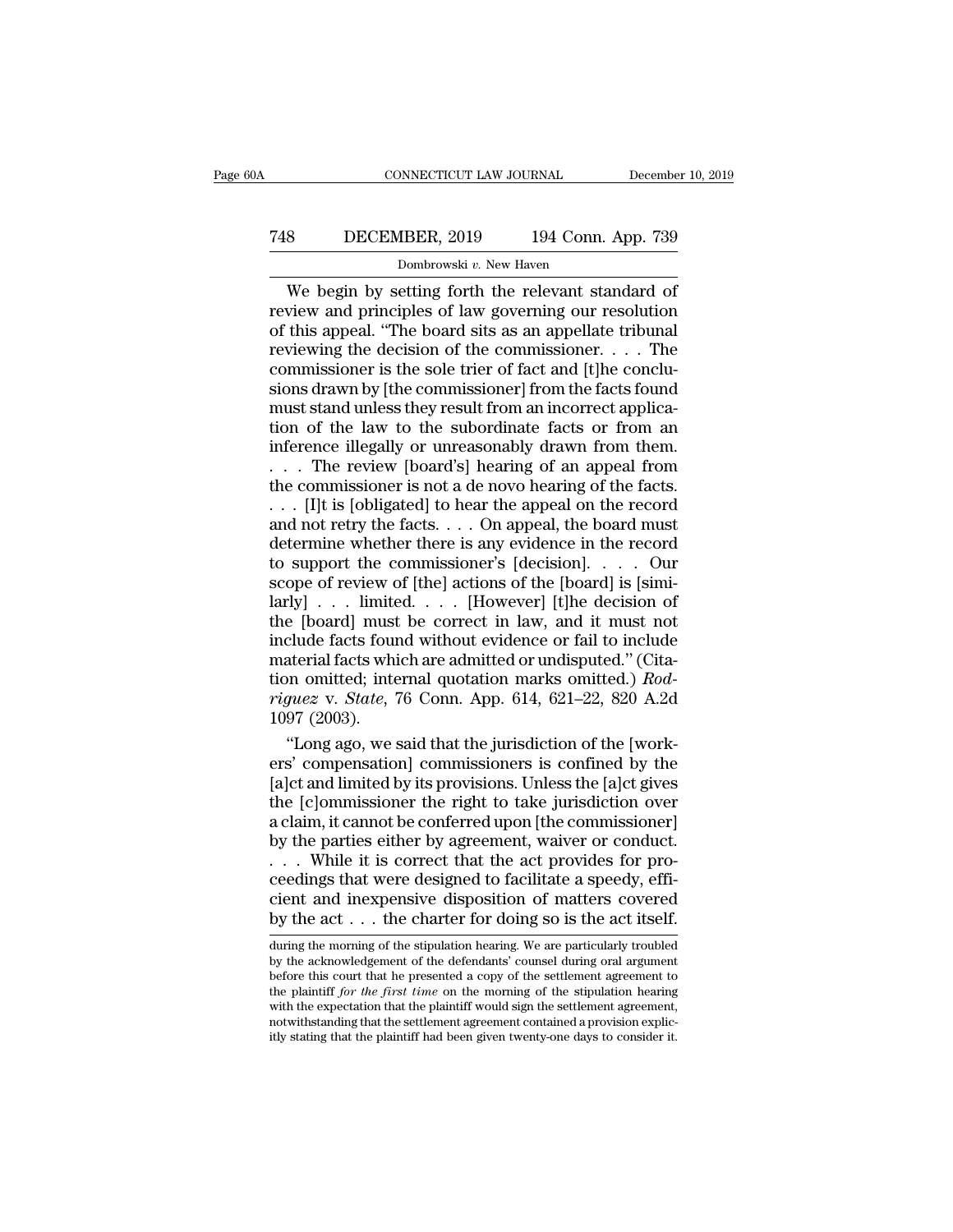We begin by setting forth the relevant standard of review and principles of law governing our resolution of this appeal. "The board sits as an appellate tribunal reviewing the decision of the commissioner. . . . The commissioner is the sole trier of fact and [t]he conclusions drawn by [the commissioner] from the facts found must stand unless they result from an incorrect application of the law to the subordinate facts or from an inference illegally or unreasonably drawn from them. . . . The review [board's] hearing of an appeal from the commissioner is not a de novo hearing of the facts. . . . [I]t is [obligated] to hear the appeal on the record and not retry the facts. . . . On appeal, the board must determine whether there is any evidence in the record to support the commissioner's [decision]. . . . Our scope of review of [the] actions of the [board] is [similarly] . . . limited. . . . [However] [t]he decision of the [board] must be correct in law, and it must not include facts found without evidence or fail to include material facts which are admitted or undisputed." (Citation omitted; internal quotation marks omitted.) *Rodriguez* v. *State*, 76 Conn. App. 614, 621–22, 820 A.2d 1097 (2003).

"Long ago, we said that the jurisdiction of the [workers' compensation] commissioners is confined by the [a]ct and limited by its provisions. Unless the [a]ct gives the [c]ommissioner the right to take jurisdiction over a claim, it cannot be conferred upon [the commissioner] by the parties either by agreement, waiver or conduct. . . . While it is correct that the act provides for proceedings that were designed to facilitate a speedy, efficient and inexpensive disposition of matters covered by the act . . . the charter for doing so is the act itself.

during the morning of the stipulation hearing. We are particularly troubled by the acknowledgement of the defendants' counsel during oral argument before this court that he presented a copy of the settlement agreement to the plaintiff *for the first time* on the morning of the stipulation hearing with the expectation that the plaintiff would sign the settlement agreement, notwithstanding that the settlement agreement contained a provision explicitly stating that the plaintiff had been given twenty-one days to consider it.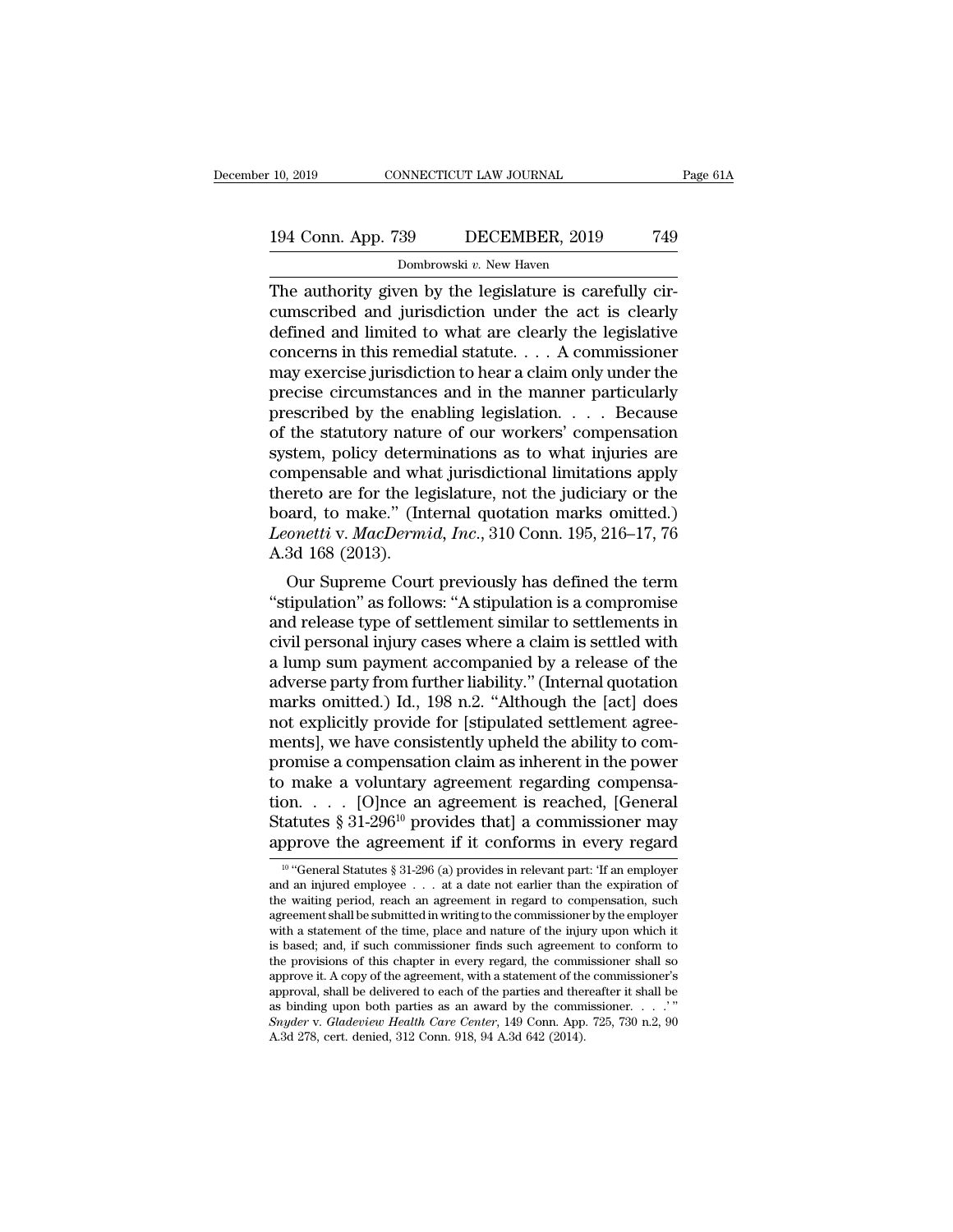The authority given by the legislature is carefully circumscribed and jurisdiction under the act is clearly defined and limited to what are clearly the legislative concerns in this remedial statute. . . . A commissioner may exercise jurisdiction to hear a claim only under the precise circumstances and in the manner particularly prescribed by the enabling legislation. . . . Because of the statutory nature of our workers' compensation system, policy determinations as to what injuries are compensable and what jurisdictional limitations apply thereto are for the legislature, not the judiciary or the board, to make." (Internal quotation marks omitted.) *Leonetti* v. *MacDermid, Inc.*, 310 Conn. 195, 216–17, 76 A.3d 168 (2013).

Our Supreme Court previously has defined the term "stipulation" as follows: "A stipulation is a compromise and release type of settlement similar to settlements in civil personal injury cases where a claim is settled with a lump sum payment accompanied by a release of the adverse party from further liability." (Internal quotation marks omitted.) Id., 198 n.2. "Although the [act] does not explicitly provide for [stipulated settlement agreements], we have consistently upheld the ability to compromise a compensation claim as inherent in the power to make a voluntary agreement regarding compensation. . . . [O]nce an agreement is reached, [General Statutes § 31-296[10] provides that] a commissioner may approve the agreement if it conforms in every regard

[10] "General Statutes § 31-296 (a) provides in relevant part: 'If an employer and an injured employee . . . at a date not earlier than the expiration of the waiting period, reach an agreement in regard to compensation, such agreement shall be submitted in writing to the commissioner by the employer with a statement of the time, place and nature of the injury upon which it is based; and, if such commissioner finds such agreement to conform to the provisions of this chapter in every regard, the commissioner shall so approve it. A copy of the agreement, with a statement of the commissioner's approval, shall be delivered to each of the parties and thereafter it shall be as binding upon both parties as an award by the commissioner. . . .' " *Snyder* v. *Gladeview Health Care Center*, 149 Conn. App. 725, 730 n.2, 90 A.3d 278, cert. denied, 312 Conn. 918, 94 A.3d 642 (2014).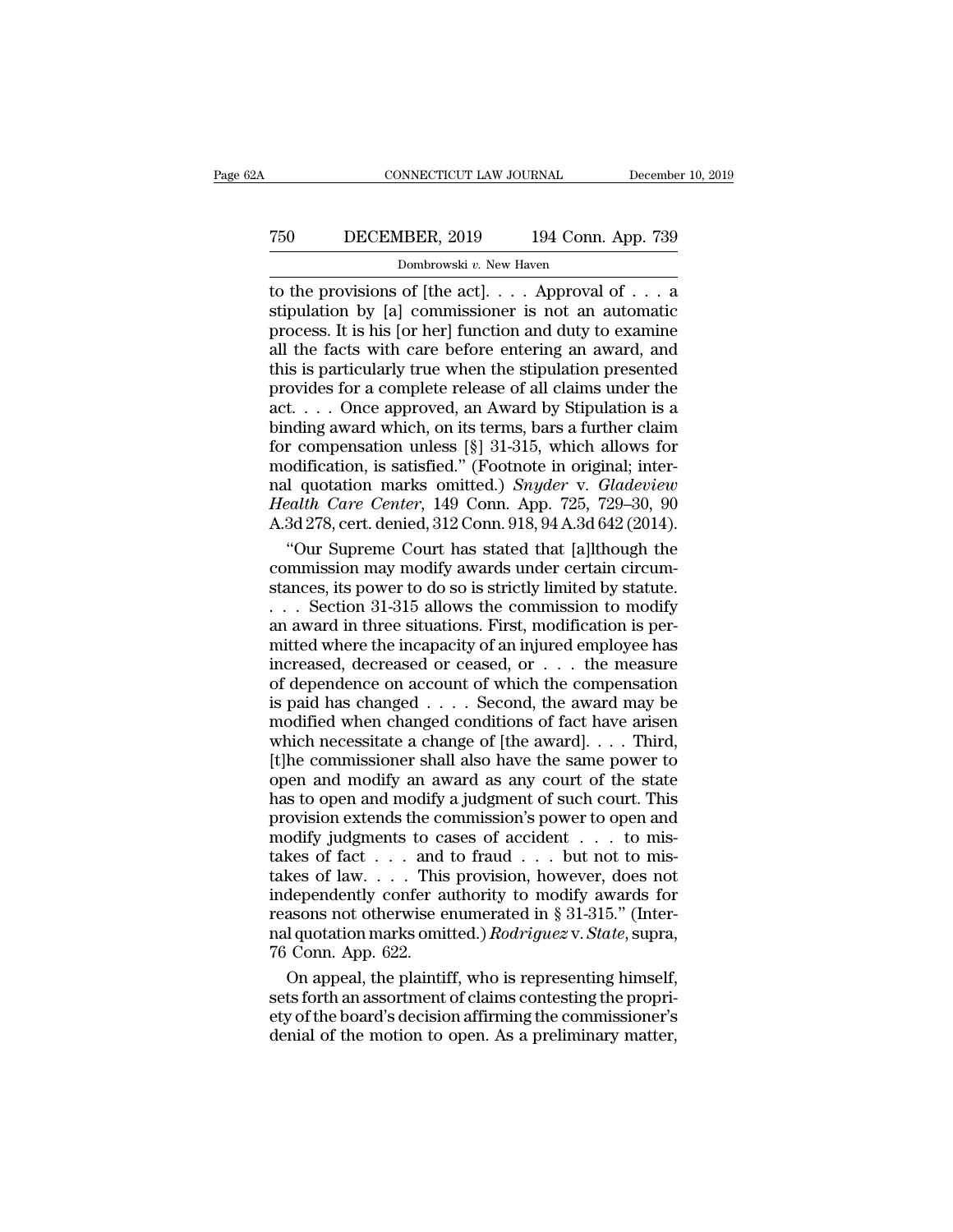to the provisions of [the act]. . . . Approval of . . . a stipulation by [a] commissioner is not an automatic process. It is his [or her] function and duty to examine all the facts with care before entering an award, and this is particularly true when the stipulation presented provides for a complete release of all claims under the act. . . . Once approved, an Award by Stipulation is a binding award which, on its terms, bars a further claim for compensation unless [§] 31-315, which allows for modification, is satisfied." (Footnote in original; internal quotation marks omitted.) *Snyder* v. *Gladeview Health Care Center*, 149 Conn. App. 725, 729–30, 90 A.3d 278, cert. denied, 312 Conn. 918, 94 A.3d 642 (2014).

"Our Supreme Court has stated that [a]lthough the commission may modify awards under certain circumstances, its power to do so is strictly limited by statute. . . . Section 31-315 allows the commission to modify an award in three situations. First, modification is permitted where the incapacity of an injured employee has increased, decreased or ceased, or . . . the measure of dependence on account of which the compensation is paid has changed . . . . Second, the award may be modified when changed conditions of fact have arisen which necessitate a change of [the award]. . . . Third, [t]he commissioner shall also have the same power to open and modify an award as any court of the state has to open and modify a judgment of such court. This provision extends the commission's power to open and modify judgments to cases of accident . . . to mistakes of fact . . . and to fraud . . . but not to mistakes of law. . . . This provision, however, does not independently confer authority to modify awards for reasons not otherwise enumerated in § 31-315." (Internal quotation marks omitted.) *Rodriguez* v. *State*, supra, 76 Conn. App. 622.

On appeal, the plaintiff, who is representing himself, sets forth an assortment of claims contesting the propriety of the board's decision affirming the commissioner's denial of the motion to open. As a preliminary matter,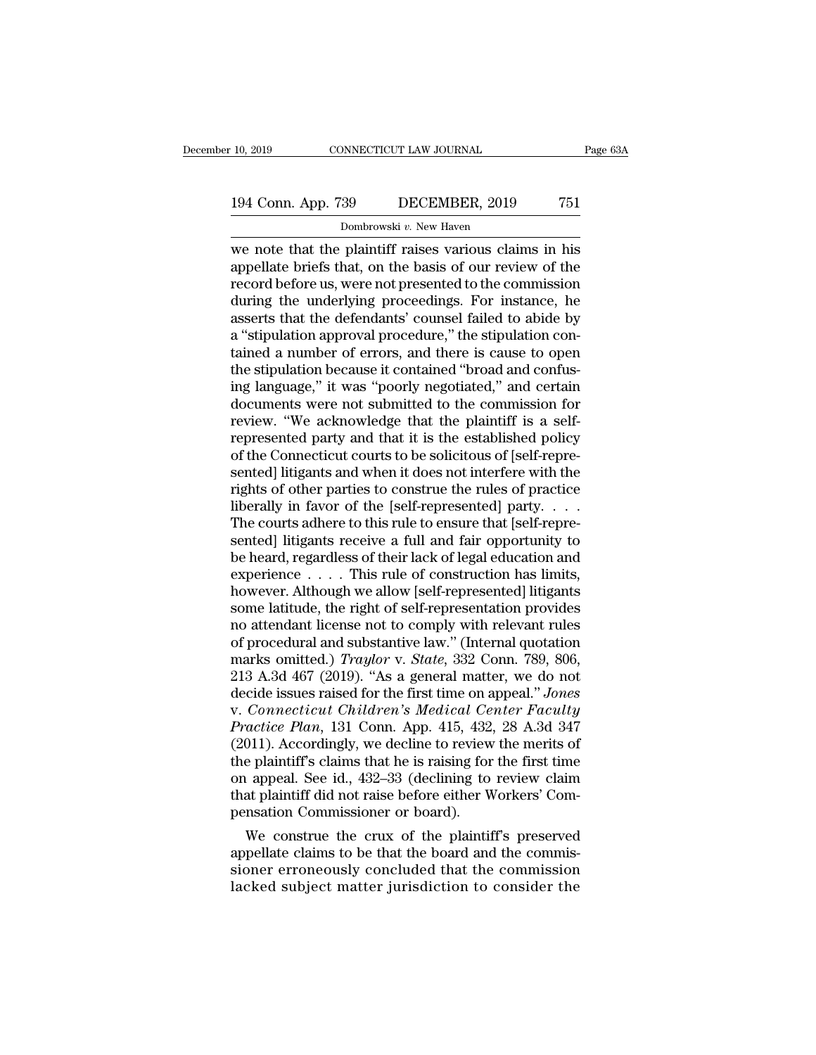we note that the plaintiff raises various claims in his appellate briefs that, on the basis of our review of the record before us, were not presented to the commission during the underlying proceedings. For instance, he asserts that the defendants' counsel failed to abide by a "stipulation approval procedure," the stipulation contained a number of errors, and there is cause to open the stipulation because it contained "broad and confusing language," it was "poorly negotiated," and certain documents were not submitted to the commission for review. "We acknowledge that the plaintiff is a self-represented party and that it is the established policy of the Connecticut courts to be solicitous of [self-represented] litigants and when it does not interfere with the rights of other parties to construe the rules of practice liberally in favor of the [self-represented] party. . . . The courts adhere to this rule to ensure that [self-represented] litigants receive a full and fair opportunity to be heard, regardless of their lack of legal education and experience . . . . This rule of construction has limits, however. Although we allow [self-represented] litigants some latitude, the right of self-representation provides no attendant license not to comply with relevant rules of procedural and substantive law." (Internal quotation marks omitted.) *Traylor* v. *State*, 332 Conn. 789, 806, 213 A.3d 467 (2019). "As a general matter, we do not decide issues raised for the first time on appeal." *Jones* v. *Connecticut Children's Medical Center Faculty Practice Plan*, 131 Conn. App. 415, 432, 28 A.3d 347 (2011). Accordingly, we decline to review the merits of the plaintiff's claims that he is raising for the first time on appeal. See id., 432–33 (declining to review claim that plaintiff did not raise before either Workers' Compensation Commissioner or board).

We construe the crux of the plaintiff's preserved appellate claims to be that the board and the commissioner erroneously concluded that the commission lacked subject matter jurisdiction to consider the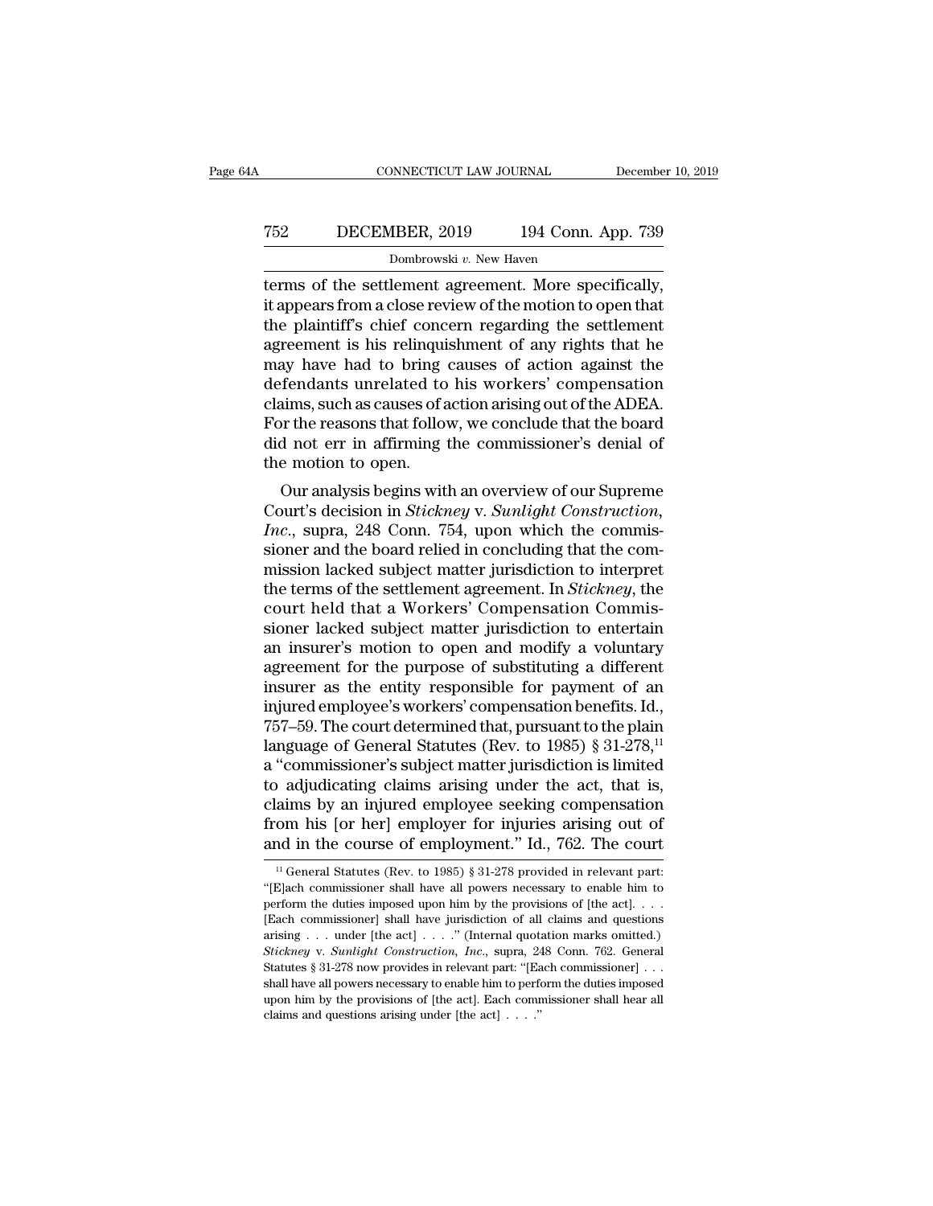terms of the settlement agreement. More specifically, it appears from a close review of the motion to open that the plaintiff's chief concern regarding the settlement agreement is his relinquishment of any rights that he may have had to bring causes of action against the defendants unrelated to his workers' compensation claims, such as causes of action arising out of the ADEA. For the reasons that follow, we conclude that the board did not err in affirming the commissioner's denial of the motion to open.

Our analysis begins with an overview of our Supreme Court's decision in *Stickney* v. *Sunlight Construction, Inc.*, supra, 248 Conn. 754, upon which the commissioner and the board relied in concluding that the commission lacked subject matter jurisdiction to interpret the terms of the settlement agreement. In *Stickney*, the court held that a Workers' Compensation Commissioner lacked subject matter jurisdiction to entertain an insurer's motion to open and modify a voluntary agreement for the purpose of substituting a different insurer as the entity responsible for payment of an injured employee's workers' compensation benefits. Id., 757–59. The court determined that, pursuant to the plain language of General Statutes (Rev. to 1985) § 31-278,[11] a "commissioner's subject matter jurisdiction is limited to adjudicating claims arising under the act, that is, claims by an injured employee seeking compensation from his [or her] employer for injuries arising out of and in the course of employment." Id., 762. The court

---

[11] General Statutes (Rev. to 1985) § 31-278 provided in relevant part: "[E]ach commissioner shall have all powers necessary to enable him to perform the duties imposed upon him by the provisions of [the act]. . . . [Each commissioner] shall have jurisdiction of all claims and questions arising . . . under [the act] . . . ." (Internal quotation marks omitted.) *Stickney* v. *Sunlight Construction, Inc.*, supra, 248 Conn. 762. General Statutes § 31-278 now provides in relevant part: "[Each commissioner] . . . shall have all powers necessary to enable him to perform the duties imposed upon him by the provisions of [the act]. Each commissioner shall hear all claims and questions arising under [the act] . . . ."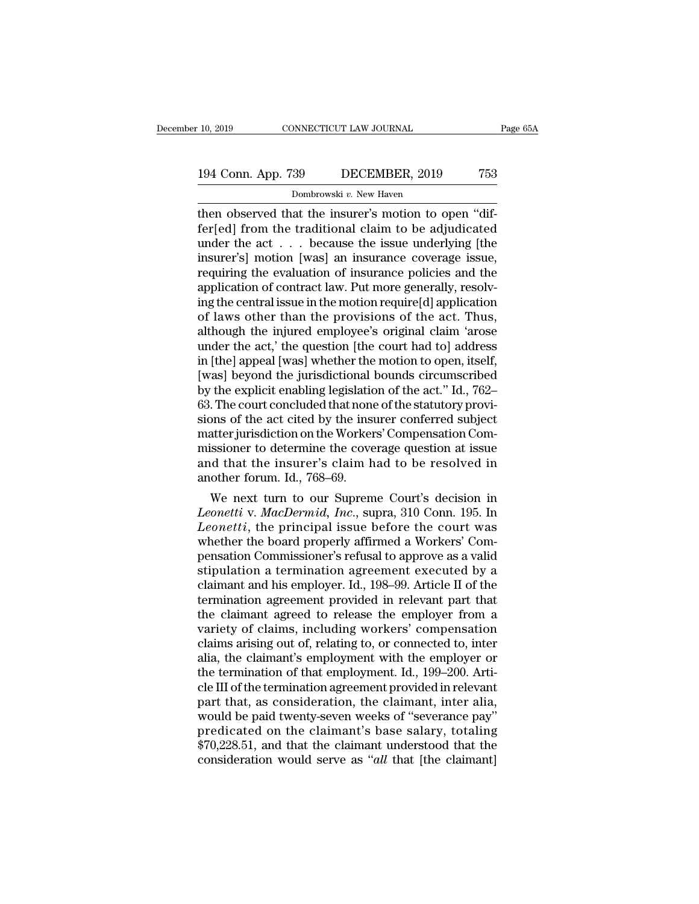then observed that the insurer's motion to open "dif-fer[ed] from the traditional claim to be adjudicated under the act . . . because the issue underlying [the insurer's] motion [was] an insurance coverage issue, requiring the evaluation of insurance policies and the application of contract law. Put more generally, resolving the central issue in the motion require[d] application of laws other than the provisions of the act. Thus, although the injured employee's original claim 'arose under the act,' the question [the court had to] address in [the] appeal [was] whether the motion to open, itself, [was] beyond the jurisdictional bounds circumscribed by the explicit enabling legislation of the act." Id., 762–63. The court concluded that none of the statutory provisions of the act cited by the insurer conferred subject matter jurisdiction on the Workers' Compensation Commissioner to determine the coverage question at issue and that the insurer's claim had to be resolved in another forum. Id., 768–69.

We next turn to our Supreme Court's decision in *Leonetti* v. *MacDermid, Inc.*, supra, 310 Conn. 195. In *Leonetti*, the principal issue before the court was whether the board properly affirmed a Workers' Compensation Commissioner's refusal to approve as a valid stipulation a termination agreement executed by a claimant and his employer. Id., 198–99. Article II of the termination agreement provided in relevant part that the claimant agreed to release the employer from a variety of claims, including workers' compensation claims arising out of, relating to, or connected to, inter alia, the claimant's employment with the employer or the termination of that employment. Id., 199–200. Article III of the termination agreement provided in relevant part that, as consideration, the claimant, inter alia, would be paid twenty-seven weeks of "severance pay" predicated on the claimant's base salary, totaling $70,228.51, and that the claimant understood that the consideration would serve as "*all* that [the claimant]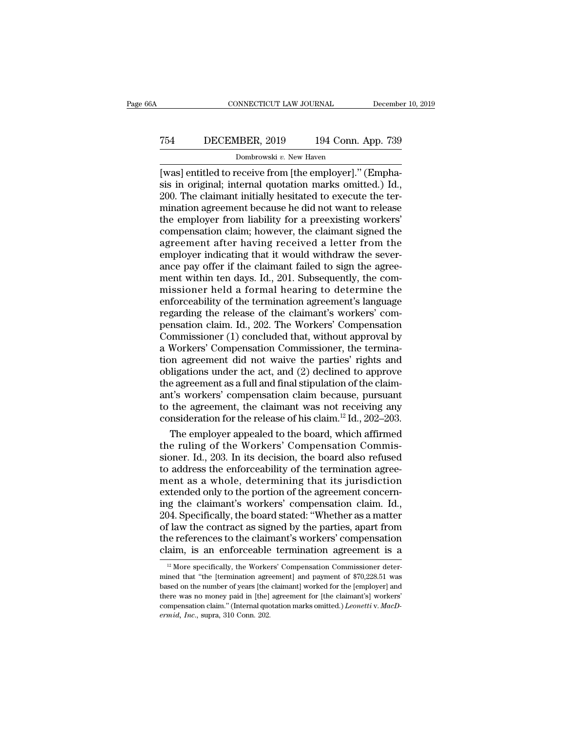[was] entitled to receive from [the employer].'' (Emphasis in original; internal quotation marks omitted.) Id., 200. The claimant initially hesitated to execute the termination agreement because he did not want to release the employer from liability for a preexisting workers' compensation claim; however, the claimant signed the agreement after having received a letter from the employer indicating that it would withdraw the severance pay offer if the claimant failed to sign the agreement within ten days. Id., 201. Subsequently, the commissioner held a formal hearing to determine the enforceability of the termination agreement's language regarding the release of the claimant's workers' compensation claim. Id., 202. The Workers' Compensation Commissioner (1) concluded that, without approval by a Workers' Compensation Commissioner, the termination agreement did not waive the parties' rights and obligations under the act, and (2) declined to approve the agreement as a full and final stipulation of the claimant's workers' compensation claim because, pursuant to the agreement, the claimant was not receiving any consideration for the release of his claim.[12] Id., 202–203.

The employer appealed to the board, which affirmed the ruling of the Workers' Compensation Commissioner. Id., 203. In its decision, the board also refused to address the enforceability of the termination agreement as a whole, determining that its jurisdiction extended only to the portion of the agreement concerning the claimant's workers' compensation claim. Id., 204. Specifically, the board stated: ''Whether as a matter of law the contract as signed by the parties, apart from the references to the claimant's workers' compensation claim, is an enforceable termination agreement is a

[12] More specifically, the Workers' Compensation Commissioner determined that ''the [termination agreement] and payment of $70,228.51 was based on the number of years [the claimant] worked for the [employer] and there was no money paid in [the] agreement for [the claimant's] workers' compensation claim.'' (Internal quotation marks omitted.) *Leonetti* v. *MacDermid, Inc.*, supra, 310 Conn. 202.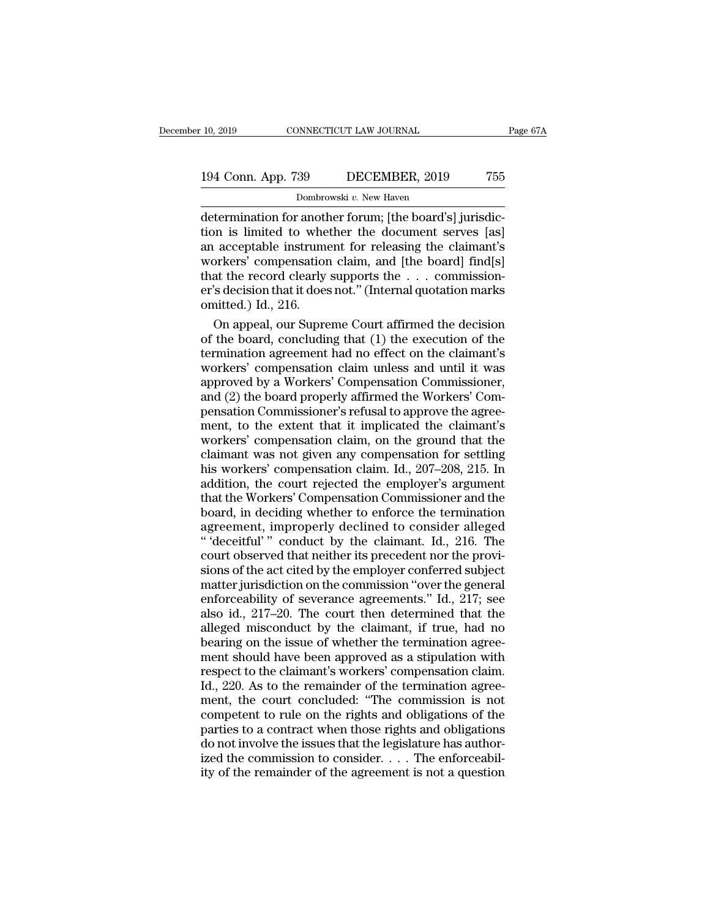determination for another forum; [the board's] jurisdiction is limited to whether the document serves [as] an acceptable instrument for releasing the claimant's workers' compensation claim, and [the board] find[s] that the record clearly supports the . . . commissioner's decision that it does not." (Internal quotation marks omitted.) Id., 216.

On appeal, our Supreme Court affirmed the decision of the board, concluding that (1) the execution of the termination agreement had no effect on the claimant's workers' compensation claim unless and until it was approved by a Workers' Compensation Commissioner, and (2) the board properly affirmed the Workers' Compensation Commissioner's refusal to approve the agreement, to the extent that it implicated the claimant's workers' compensation claim, on the ground that the claimant was not given any compensation for settling his workers' compensation claim. Id., 207–208, 215. In addition, the court rejected the employer's argument that the Workers' Compensation Commissioner and the board, in deciding whether to enforce the termination agreement, improperly declined to consider alleged " 'deceitful' " conduct by the claimant. Id., 216. The court observed that neither its precedent nor the provisions of the act cited by the employer conferred subject matter jurisdiction on the commission "over the general enforceability of severance agreements." Id., 217; see also id., 217–20. The court then determined that the alleged misconduct by the claimant, if true, had no bearing on the issue of whether the termination agreement should have been approved as a stipulation with respect to the claimant's workers' compensation claim. Id., 220. As to the remainder of the termination agreement, the court concluded: "The commission is not competent to rule on the rights and obligations of the parties to a contract when those rights and obligations do not involve the issues that the legislature has authorized the commission to consider. . . . The enforceability of the remainder of the agreement is not a question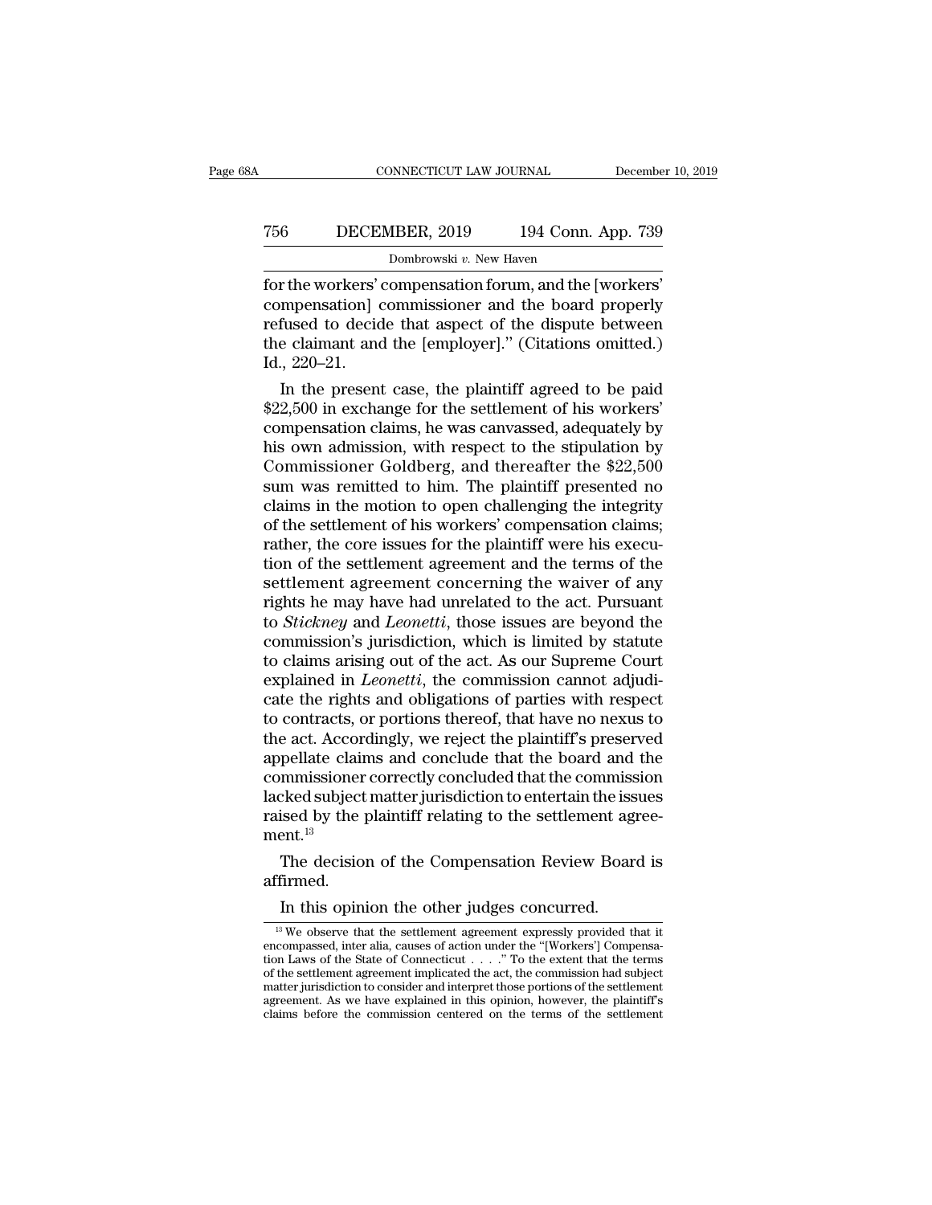for the workers' compensation forum, and the [workers' compensation] commissioner and the board properly refused to decide that aspect of the dispute between the claimant and the [employer]." (Citations omitted.) Id., 220–21.

In the present case, the plaintiff agreed to be paid $22,500 in exchange for the settlement of his workers' compensation claims, he was canvassed, adequately by his own admission, with respect to the stipulation by Commissioner Goldberg, and thereafter the $22,500 sum was remitted to him. The plaintiff presented no claims in the motion to open challenging the integrity of the settlement of his workers' compensation claims; rather, the core issues for the plaintiff were his execution of the settlement agreement and the terms of the settlement agreement concerning the waiver of any rights he may have had unrelated to the act. Pursuant to *Stickney* and *Leonetti*, those issues are beyond the commission's jurisdiction, which is limited by statute to claims arising out of the act. As our Supreme Court explained in *Leonetti*, the commission cannot adjudicate the rights and obligations of parties with respect to contracts, or portions thereof, that have no nexus to the act. Accordingly, we reject the plaintiff's preserved appellate claims and conclude that the board and the commissioner correctly concluded that the commission lacked subject matter jurisdiction to entertain the issues raised by the plaintiff relating to the settlement agreement.[13]

The decision of the Compensation Review Board is affirmed.

In this opinion the other judges concurred.

---

[13] We observe that the settlement agreement expressly provided that it encompassed, inter alia, causes of action under the "[Workers'] Compensation Laws of the State of Connecticut . . . ." To the extent that the terms of the settlement agreement implicated the act, the commission had subject matter jurisdiction to consider and interpret those portions of the settlement agreement. As we have explained in this opinion, however, the plaintiff's claims before the commission centered on the terms of the settlement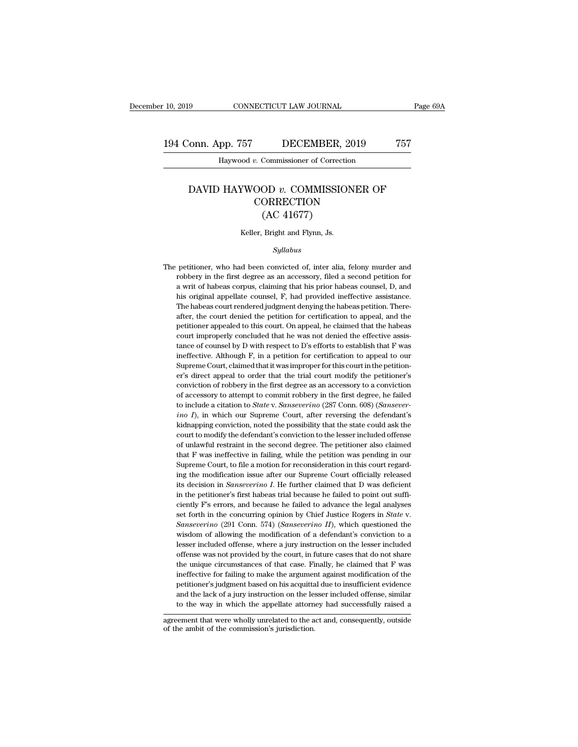# DAVID HAYWOOD *v.* COMMISSIONER OF CORRECTION (AC 41677)

Keller, Bright and Flynn, Js.

*Syllabus*

The petitioner, who had been convicted of, inter alia, felony murder and robbery in the first degree as an accessory, filed a second petition for a writ of habeas corpus, claiming that his prior habeas counsel, D, and his original appellate counsel, F, had provided ineffective assistance. The habeas court rendered judgment denying the habeas petition. Thereafter, the court denied the petition for certification to appeal, and the petitioner appealed to this court. On appeal, he claimed that the habeas court improperly concluded that he was not denied the effective assistance of counsel by D with respect to D's efforts to establish that F was ineffective. Although F, in a petition for certification to appeal to our Supreme Court, claimed that it was improper for this court in the petitioner's direct appeal to order that the trial court modify the petitioner's conviction of robbery in the first degree as an accessory to a conviction of accessory to attempt to commit robbery in the first degree, he failed to include a citation to *State* v. *Sanseverino* (287 Conn. 608) (*Sanseverino I*), in which our Supreme Court, after reversing the defendant's kidnapping conviction, noted the possibility that the state could ask the court to modify the defendant's conviction to the lesser included offense of unlawful restraint in the second degree. The petitioner also claimed that F was ineffective in failing, while the petition was pending in our Supreme Court, to file a motion for reconsideration in this court regarding the modification issue after our Supreme Court officially released its decision in *Sanseverino I*. He further claimed that D was deficient in the petitioner's first habeas trial because he failed to point out sufficiently F's errors, and because he failed to advance the legal analyses set forth in the concurring opinion by Chief Justice Rogers in *State* v. *Sanseverino* (291 Conn. 574) (*Sanseverino II*), which questioned the wisdom of allowing the modification of a defendant's conviction to a lesser included offense, where a jury instruction on the lesser included offense was not provided by the court, in future cases that do not share the unique circumstances of that case. Finally, he claimed that F was ineffective for failing to make the argument against modification of the petitioner's judgment based on his acquittal due to insufficient evidence and the lack of a jury instruction on the lesser included offense, similar to the way in which the appellate attorney had successfully raised a

---

agreement that were wholly unrelated to the act and, consequently, outside of the ambit of the commission's jurisdiction.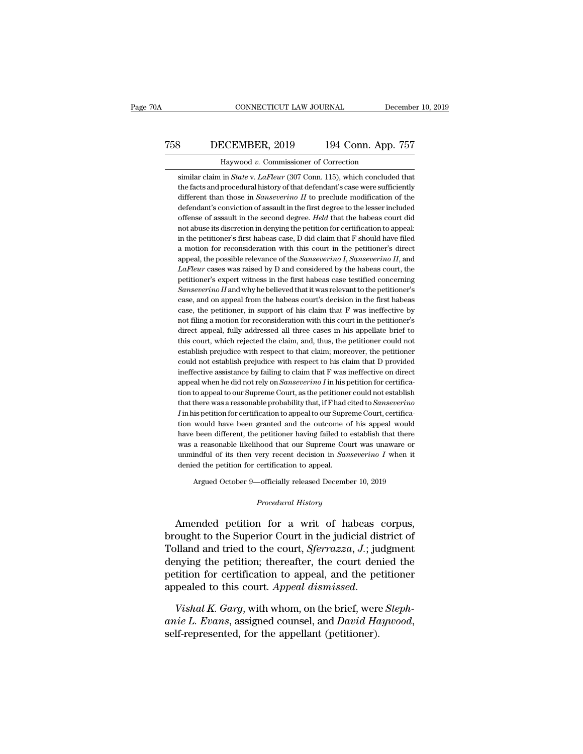similar claim in *State* v. *LaFleur* (307 Conn. 115), which concluded that the facts and procedural history of that defendant's case were sufficiently different than those in *Sanseverino II* to preclude modification of the defendant's conviction of assault in the first degree to the lesser included offense of assault in the second degree. *Held* that the habeas court did not abuse its discretion in denying the petition for certification to appeal: in the petitioner's first habeas case, D did claim that F should have filed a motion for reconsideration with this court in the petitioner's direct appeal, the possible relevance of the *Sanseverino I*, *Sanseverino II*, and *LaFleur* cases was raised by D and considered by the habeas court, the petitioner's expert witness in the first habeas case testified concerning *Sanseverino II* and why he believed that it was relevant to the petitioner's case, and on appeal from the habeas court's decision in the first habeas case, the petitioner, in support of his claim that F was ineffective by not filing a motion for reconsideration with this court in the petitioner's direct appeal, fully addressed all three cases in his appellate brief to this court, which rejected the claim, and, thus, the petitioner could not establish prejudice with respect to that claim; moreover, the petitioner could not establish prejudice with respect to his claim that D provided ineffective assistance by failing to claim that F was ineffective on direct appeal when he did not rely on *Sanseverino I* in his petition for certification to appeal to our Supreme Court, as the petitioner could not establish that there was a reasonable probability that, if F had cited to *Sanseverino I* in his petition for certification to appeal to our Supreme Court, certification would have been granted and the outcome of his appeal would have been different, the petitioner having failed to establish that there was a reasonable likelihood that our Supreme Court was unaware or unmindful of its then very recent decision in *Sanseverino I* when it denied the petition for certification to appeal.

Argued October 9—officially released December 10, 2019

*Procedural History*

Amended petition for a writ of habeas corpus, brought to the Superior Court in the judicial district of Tolland and tried to the court, *Sferrazza, J.*; judgment denying the petition; thereafter, the court denied the petition for certification to appeal, and the petitioner appealed to this court. *Appeal dismissed.*

*Vishal K. Garg*, with whom, on the brief, were *Stephanie L. Evans*, assigned counsel, and *David Haywood*, self-represented, for the appellant (petitioner).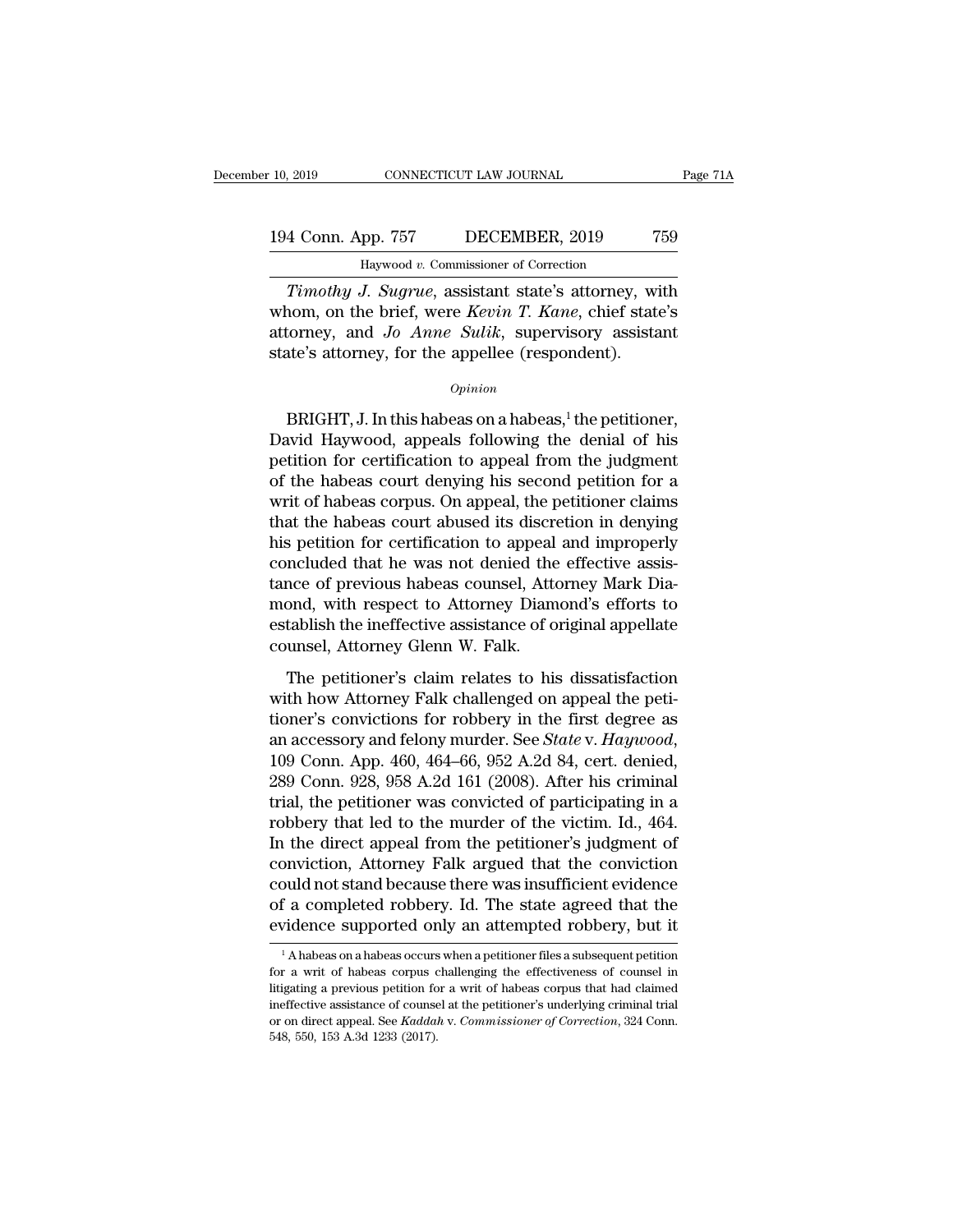*Timothy J. Sugrue*, assistant state's attorney, with whom, on the brief, were *Kevin T. Kane*, chief state's attorney, and *Jo Anne Sulik*, supervisory assistant state's attorney, for the appellee (respondent).

*Opinion*

BRIGHT, J. In this habeas on a habeas,[1] the petitioner, David Haywood, appeals following the denial of his petition for certification to appeal from the judgment of the habeas court denying his second petition for a writ of habeas corpus. On appeal, the petitioner claims that the habeas court abused its discretion in denying his petition for certification to appeal and improperly concluded that he was not denied the effective assistance of previous habeas counsel, Attorney Mark Diamond, with respect to Attorney Diamond's efforts to establish the ineffective assistance of original appellate counsel, Attorney Glenn W. Falk.

The petitioner's claim relates to his dissatisfaction with how Attorney Falk challenged on appeal the petitioner's convictions for robbery in the first degree as an accessory and felony murder. See *State* v. *Haywood*, 109 Conn. App. 460, 464–66, 952 A.2d 84, cert. denied, 289 Conn. 928, 958 A.2d 161 (2008). After his criminal trial, the petitioner was convicted of participating in a robbery that led to the murder of the victim. Id., 464. In the direct appeal from the petitioner's judgment of conviction, Attorney Falk argued that the conviction could not stand because there was insufficient evidence of a completed robbery. Id. The state agreed that the evidence supported only an attempted robbery, but it

[1] A habeas on a habeas occurs when a petitioner files a subsequent petition for a writ of habeas corpus challenging the effectiveness of counsel in litigating a previous petition for a writ of habeas corpus that had claimed ineffective assistance of counsel at the petitioner's underlying criminal trial or on direct appeal. See *Kaddah* v. *Commissioner of Correction*, 324 Conn. 548, 550, 153 A.3d 1233 (2017).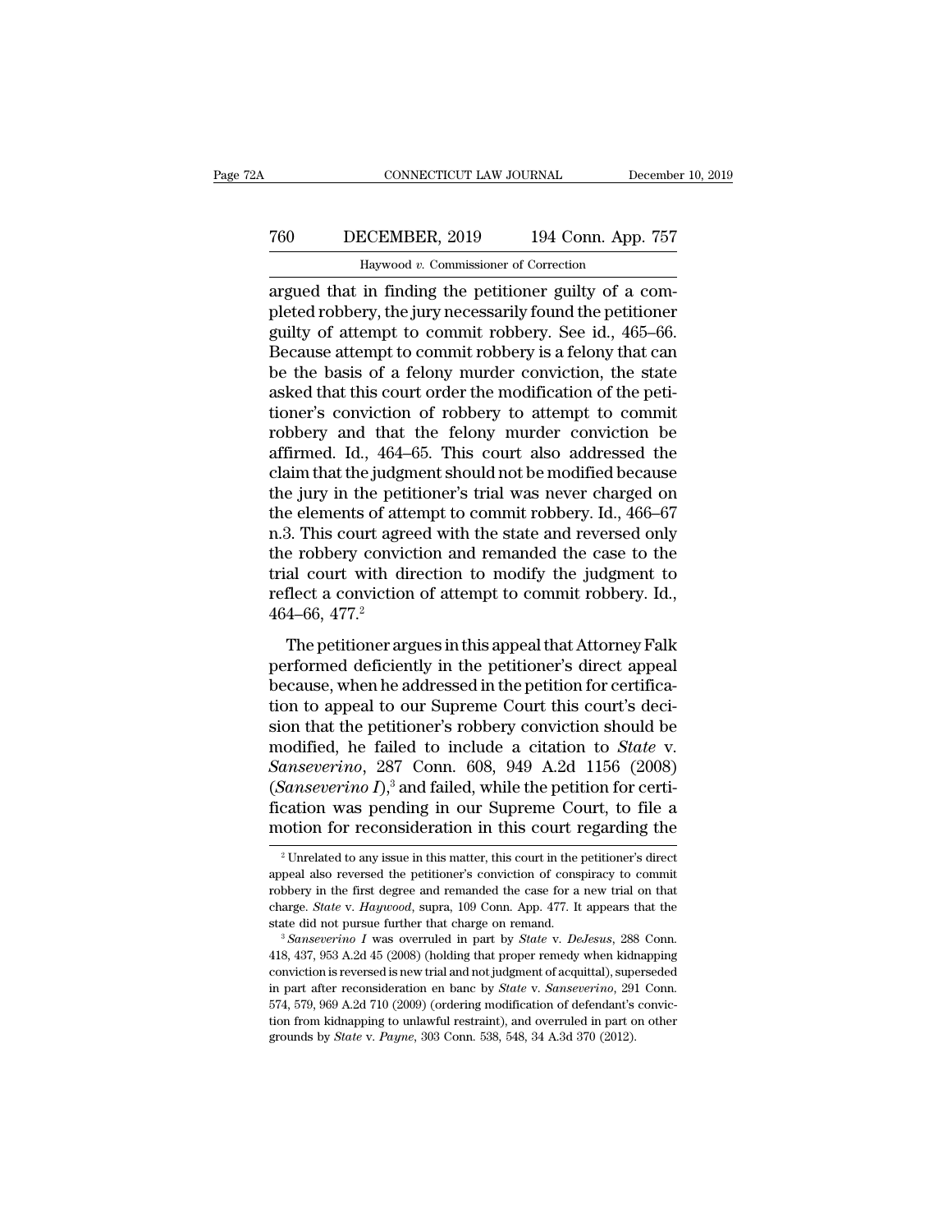argued that in finding the petitioner guilty of a completed robbery, the jury necessarily found the petitioner guilty of attempt to commit robbery. See id., 465–66. Because attempt to commit robbery is a felony that can be the basis of a felony murder conviction, the state asked that this court order the modification of the petitioner's conviction of robbery to attempt to commit robbery and that the felony murder conviction be affirmed. Id., 464–65. This court also addressed the claim that the judgment should not be modified because the jury in the petitioner's trial was never charged on the elements of attempt to commit robbery. Id., 466–67 n.3. This court agreed with the state and reversed only the robbery conviction and remanded the case to the trial court with direction to modify the judgment to reflect a conviction of attempt to commit robbery. Id., 464–66, 477.[2]

The petitioner argues in this appeal that Attorney Falk performed deficiently in the petitioner's direct appeal because, when he addressed in the petition for certification to appeal to our Supreme Court this court's decision that the petitioner's robbery conviction should be modified, he failed to include a citation to *State* v. *Sanseverino*, 287 Conn. 608, 949 A.2d 1156 (2008) (*Sanseverino I*),[3] and failed, while the petition for certification was pending in our Supreme Court, to file a motion for reconsideration in this court regarding the

---

[2] Unrelated to any issue in this matter, this court in the petitioner's direct appeal also reversed the petitioner's conviction of conspiracy to commit robbery in the first degree and remanded the case for a new trial on that charge. *State* v. *Haywood*, supra, 109 Conn. App. 477. It appears that the state did not pursue further that charge on remand.

[3] *Sanseverino I* was overruled in part by *State* v. *DeJesus*, 288 Conn. 418, 437, 953 A.2d 45 (2008) (holding that proper remedy when kidnapping conviction is reversed is new trial and not judgment of acquittal), superseded in part after reconsideration en banc by *State* v. *Sanseverino*, 291 Conn. 574, 579, 969 A.2d 710 (2009) (ordering modification of defendant's conviction from kidnapping to unlawful restraint), and overruled in part on other grounds by *State* v. *Payne*, 303 Conn. 538, 548, 34 A.3d 370 (2012).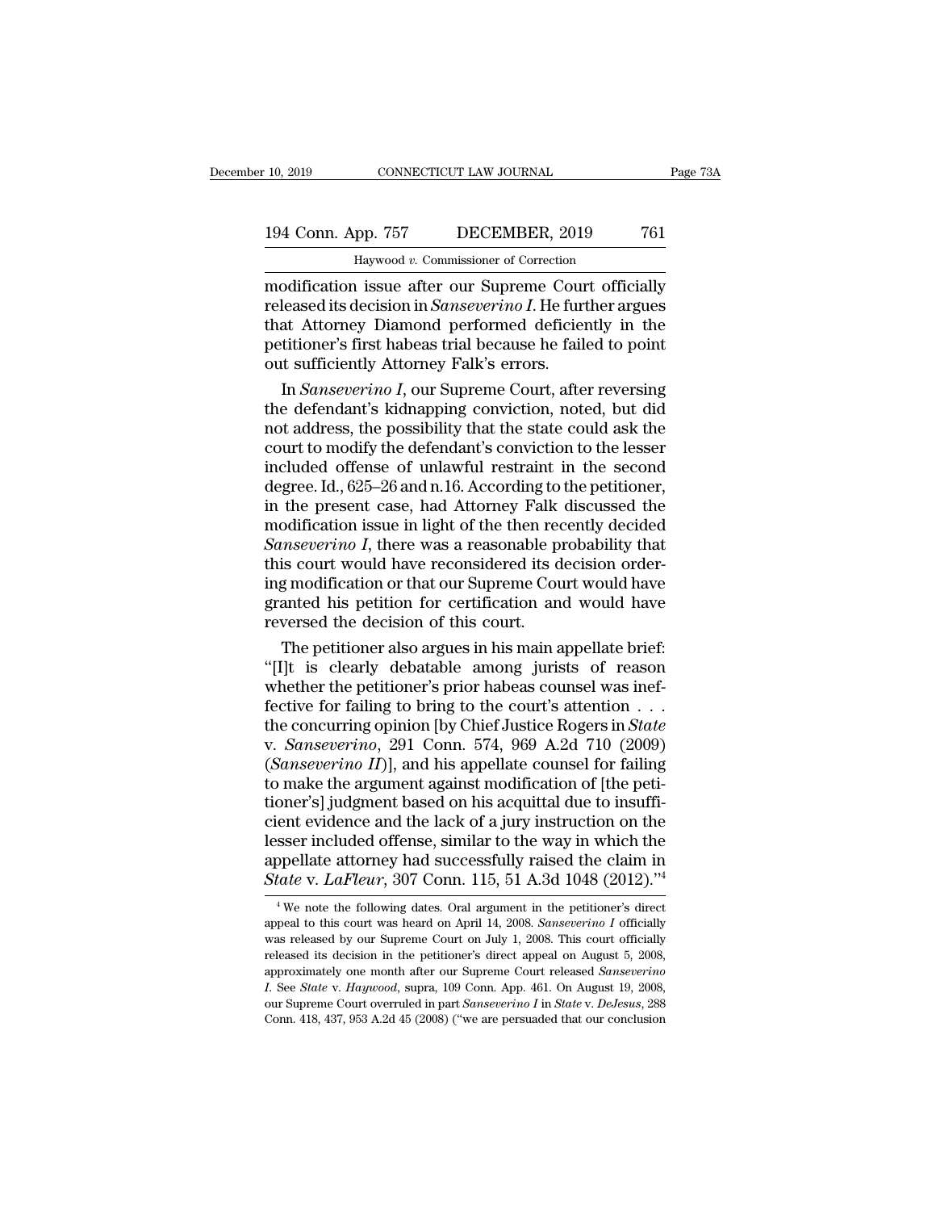modification issue after our Supreme Court officially released its decision in *Sanseverino I*. He further argues that Attorney Diamond performed deficiently in the petitioner's first habeas trial because he failed to point out sufficiently Attorney Falk's errors.

In *Sanseverino I*, our Supreme Court, after reversing the defendant's kidnapping conviction, noted, but did not address, the possibility that the state could ask the court to modify the defendant's conviction to the lesser included offense of unlawful restraint in the second degree. Id., 625–26 and n.16. According to the petitioner, in the present case, had Attorney Falk discussed the modification issue in light of the then recently decided *Sanseverino I*, there was a reasonable probability that this court would have reconsidered its decision ordering modification or that our Supreme Court would have granted his petition for certification and would have reversed the decision of this court.

The petitioner also argues in his main appellate brief: "[I]t is clearly debatable among jurists of reason whether the petitioner's prior habeas counsel was ineffective for failing to bring to the court's attention . . . the concurring opinion [by Chief Justice Rogers in *State* v. *Sanseverino*, 291 Conn. 574, 969 A.2d 710 (2009) (*Sanseverino II*)], and his appellate counsel for failing to make the argument against modification of [the petitioner's] judgment based on his acquittal due to insufficient evidence and the lack of a jury instruction on the lesser included offense, similar to the way in which the appellate attorney had successfully raised the claim in *State* v. *LaFleur*, 307 Conn. 115, 51 A.3d 1048 (2012)."[4]

---

[4] We note the following dates. Oral argument in the petitioner's direct appeal to this court was heard on April 14, 2008. *Sanseverino I* officially was released by our Supreme Court on July 1, 2008. This court officially released its decision in the petitioner's direct appeal on August 5, 2008, approximately one month after our Supreme Court released *Sanseverino I*. See *State* v. *Haywood*, supra, 109 Conn. App. 461. On August 19, 2008, our Supreme Court overruled in part *Sanseverino I* in *State* v. *DeJesus*, 288 Conn. 418, 437, 953 A.2d 45 (2008) ("we are persuaded that our conclusion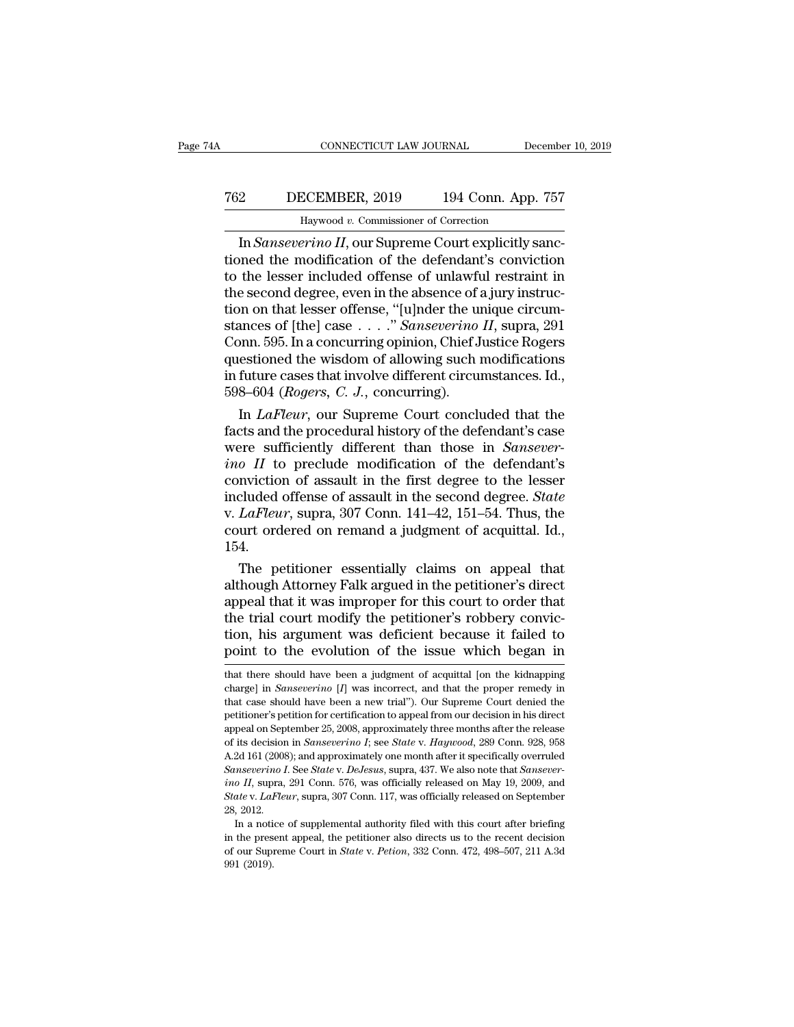In *Sanseverino II*, our Supreme Court explicitly sanctioned the modification of the defendant's conviction to the lesser included offense of unlawful restraint in the second degree, even in the absence of a jury instruction on that lesser offense, "[u]nder the unique circumstances of [the] case . . . ." *Sanseverino II*, supra, 291 Conn. 595. In a concurring opinion, Chief Justice Rogers questioned the wisdom of allowing such modifications in future cases that involve different circumstances. Id., 598–604 (*Rogers, C. J.*, concurring).

In *LaFleur*, our Supreme Court concluded that the facts and the procedural history of the defendant's case were sufficiently different than those in *Sanseverino II* to preclude modification of the defendant's conviction of assault in the first degree to the lesser included offense of assault in the second degree. *State* v. *LaFleur*, supra, 307 Conn. 141–42, 151–54. Thus, the court ordered on remand a judgment of acquittal. Id., 154.

The petitioner essentially claims on appeal that although Attorney Falk argued in the petitioner's direct appeal that it was improper for this court to order that the trial court modify the petitioner's robbery conviction, his argument was deficient because it failed to point to the evolution of the issue which began in

---

that there should have been a judgment of acquittal [on the kidnapping charge] in *Sanseverino* [*I*] was incorrect, and that the proper remedy in that case should have been a new trial"). Our Supreme Court denied the petitioner's petition for certification to appeal from our decision in his direct appeal on September 25, 2008, approximately three months after the release of its decision in *Sanseverino I*; see *State* v. *Haywood*, 289 Conn. 928, 958 A.2d 161 (2008); and approximately one month after it specifically overruled *Sanseverino I*. See *State* v. *DeJesus*, supra, 437. We also note that *Sanseverino II*, supra, 291 Conn. 576, was officially released on May 19, 2009, and *State* v. *LaFleur*, supra, 307 Conn. 117, was officially released on September 28, 2012.

In a notice of supplemental authority filed with this court after briefing in the present appeal, the petitioner also directs us to the recent decision of our Supreme Court in *State* v. *Petion*, 332 Conn. 472, 498–507, 211 A.3d 991 (2019).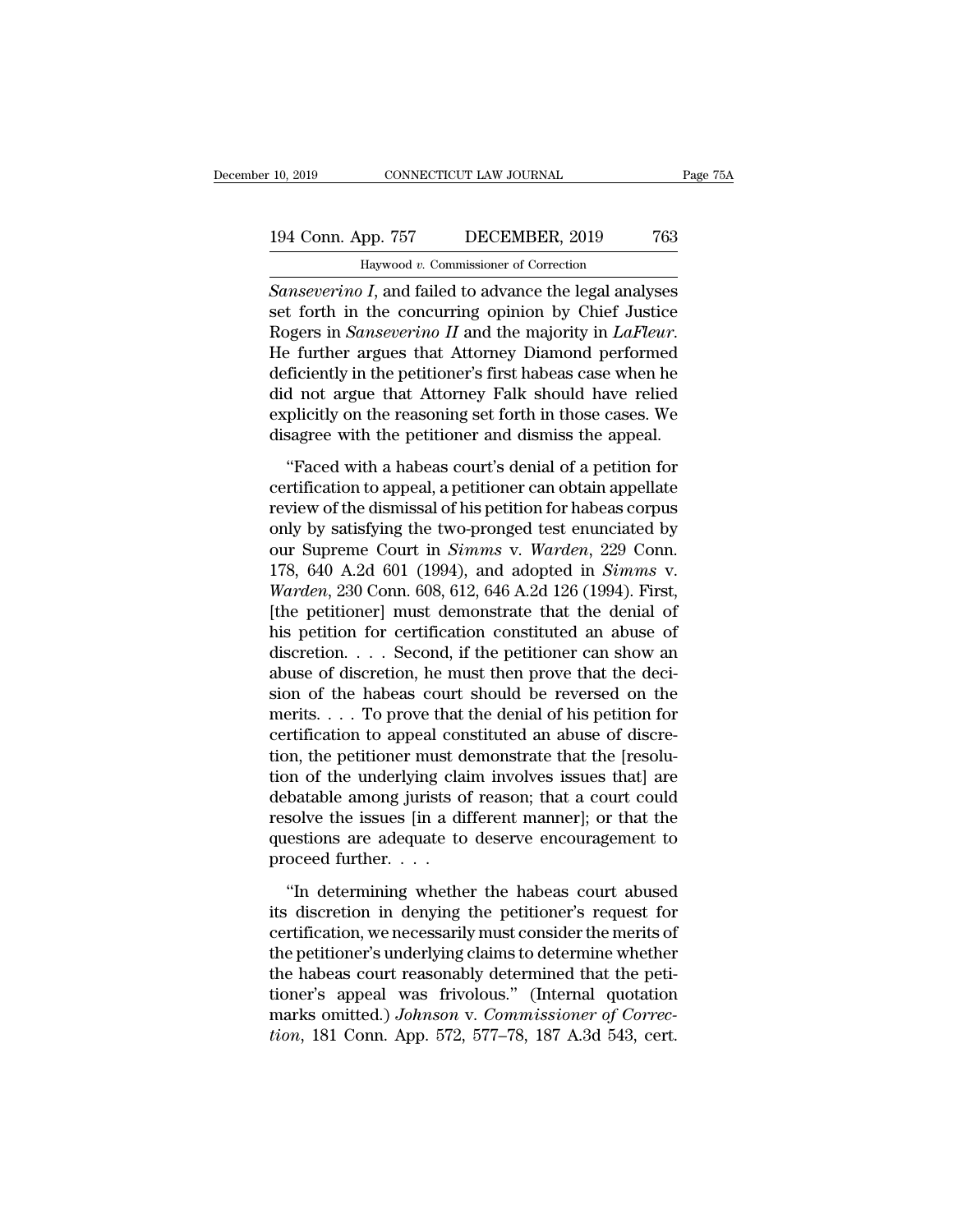*Sanseverino I*, and failed to advance the legal analyses set forth in the concurring opinion by Chief Justice Rogers in *Sanseverino II* and the majority in *LaFleur*. He further argues that Attorney Diamond performed deficiently in the petitioner's first habeas case when he did not argue that Attorney Falk should have relied explicitly on the reasoning set forth in those cases. We disagree with the petitioner and dismiss the appeal.

"Faced with a habeas court's denial of a petition for certification to appeal, a petitioner can obtain appellate review of the dismissal of his petition for habeas corpus only by satisfying the two-pronged test enunciated by our Supreme Court in *Simms* v. *Warden*, 229 Conn. 178, 640 A.2d 601 (1994), and adopted in *Simms* v. *Warden*, 230 Conn. 608, 612, 646 A.2d 126 (1994). First, [the petitioner] must demonstrate that the denial of his petition for certification constituted an abuse of discretion. . . . Second, if the petitioner can show an abuse of discretion, he must then prove that the decision of the habeas court should be reversed on the merits. . . . To prove that the denial of his petition for certification to appeal constituted an abuse of discretion, the petitioner must demonstrate that the [resolution of the underlying claim involves issues that] are debatable among jurists of reason; that a court could resolve the issues [in a different manner]; or that the questions are adequate to deserve encouragement to proceed further. . . .

"In determining whether the habeas court abused its discretion in denying the petitioner's request for certification, we necessarily must consider the merits of the petitioner's underlying claims to determine whether the habeas court reasonably determined that the petitioner's appeal was frivolous." (Internal quotation marks omitted.) *Johnson* v. *Commissioner of Correction*, 181 Conn. App. 572, 577–78, 187 A.3d 543, cert.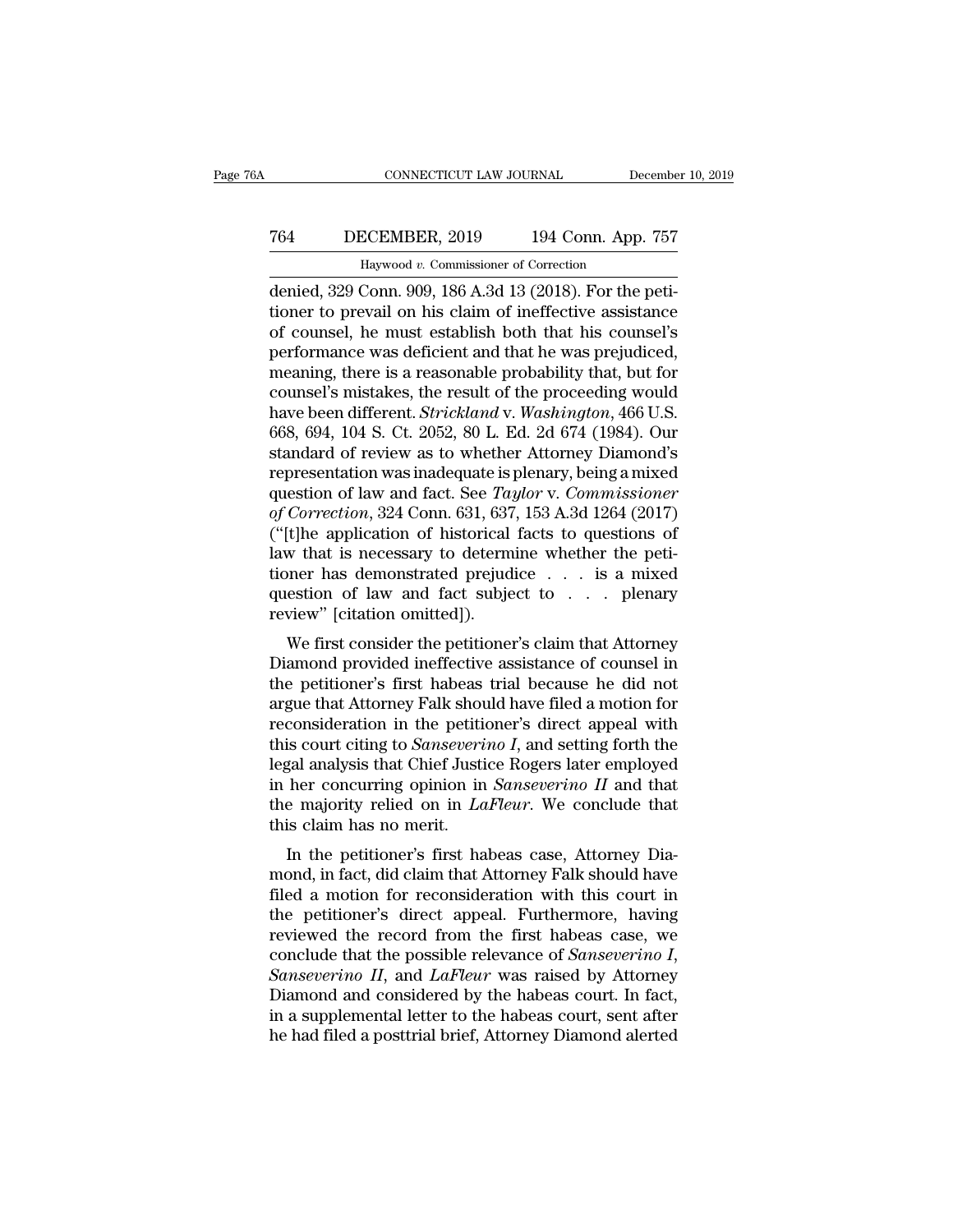denied, 329 Conn. 909, 186 A.3d 13 (2018). For the petitioner to prevail on his claim of ineffective assistance of counsel, he must establish both that his counsel's performance was deficient and that he was prejudiced, meaning, there is a reasonable probability that, but for counsel's mistakes, the result of the proceeding would have been different. *Strickland* v. *Washington*, 466 U.S. 668, 694, 104 S. Ct. 2052, 80 L. Ed. 2d 674 (1984). Our standard of review as to whether Attorney Diamond's representation was inadequate is plenary, being a mixed question of law and fact. See *Taylor* v. *Commissioner of Correction*, 324 Conn. 631, 637, 153 A.3d 1264 (2017) ("[t]he application of historical facts to questions of law that is necessary to determine whether the petitioner has demonstrated prejudice . . . is a mixed question of law and fact subject to . . . plenary review" [citation omitted]).

We first consider the petitioner's claim that Attorney Diamond provided ineffective assistance of counsel in the petitioner's first habeas trial because he did not argue that Attorney Falk should have filed a motion for reconsideration in the petitioner's direct appeal with this court citing to *Sanseverino I*, and setting forth the legal analysis that Chief Justice Rogers later employed in her concurring opinion in *Sanseverino II* and that the majority relied on in *LaFleur*. We conclude that this claim has no merit.

In the petitioner's first habeas case, Attorney Diamond, in fact, did claim that Attorney Falk should have filed a motion for reconsideration with this court in the petitioner's direct appeal. Furthermore, having reviewed the record from the first habeas case, we conclude that the possible relevance of *Sanseverino I*, *Sanseverino II*, and *LaFleur* was raised by Attorney Diamond and considered by the habeas court. In fact, in a supplemental letter to the habeas court, sent after he had filed a posttrial brief, Attorney Diamond alerted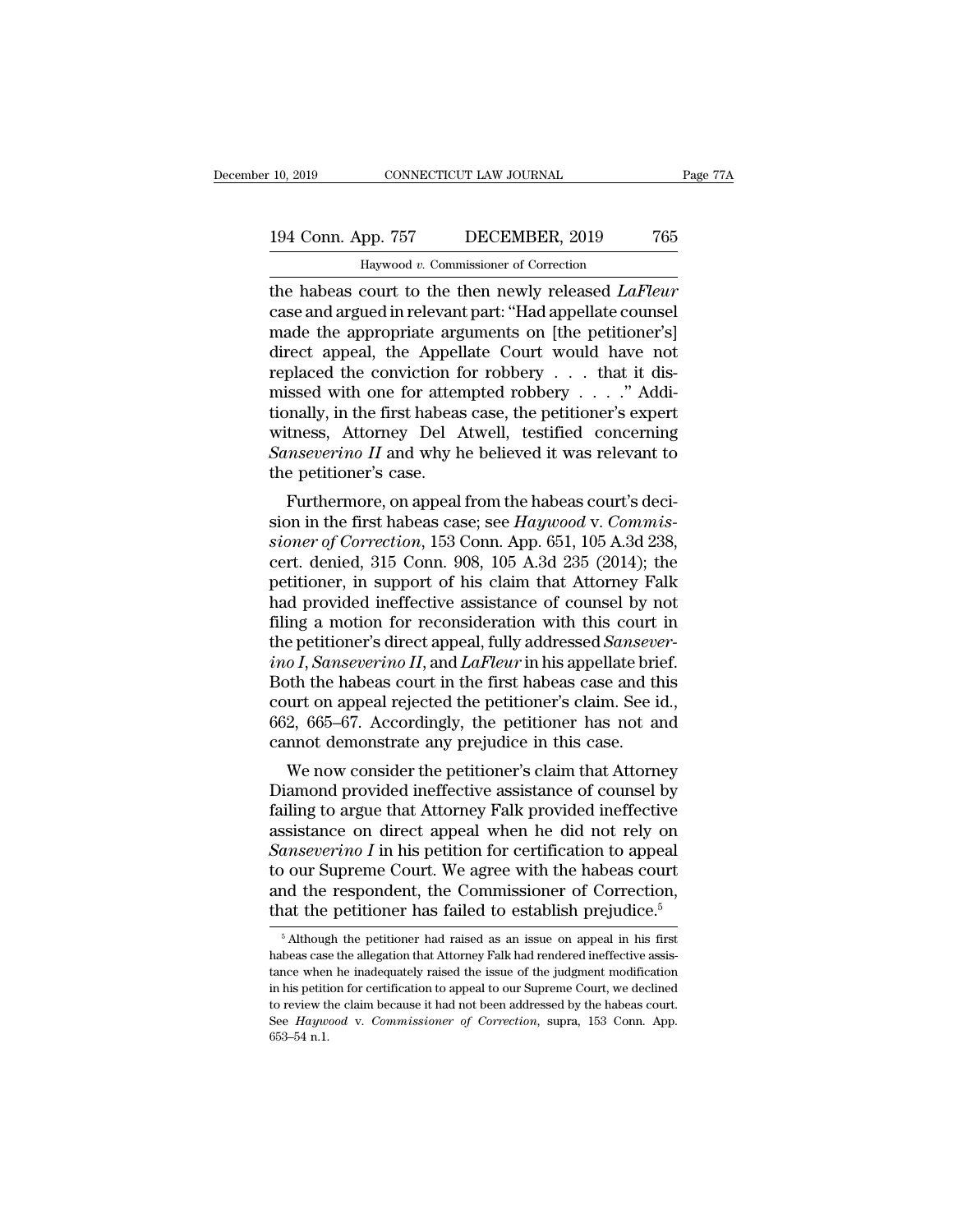the habeas court to the then newly released *LaFleur* case and argued in relevant part: "Had appellate counsel made the appropriate arguments on [the petitioner's] direct appeal, the Appellate Court would have not replaced the conviction for robbery . . . that it dismissed with one for attempted robbery . . . ." Additionally, in the first habeas case, the petitioner's expert witness, Attorney Del Atwell, testified concerning *Sanseverino II* and why he believed it was relevant to the petitioner's case.

Furthermore, on appeal from the habeas court's decision in the first habeas case; see *Haywood* v. *Commissioner of Correction*, 153 Conn. App. 651, 105 A.3d 238, cert. denied, 315 Conn. 908, 105 A.3d 235 (2014); the petitioner, in support of his claim that Attorney Falk had provided ineffective assistance of counsel by not filing a motion for reconsideration with this court in the petitioner's direct appeal, fully addressed *Sanseverino I*, *Sanseverino II*, and *LaFleur* in his appellate brief. Both the habeas court in the first habeas case and this court on appeal rejected the petitioner's claim. See id., 662, 665–67. Accordingly, the petitioner has not and cannot demonstrate any prejudice in this case.

We now consider the petitioner's claim that Attorney Diamond provided ineffective assistance of counsel by failing to argue that Attorney Falk provided ineffective assistance on direct appeal when he did not rely on *Sanseverino I* in his petition for certification to appeal to our Supreme Court. We agree with the habeas court and the respondent, the Commissioner of Correction, that the petitioner has failed to establish prejudice.[5]

[5] Although the petitioner had raised as an issue on appeal in his first habeas case the allegation that Attorney Falk had rendered ineffective assistance when he inadequately raised the issue of the judgment modification in his petition for certification to appeal to our Supreme Court, we declined to review the claim because it had not been addressed by the habeas court. See *Haywood* v. *Commissioner of Correction*, supra, 153 Conn. App. 653–54 n.1.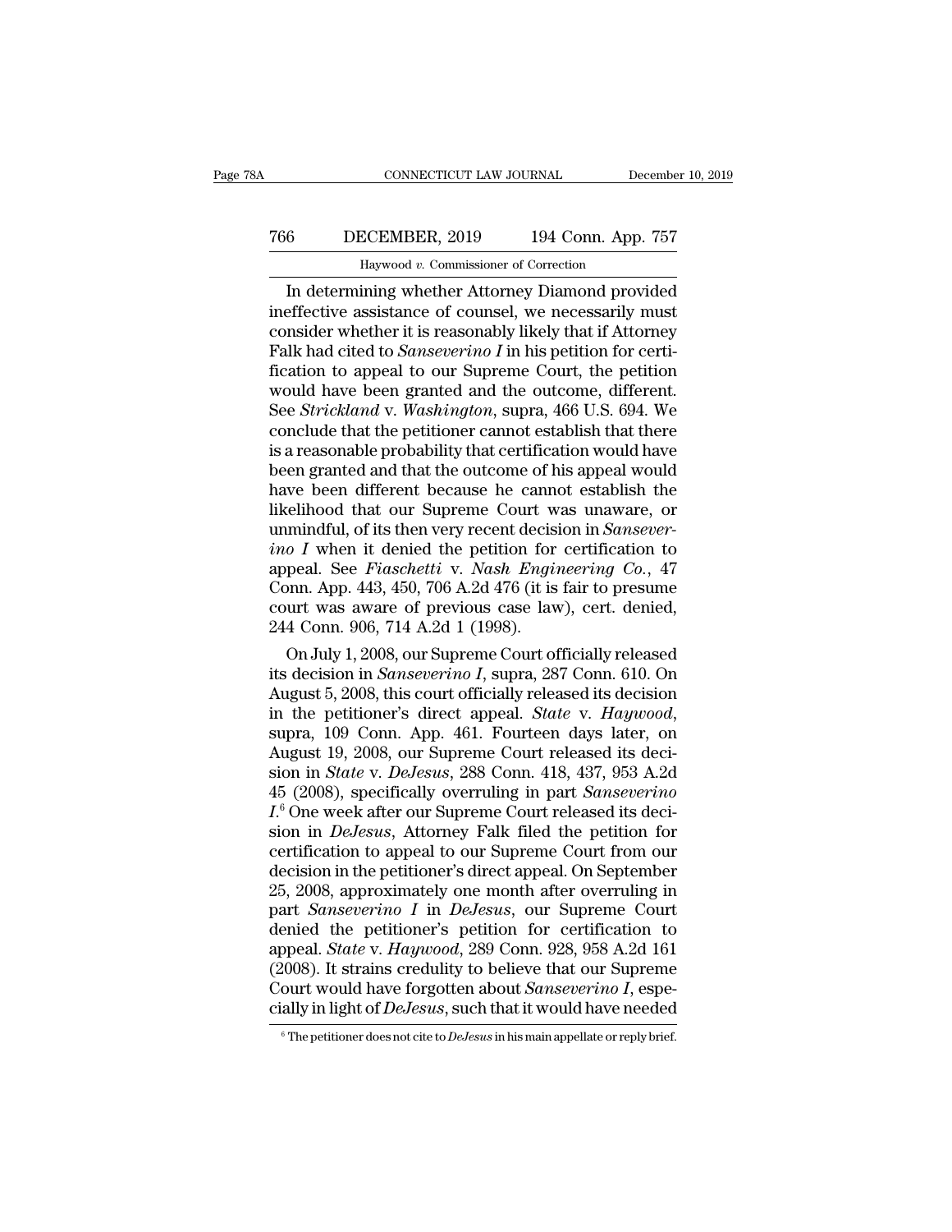In determining whether Attorney Diamond provided ineffective assistance of counsel, we necessarily must consider whether it is reasonably likely that if Attorney Falk had cited to *Sanseverino I* in his petition for certification to appeal to our Supreme Court, the petition would have been granted and the outcome, different. See *Strickland* v. *Washington*, supra, 466 U.S. 694. We conclude that the petitioner cannot establish that there is a reasonable probability that certification would have been granted and that the outcome of his appeal would have been different because he cannot establish the likelihood that our Supreme Court was unaware, or unmindful, of its then very recent decision in *Sanseverino I* when it denied the petition for certification to appeal. See *Fiaschetti* v. *Nash Engineering Co.*, 47 Conn. App. 443, 450, 706 A.2d 476 (it is fair to presume court was aware of previous case law), cert. denied, 244 Conn. 906, 714 A.2d 1 (1998).

On July 1, 2008, our Supreme Court officially released its decision in *Sanseverino I*, supra, 287 Conn. 610. On August 5, 2008, this court officially released its decision in the petitioner's direct appeal. *State* v. *Haywood*, supra, 109 Conn. App. 461. Fourteen days later, on August 19, 2008, our Supreme Court released its decision in *State* v. *DeJesus*, 288 Conn. 418, 437, 953 A.2d 45 (2008), specifically overruling in part *Sanseverino I*.[6] One week after our Supreme Court released its decision in *DeJesus*, Attorney Falk filed the petition for certification to appeal to our Supreme Court from our decision in the petitioner's direct appeal. On September 25, 2008, approximately one month after overruling in part *Sanseverino I* in *DeJesus*, our Supreme Court denied the petitioner's petition for certification to appeal. *State* v. *Haywood*, 289 Conn. 928, 958 A.2d 161 (2008). It strains credulity to believe that our Supreme Court would have forgotten about *Sanseverino I*, especially in light of *DeJesus*, such that it would have needed

[6] The petitioner does not cite to *DeJesus* in his main appellate or reply brief.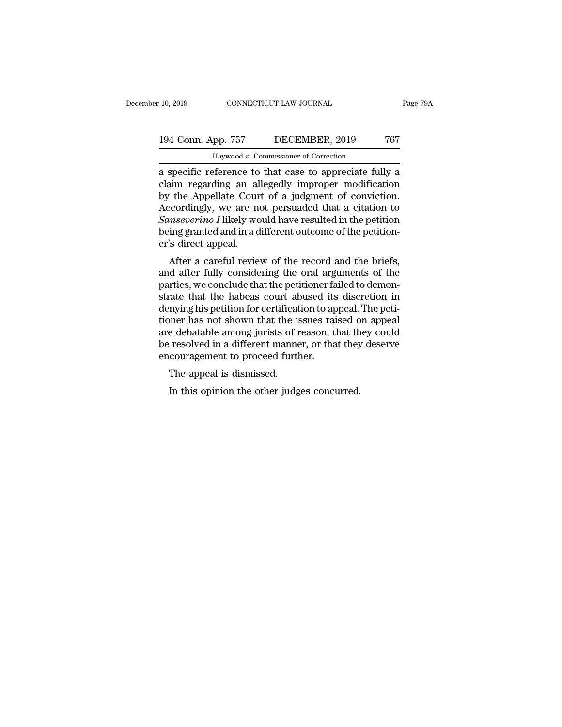a specific reference to that case to appreciate fully a claim regarding an allegedly improper modification by the Appellate Court of a judgment of conviction. Accordingly, we are not persuaded that a citation to *Sanseverino I* likely would have resulted in the petition being granted and in a different outcome of the petitioner's direct appeal.

After a careful review of the record and the briefs, and after fully considering the oral arguments of the parties, we conclude that the petitioner failed to demonstrate that the habeas court abused its discretion in denying his petition for certification to appeal. The petitioner has not shown that the issues raised on appeal are debatable among jurists of reason, that they could be resolved in a different manner, or that they deserve encouragement to proceed further.

The appeal is dismissed.

In this opinion the other judges concurred.